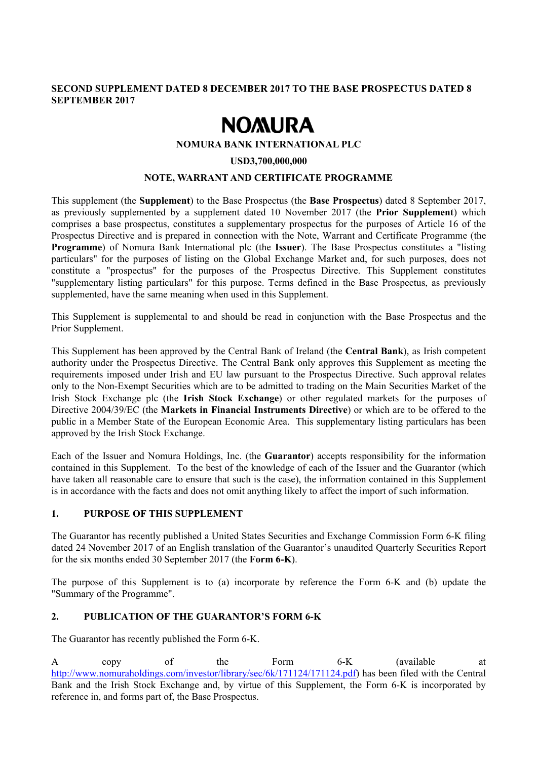**SECOND SUPPLEMENT DATED 8 DECEMBER 2017 TO THE BASE PROSPECTUS DATED 8 SEPTEMBER 2017**

# NOMURA

**NOMURA BANK INTERNATIONAL PLC**

**USD3,700,000,000**

**NOTE, WARRANT AND CERTIFICATE PROGRAMME**

This supplement (the **Supplement**) to the Base Prospectus (the **Base Prospectus**) dated 8 September 2017, as previously supplemented by a supplement dated 10 November 2017 (the **Prior Supplement**) which comprises a base prospectus, constitutes a supplementary prospectus for the purposes of Article 16 of the Prospectus Directive and is prepared in connection with the Note, Warrant and Certificate Programme (the **Programme**) of Nomura Bank International plc (the **Issuer**). The Base Prospectus constitutes a "listing particulars" for the purposes of listing on the Global Exchange Market and, for such purposes, does not constitute a "prospectus" for the purposes of the Prospectus Directive. This Supplement constitutes "supplementary listing particulars" for this purpose. Terms defined in the Base Prospectus, as previously supplemented, have the same meaning when used in this Supplement.

This Supplement is supplemental to and should be read in conjunction with the Base Prospectus and the Prior Supplement.

This Supplement has been approved by the Central Bank of Ireland (the **Central Bank**), as Irish competent authority under the Prospectus Directive. The Central Bank only approves this Supplement as meeting the requirements imposed under Irish and EU law pursuant to the Prospectus Directive. Such approval relates only to the Non-Exempt Securities which are to be admitted to trading on the Main Securities Market of the Irish Stock Exchange plc (the **Irish Stock Exchange**) or other regulated markets for the purposes of Directive 2004/39/EC (the **Markets in Financial Instruments Directive**) or which are to be offered to the public in a Member State of the European Economic Area. This supplementary listing particulars has been approved by the Irish Stock Exchange.

Each of the Issuer and Nomura Holdings, Inc. (the **Guarantor**) accepts responsibility for the information contained in this Supplement. To the best of the knowledge of each of the Issuer and the Guarantor (which have taken all reasonable care to ensure that such is the case), the information contained in this Supplement is in accordance with the facts and does not omit anything likely to affect the import of such information.

## 1. PURPOSE OF THIS SUPPLEMENT

The Guarantor has recently published a United States Securities and Exchange Commission Form 6-K filing dated 24 November 2017 of an English translation of the Guarantor's unaudited Quarterly Securities Report for the six months ended 30 September 2017 (the **Form 6-K**).

The purpose of this Supplement is to (a) incorporate by reference the Form 6-K and (b) update the "Summary of the Programme".

## 2. PUBLICATION OF THE GUARANTOR'S FORM 6-K

The Guarantor has recently published the Form 6-K.

A copy of the Form 6-K (available at http://www.nomuraholdings.com/investor/library/sec/6k/171124/171124.pdf) has been filed with the Central Bank and the Irish Stock Exchange and, by virtue of this Supplement, the Form 6-K is incorporated by reference in, and forms part of, the Base Prospectus.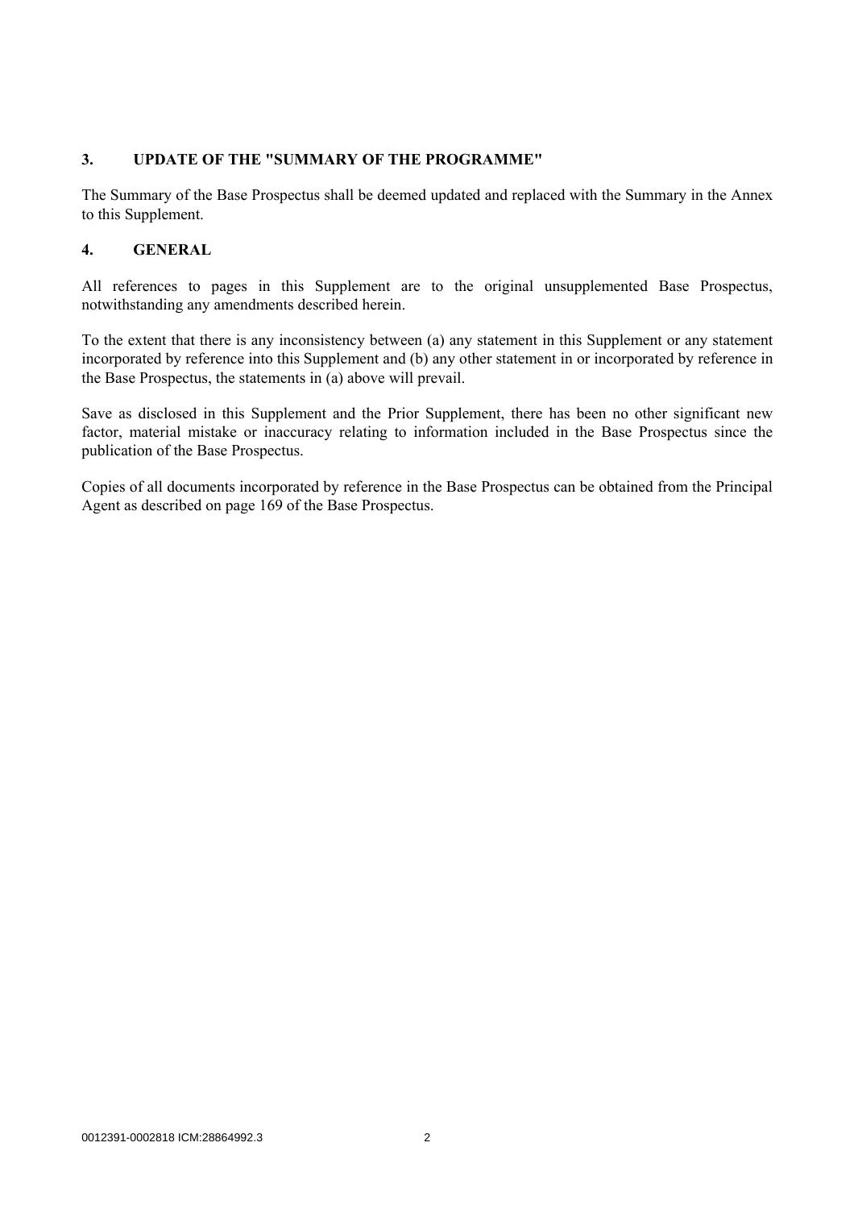## 3. UPDATE OF THE "SUMMARY OF THE PROGRAMME"

The Summary of the Base Prospectus shall be deemed updated and replaced with the Summary in the Annex to this Supplement.

## 4. GENERAL

All references to pages in this Supplement are to the original unsupplemented Base Prospectus, notwithstanding any amendments described herein.

To the extent that there is any inconsistency between (a) any statement in this Supplement or any statement incorporated by reference into this Supplement and (b) any other statement in or incorporated by reference in the Base Prospectus, the statements in (a) above will prevail.

Save as disclosed in this Supplement and the Prior Supplement, there has been no other significant new factor, material mistake or inaccuracy relating to information included in the Base Prospectus since the publication of the Base Prospectus.

Copies of all documents incorporated by reference in the Base Prospectus can be obtained from the Principal Agent as described on page 169 of the Base Prospectus.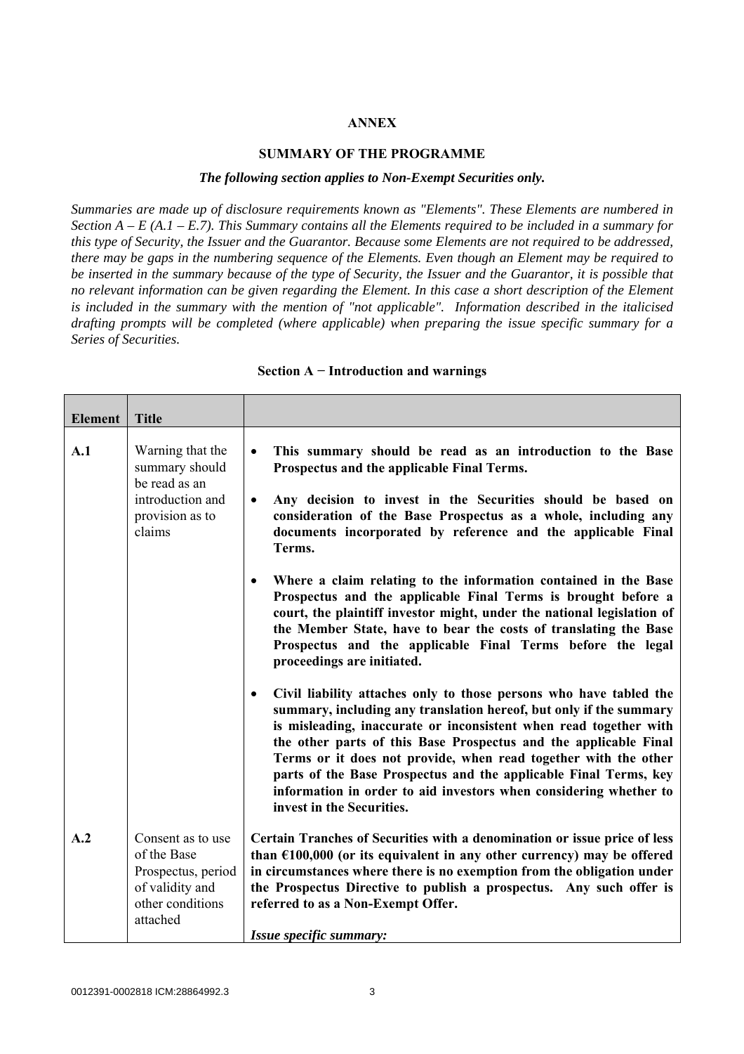**ANNEX**

**SUMMARY OF THE PROGRAMME**

***The following section applies to Non-Exempt Securities only.***

*Summaries are made up of disclosure requirements known as "Elements". These Elements are numbered in Section A – E (A.1 – E.7). This Summary contains all the Elements required to be included in a summary for this type of Security, the Issuer and the Guarantor. Because some Elements are not required to be addressed, there may be gaps in the numbering sequence of the Elements. Even though an Element may be required to be inserted in the summary because of the type of Security, the Issuer and the Guarantor, it is possible that no relevant information can be given regarding the Element. In this case a short description of the Element is included in the summary with the mention of "not applicable". Information described in the italicised drafting prompts will be completed (where applicable) when preparing the issue specific summary for a Series of Securities.*

**Section A − Introduction and warnings**

| **Element** | **Title** | |
|---|---|---|
| **A.1** | Warning that the summary should be read as an introduction and provision as to claims | • **This summary should be read as an introduction to the Base Prospectus and the applicable Final Terms.**<br><br>• **Any decision to invest in the Securities should be based on consideration of the Base Prospectus as a whole, including any documents incorporated by reference and the applicable Final Terms.**<br><br>• **Where a claim relating to the information contained in the Base Prospectus and the applicable Final Terms is brought before a court, the plaintiff investor might, under the national legislation of the Member State, have to bear the costs of translating the Base Prospectus and the applicable Final Terms before the legal proceedings are initiated.**<br><br>• **Civil liability attaches only to those persons who have tabled the summary, including any translation hereof, but only if the summary is misleading, inaccurate or inconsistent when read together with the other parts of this Base Prospectus and the applicable Final Terms or it does not provide, when read together with the other parts of the Base Prospectus and the applicable Final Terms, key information in order to aid investors when considering whether to invest in the Securities.** |
| **A.2** | Consent as to use of the Base Prospectus, period of validity and other conditions attached | **Certain Tranches of Securities with a denomination or issue price of less than €100,000 (or its equivalent in any other currency) may be offered in circumstances where there is no exemption from the obligation under the Prospectus Directive to publish a prospectus. Any such offer is referred to as a Non-Exempt Offer.**<br><br>***Issue specific summary:*** |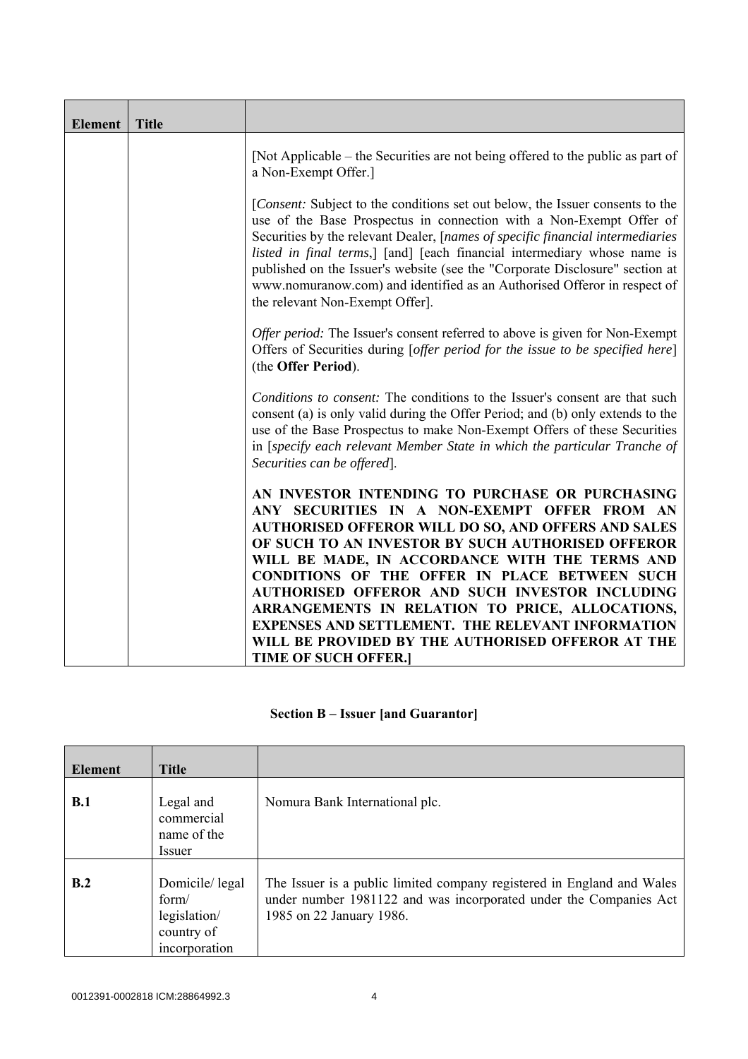| Element | Title | |
|---|---|---|
| | | [Not Applicable – the Securities are not being offered to the public as part of a Non-Exempt Offer.]<br><br>[*Consent:* Subject to the conditions set out below, the Issuer consents to the use of the Base Prospectus in connection with a Non-Exempt Offer of Securities by the relevant Dealer, [*names of specific financial intermediaries listed in final terms*,] [and] [each financial intermediary whose name is published on the Issuer's website (see the "Corporate Disclosure" section at www.nomuranow.com) and identified as an Authorised Offeror in respect of the relevant Non-Exempt Offer].<br><br>*Offer period:* The Issuer's consent referred to above is given for Non-Exempt Offers of Securities during [*offer period for the issue to be specified here*] (the **Offer Period**).<br><br>*Conditions to consent:* The conditions to the Issuer's consent are that such consent (a) is only valid during the Offer Period; and (b) only extends to the use of the Base Prospectus to make Non-Exempt Offers of these Securities in [*specify each relevant Member State in which the particular Tranche of Securities can be offered*].<br><br>**AN INVESTOR INTENDING TO PURCHASE OR PURCHASING ANY SECURITIES IN A NON-EXEMPT OFFER FROM AN AUTHORISED OFFEROR WILL DO SO, AND OFFERS AND SALES OF SUCH TO AN INVESTOR BY SUCH AUTHORISED OFFEROR WILL BE MADE, IN ACCORDANCE WITH THE TERMS AND CONDITIONS OF THE OFFER IN PLACE BETWEEN SUCH AUTHORISED OFFEROR AND SUCH INVESTOR INCLUDING ARRANGEMENTS IN RELATION TO PRICE, ALLOCATIONS, EXPENSES AND SETTLEMENT. THE RELEVANT INFORMATION WILL BE PROVIDED BY THE AUTHORISED OFFEROR AT THE TIME OF SUCH OFFER.]** |

## Section B – Issuer [and Guarantor]

| Element | Title | |
|---|---|---|
| **B.1** | Legal and commercial name of the Issuer | Nomura Bank International plc. |
| **B.2** | Domicile/ legal form/ legislation/ country of incorporation | The Issuer is a public limited company registered in England and Wales under number 1981122 and was incorporated under the Companies Act 1985 on 22 January 1986. |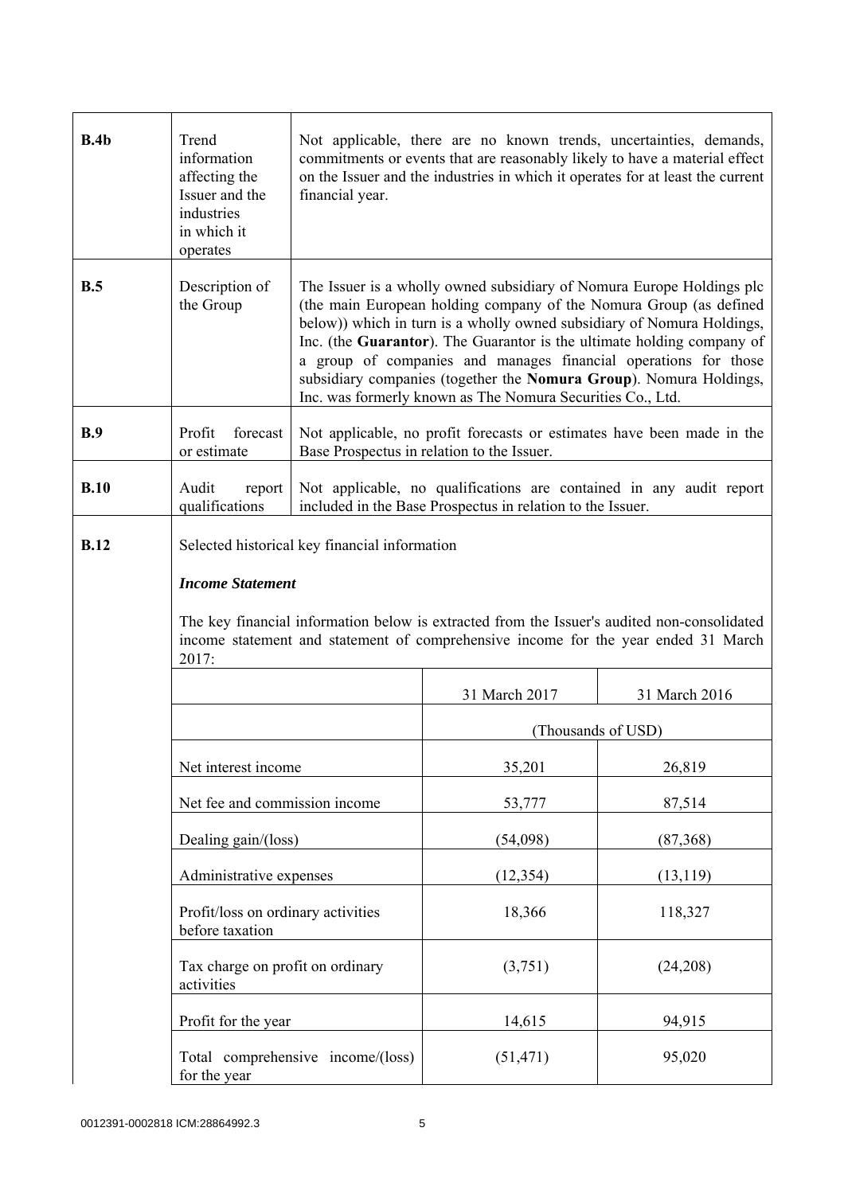| | | |
|---|---|---|
| **B.4b** | Trend information affecting the Issuer and the industries in which it operates | Not applicable, there are no known trends, uncertainties, demands, commitments or events that are reasonably likely to have a material effect on the Issuer and the industries in which it operates for at least the current financial year. |
| **B.5** | Description of the Group | The Issuer is a wholly owned subsidiary of Nomura Europe Holdings plc (the main European holding company of the Nomura Group (as defined below)) which in turn is a wholly owned subsidiary of Nomura Holdings, Inc. (the **Guarantor**). The Guarantor is the ultimate holding company of a group of companies and manages financial operations for those subsidiary companies (together the **Nomura Group**). Nomura Holdings, Inc. was formerly known as The Nomura Securities Co., Ltd. |
| **B.9** | Profit forecast or estimate | Not applicable, no profit forecasts or estimates have been made in the Base Prospectus in relation to the Issuer. |
| **B.10** | Audit report qualifications | Not applicable, no qualifications are contained in any audit report included in the Base Prospectus in relation to the Issuer. |
| **B.12** | Selected historical key financial information | |

Selected historical key financial information

***Income Statement***

The key financial information below is extracted from the Issuer's audited non-consolidated income statement and statement of comprehensive income for the year ended 31 March 2017:

| | 31 March 2017 | 31 March 2016 |
|---|---|---|
| | (Thousands of USD) | |
| Net interest income | 35,201 | 26,819 |
| Net fee and commission income | 53,777 | 87,514 |
| Dealing gain/(loss) | (54,098) | (87,368) |
| Administrative expenses | (12,354) | (13,119) |
| Profit/loss on ordinary activities before taxation | 18,366 | 118,327 |
| Tax charge on profit on ordinary activities | (3,751) | (24,208) |
| Profit for the year | 14,615 | 94,915 |
| Total comprehensive income/(loss) for the year | (51,471) | 95,020 |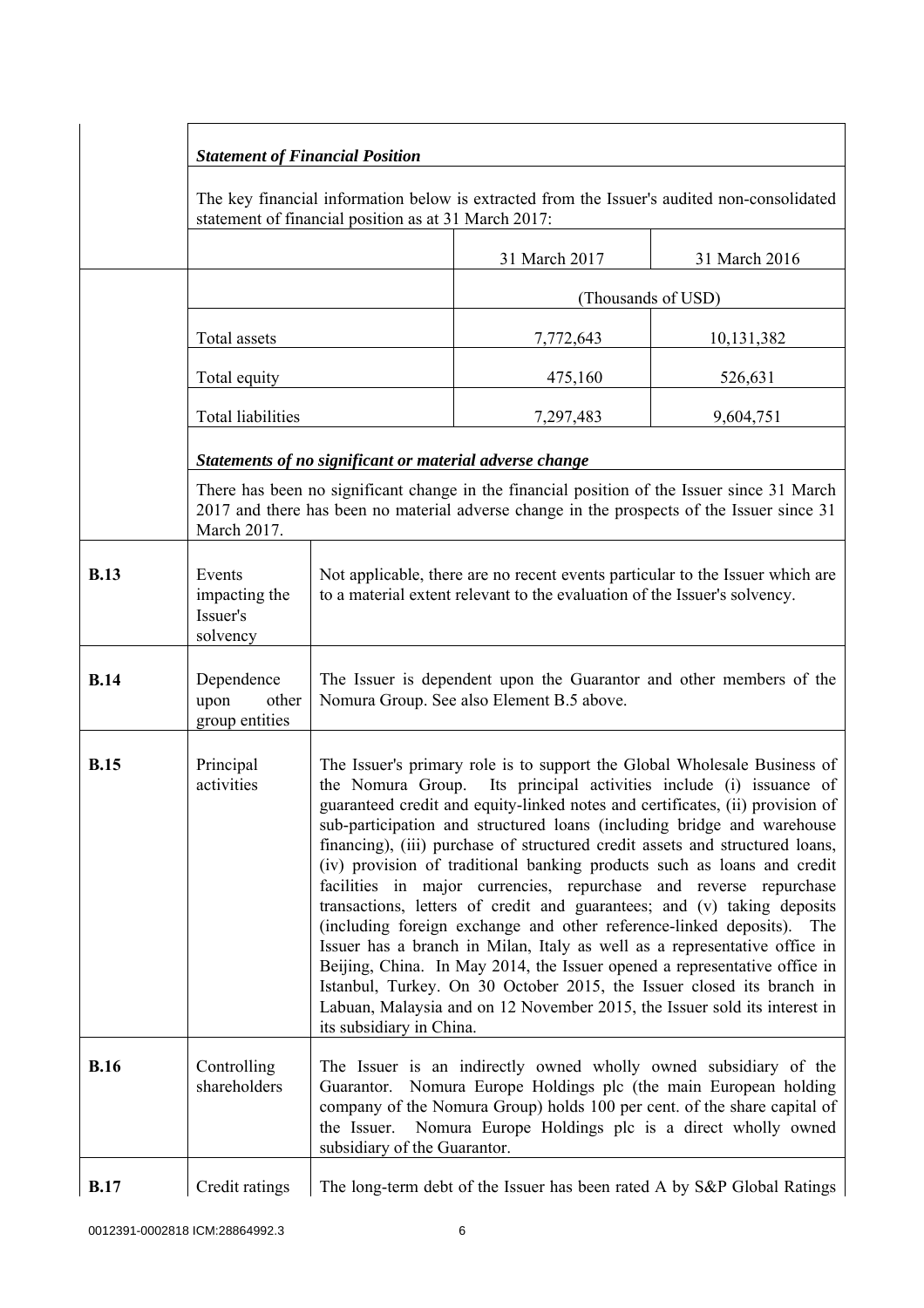| | | | | |
|---|---|---|---|---|
| | ***Statement of Financial Position*** | | | |
| | The key financial information below is extracted from the Issuer's audited non-consolidated statement of financial position as at 31 March 2017: | | | |
| | | | 31 March 2017 | 31 March 2016 |
| | | | (Thousands of USD) | |
| | Total assets | | 7,772,643 | 10,131,382 |
| | Total equity | | 475,160 | 526,631 |
| | Total liabilities | | 7,297,483 | 9,604,751 |
| | ***Statements of no significant or material adverse change*** | | | |
| | There has been no significant change in the financial position of the Issuer since 31 March 2017 and there has been no material adverse change in the prospects of the Issuer since 31 March 2017. | | | |
| **B.13** | Events impacting the Issuer's solvency | Not applicable, there are no recent events particular to the Issuer which are to a material extent relevant to the evaluation of the Issuer's solvency. | | |
| **B.14** | Dependence upon other group entities | The Issuer is dependent upon the Guarantor and other members of the Nomura Group. See also Element B.5 above. | | |
| **B.15** | Principal activities | The Issuer's primary role is to support the Global Wholesale Business of the Nomura Group. Its principal activities include (i) issuance of guaranteed credit and equity-linked notes and certificates, (ii) provision of sub-participation and structured loans (including bridge and warehouse financing), (iii) purchase of structured credit assets and structured loans, (iv) provision of traditional banking products such as loans and credit facilities in major currencies, repurchase and reverse repurchase transactions, letters of credit and guarantees; and (v) taking deposits (including foreign exchange and other reference-linked deposits). The Issuer has a branch in Milan, Italy as well as a representative office in Beijing, China. In May 2014, the Issuer opened a representative office in Istanbul, Turkey. On 30 October 2015, the Issuer closed its branch in Labuan, Malaysia and on 12 November 2015, the Issuer sold its interest in its subsidiary in China. | | |
| **B.16** | Controlling shareholders | The Issuer is an indirectly owned wholly owned subsidiary of the Guarantor. Nomura Europe Holdings plc (the main European holding company of the Nomura Group) holds 100 per cent. of the share capital of the Issuer. Nomura Europe Holdings plc is a direct wholly owned subsidiary of the Guarantor. | | |
| **B.17** | Credit ratings | The long-term debt of the Issuer has been rated A by S&P Global Ratings | | |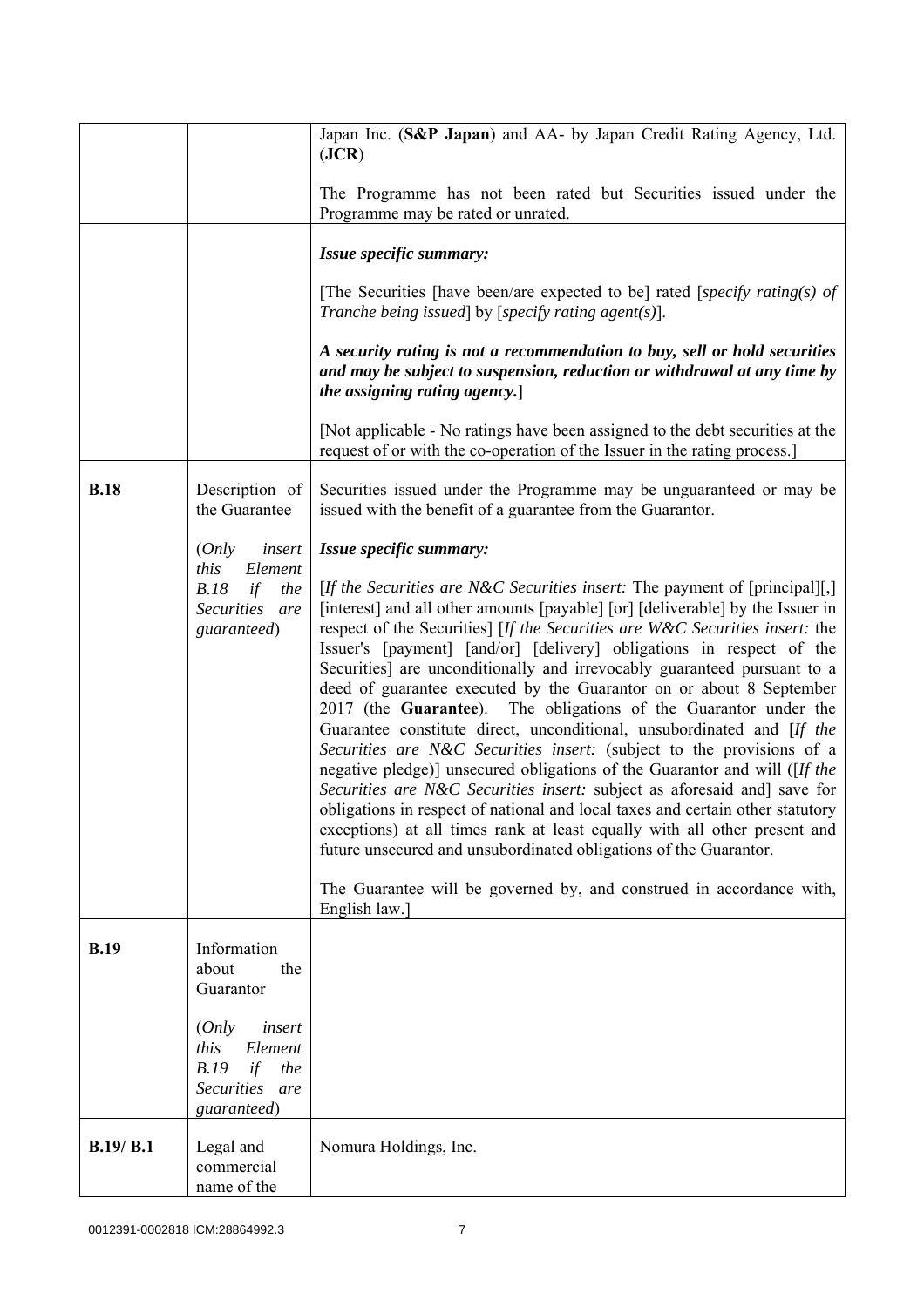| | | |
|---|---|---|
| | | Japan Inc. (**S&P Japan**) and AA- by Japan Credit Rating Agency, Ltd. (**JCR**)<br><br>The Programme has not been rated but Securities issued under the Programme may be rated or unrated. |
| | | ***Issue specific summary:***<br><br>[The Securities [have been/are expected to be] rated [*specify rating(s) of Tranche being issued*] by [*specify rating agent(s)*].<br><br>***A security rating is not a recommendation to buy, sell or hold securities and may be subject to suspension, reduction or withdrawal at any time by the assigning rating agency.*]**<br><br>[Not applicable - No ratings have been assigned to the debt securities at the request of or with the co-operation of the Issuer in the rating process.] |
| **B.18** | Description of the Guarantee<br><br>(*Only insert this Element B.18 if the Securities are guaranteed*) | Securities issued under the Programme may be unguaranteed or may be issued with the benefit of a guarantee from the Guarantor.<br><br>***Issue specific summary:***<br><br>[*If the Securities are N&C Securities insert:* The payment of [principal][,] [interest] and all other amounts [payable] [or] [deliverable] by the Issuer in respect of the Securities] [*If the Securities are W&C Securities insert:* the Issuer's [payment] [and/or] [delivery] obligations in respect of the Securities] are unconditionally and irrevocably guaranteed pursuant to a deed of guarantee executed by the Guarantor on or about 8 September 2017 (the **Guarantee**). The obligations of the Guarantor under the Guarantee constitute direct, unconditional, unsubordinated and [*If the Securities are N&C Securities insert:* (subject to the provisions of a negative pledge)] unsecured obligations of the Guarantor and will ([*If the Securities are N&C Securities insert:* subject as aforesaid and] save for obligations in respect of national and local taxes and certain other statutory exceptions) at all times rank at least equally with all other present and future unsecured and unsubordinated obligations of the Guarantor.<br><br>The Guarantee will be governed by, and construed in accordance with, English law.] |
| **B.19** | Information about the Guarantor<br><br>(*Only insert this Element B.19 if the Securities are guaranteed*) | |
| **B.19/ B.1** | Legal and commercial name of the | Nomura Holdings, Inc. |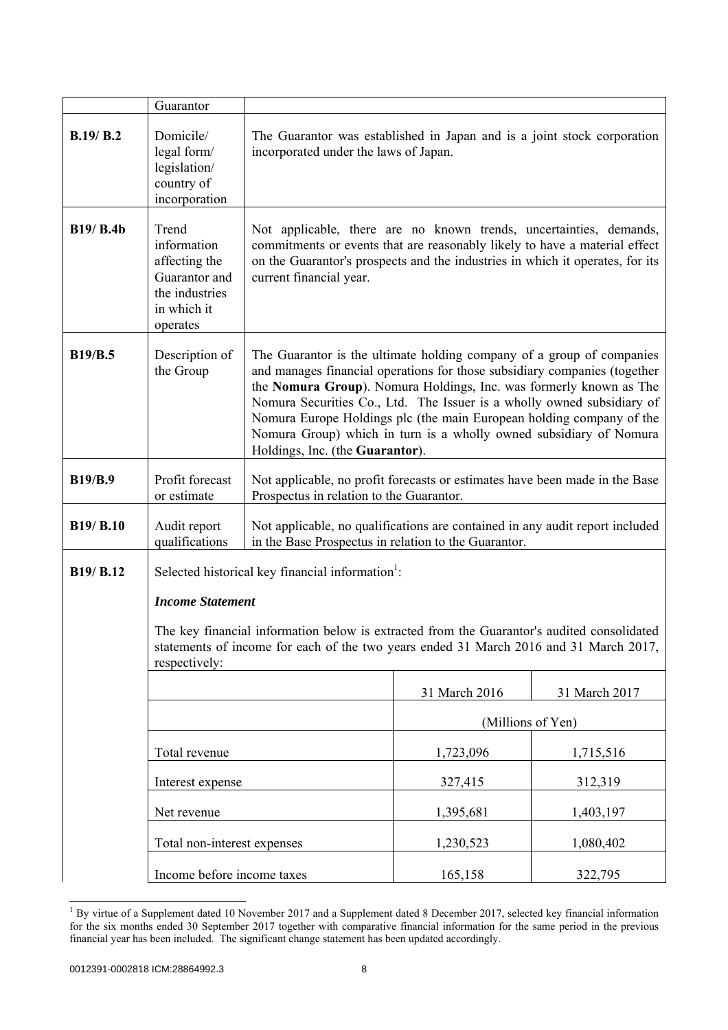| | Guarantor | |
|---|---|---|
| **B.19/ B.2** | Domicile/ legal form/ legislation/ country of incorporation | The Guarantor was established in Japan and is a joint stock corporation incorporated under the laws of Japan. |
| **B19/ B.4b** | Trend information affecting the Guarantor and the industries in which it operates | Not applicable, there are no known trends, uncertainties, demands, commitments or events that are reasonably likely to have a material effect on the Guarantor's prospects and the industries in which it operates, for its current financial year. |
| **B19/B.5** | Description of the Group | The Guarantor is the ultimate holding company of a group of companies and manages financial operations for those subsidiary companies (together the **Nomura Group**). Nomura Holdings, Inc. was formerly known as The Nomura Securities Co., Ltd. The Issuer is a wholly owned subsidiary of Nomura Europe Holdings plc (the main European holding company of the Nomura Group) which in turn is a wholly owned subsidiary of Nomura Holdings, Inc. (the **Guarantor**). |
| **B19/B.9** | Profit forecast or estimate | Not applicable, no profit forecasts or estimates have been made in the Base Prospectus in relation to the Guarantor. |
| **B19/ B.10** | Audit report qualifications | Not applicable, no qualifications are contained in any audit report included in the Base Prospectus in relation to the Guarantor. |

**B19/ B.12**

Selected historical key financial information[1]:

***Income Statement***

The key financial information below is extracted from the Guarantor's audited consolidated statements of income for each of the two years ended 31 March 2016 and 31 March 2017, respectively:

| | 31 March 2016 | 31 March 2017 |
|---|---|---|
| | (Millions of Yen) | |
| Total revenue | 1,723,096 | 1,715,516 |
| Interest expense | 327,415 | 312,319 |
| Net revenue | 1,395,681 | 1,403,197 |
| Total non-interest expenses | 1,230,523 | 1,080,402 |
| Income before income taxes | 165,158 | 322,795 |

[1] By virtue of a Supplement dated 10 November 2017 and a Supplement dated 8 December 2017, selected key financial information for the six months ended 30 September 2017 together with comparative financial information for the same period in the previous financial year has been included. The significant change statement has been updated accordingly.

0012391-0002818 ICM:28864992.3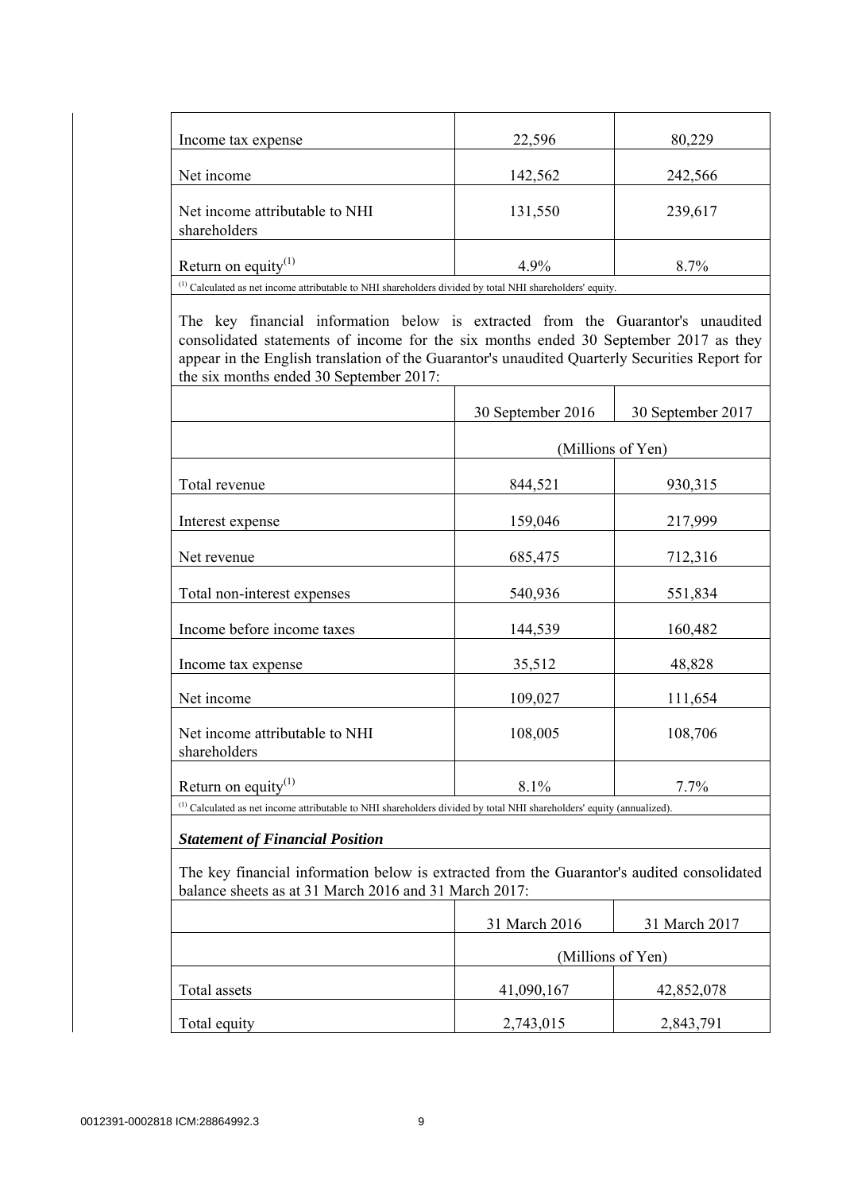| | | |
|---|---|---|
| Income tax expense | 22,596 | 80,229 |
| Net income | 142,562 | 242,566 |
| Net income attributable to NHI shareholders | 131,550 | 239,617 |
| Return on equity[(1)] | 4.9% | 8.7% |

[(1)] Calculated as net income attributable to NHI shareholders divided by total NHI shareholders' equity.

The key financial information below is extracted from the Guarantor's unaudited consolidated statements of income for the six months ended 30 September 2017 as they appear in the English translation of the Guarantor's unaudited Quarterly Securities Report for the six months ended 30 September 2017:

| | 30 September 2016 | 30 September 2017 |
|---|---|---|
| | (Millions of Yen) | |
| Total revenue | 844,521 | 930,315 |
| Interest expense | 159,046 | 217,999 |
| Net revenue | 685,475 | 712,316 |
| Total non-interest expenses | 540,936 | 551,834 |
| Income before income taxes | 144,539 | 160,482 |
| Income tax expense | 35,512 | 48,828 |
| Net income | 109,027 | 111,654 |
| Net income attributable to NHI shareholders | 108,005 | 108,706 |
| Return on equity[(1)] | 8.1% | 7.7% |

[(1)] Calculated as net income attributable to NHI shareholders divided by total NHI shareholders' equity (annualized).

***Statement of Financial Position***

The key financial information below is extracted from the Guarantor's audited consolidated balance sheets as at 31 March 2016 and 31 March 2017:

| | 31 March 2016 | 31 March 2017 |
|---|---|---|
| | (Millions of Yen) | |
| Total assets | 41,090,167 | 42,852,078 |
| Total equity | 2,743,015 | 2,843,791 |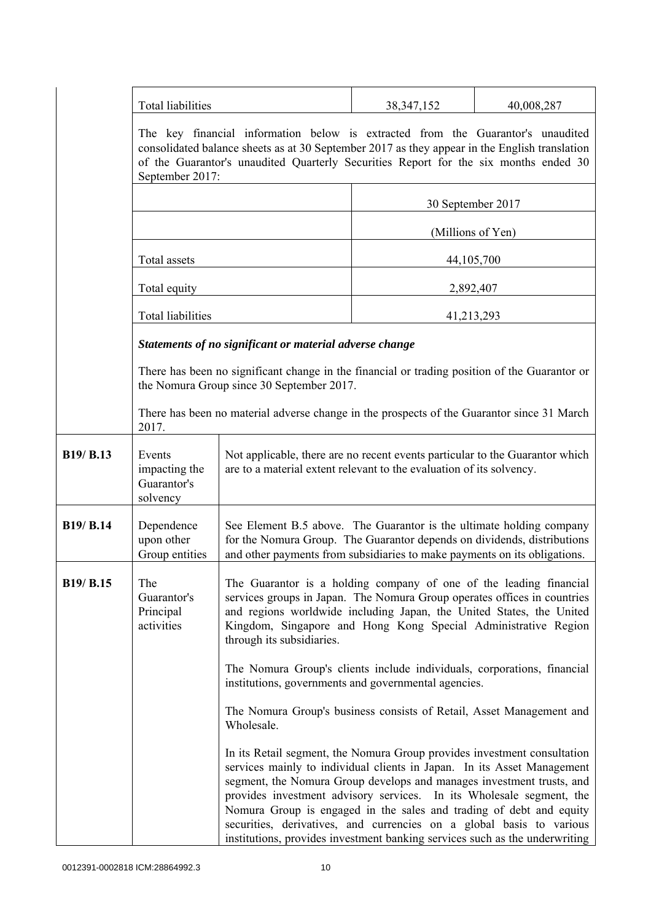| | | | | |
|---|---|---|---|---|
| | Total liabilities | | 38,347,152 | 40,008,287 |
| | The key financial information below is extracted from the Guarantor's unaudited consolidated balance sheets as at 30 September 2017 as they appear in the English translation of the Guarantor's unaudited Quarterly Securities Report for the six months ended 30 September 2017: | | | |
| | | | 30 September 2017 | |
| | | | (Millions of Yen) | |
| | Total assets | | 44,105,700 | |
| | Total equity | | 2,892,407 | |
| | Total liabilities | | 41,213,293 | |
| | ***Statements of no significant or material adverse change***<br><br>There has been no significant change in the financial or trading position of the Guarantor or the Nomura Group since 30 September 2017.<br><br>There has been no material adverse change in the prospects of the Guarantor since 31 March 2017. | | | |
| **B19/ B.13** | Events impacting the Guarantor's solvency | Not applicable, there are no recent events particular to the Guarantor which are to a material extent relevant to the evaluation of its solvency. | | |
| **B19/ B.14** | Dependence upon other Group entities | See Element B.5 above. The Guarantor is the ultimate holding company for the Nomura Group. The Guarantor depends on dividends, distributions and other payments from subsidiaries to make payments on its obligations. | | |
| **B19/ B.15** | The Guarantor's Principal activities | The Guarantor is a holding company of one of the leading financial services groups in Japan. The Nomura Group operates offices in countries and regions worldwide including Japan, the United States, the United Kingdom, Singapore and Hong Kong Special Administrative Region through its subsidiaries.<br><br>The Nomura Group's clients include individuals, corporations, financial institutions, governments and governmental agencies.<br><br>The Nomura Group's business consists of Retail, Asset Management and Wholesale.<br><br>In its Retail segment, the Nomura Group provides investment consultation services mainly to individual clients in Japan. In its Asset Management segment, the Nomura Group develops and manages investment trusts, and provides investment advisory services. In its Wholesale segment, the Nomura Group is engaged in the sales and trading of debt and equity securities, derivatives, and currencies on a global basis to various institutions, provides investment banking services such as the underwriting | | |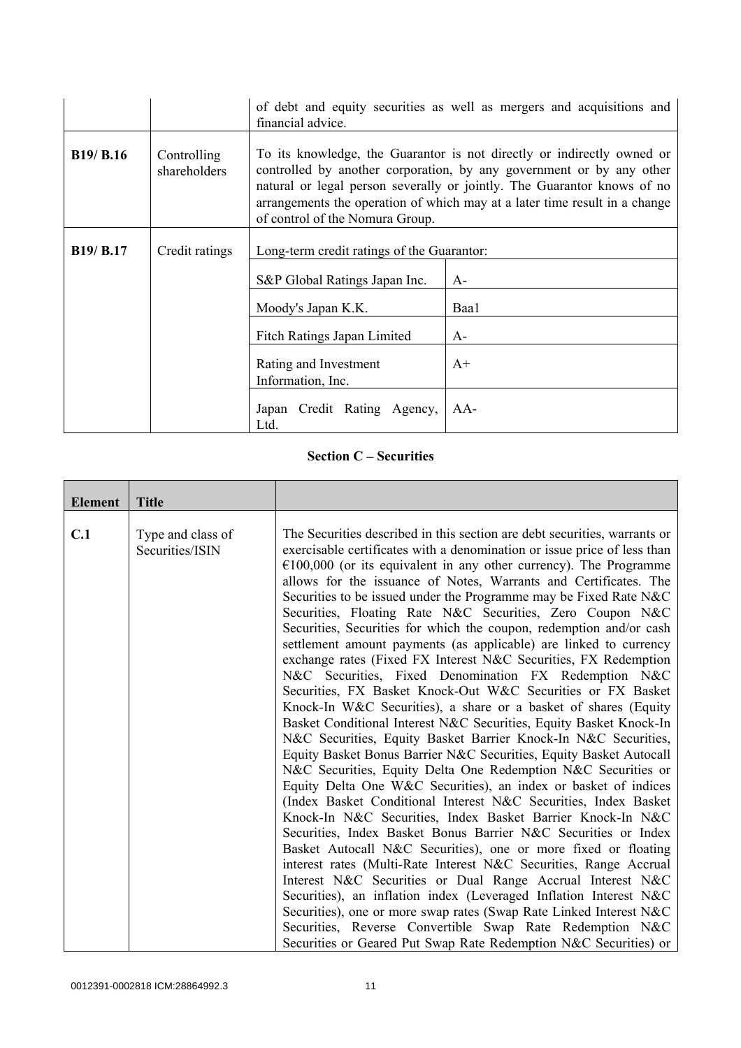| | | | |
|---|---|---|---|
| | | of debt and equity securities as well as mergers and acquisitions and financial advice. | |
| **B19/ B.16** | Controlling shareholders | To its knowledge, the Guarantor is not directly or indirectly owned or controlled by another corporation, by any government or by any other natural or legal person severally or jointly. The Guarantor knows of no arrangements the operation of which may at a later time result in a change of control of the Nomura Group. | |
| **B19/ B.17** | Credit ratings | Long-term credit ratings of the Guarantor: | |
| | | S&P Global Ratings Japan Inc. | A- |
| | | Moody's Japan K.K. | Baa1 |
| | | Fitch Ratings Japan Limited | A- |
| | | Rating and Investment Information, Inc. | A+ |
| | | Japan Credit Rating Agency, Ltd. | AA- |

## Section C – Securities

| Element | Title | |
|---|---|---|
| **C.1** | Type and class of Securities/ISIN | The Securities described in this section are debt securities, warrants or exercisable certificates with a denomination or issue price of less than €100,000 (or its equivalent in any other currency). The Programme allows for the issuance of Notes, Warrants and Certificates. The Securities to be issued under the Programme may be Fixed Rate N&C Securities, Floating Rate N&C Securities, Zero Coupon N&C Securities, Securities for which the coupon, redemption and/or cash settlement amount payments (as applicable) are linked to currency exchange rates (Fixed FX Interest N&C Securities, FX Redemption N&C Securities, Fixed Denomination FX Redemption N&C Securities, FX Basket Knock-Out W&C Securities or FX Basket Knock-In W&C Securities), a share or a basket of shares (Equity Basket Conditional Interest N&C Securities, Equity Basket Knock-In N&C Securities, Equity Basket Barrier Knock-In N&C Securities, Equity Basket Bonus Barrier N&C Securities, Equity Basket Autocall N&C Securities, Equity Delta One Redemption N&C Securities or Equity Delta One W&C Securities), an index or basket of indices (Index Basket Conditional Interest N&C Securities, Index Basket Knock-In N&C Securities, Index Basket Barrier Knock-In N&C Securities, Index Basket Bonus Barrier N&C Securities or Index Basket Autocall N&C Securities), one or more fixed or floating interest rates (Multi-Rate Interest N&C Securities, Range Accrual Interest N&C Securities or Dual Range Accrual Interest N&C Securities), an inflation index (Leveraged Inflation Interest N&C Securities), one or more swap rates (Swap Rate Linked Interest N&C Securities, Reverse Convertible Swap Rate Redemption N&C Securities or Geared Put Swap Rate Redemption N&C Securities) or |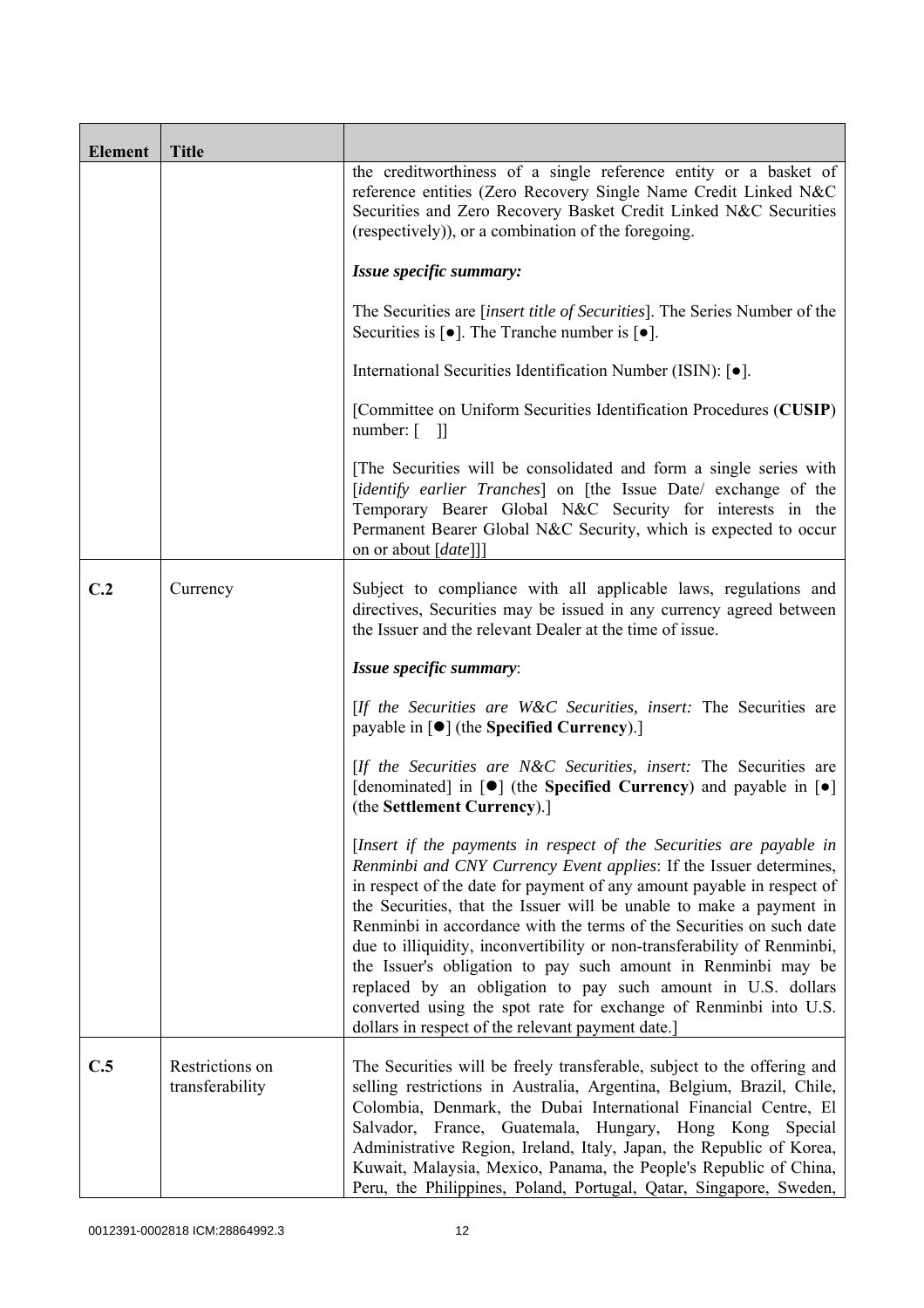| Element | Title | |
|---|---|---|
| | | the creditworthiness of a single reference entity or a basket of reference entities (Zero Recovery Single Name Credit Linked N&C Securities and Zero Recovery Basket Credit Linked N&C Securities (respectively)), or a combination of the foregoing.<br><br>***Issue specific summary:***<br><br>The Securities are [*insert title of Securities*]. The Series Number of the Securities is [●]. The Tranche number is [●].<br><br>International Securities Identification Number (ISIN): [●].<br><br>[Committee on Uniform Securities Identification Procedures (**CUSIP**) number: [ ]]<br><br>[The Securities will be consolidated and form a single series with [*identify earlier Tranches*] on [the Issue Date/ exchange of the Temporary Bearer Global N&C Security for interests in the Permanent Bearer Global N&C Security, which is expected to occur on or about [*date*]]] |
| **C.2** | Currency | Subject to compliance with all applicable laws, regulations and directives, Securities may be issued in any currency agreed between the Issuer and the relevant Dealer at the time of issue.<br><br>***Issue specific summary***:<br><br>[*If the Securities are W&C Securities, insert:* The Securities are payable in [●] (the **Specified Currency**).]<br><br>[*If the Securities are N&C Securities, insert:* The Securities are [denominated] in [●] (the **Specified Currency**) and payable in [●] (the **Settlement Currency**).]<br><br>[*Insert if the payments in respect of the Securities are payable in Renminbi and CNY Currency Event applies*: If the Issuer determines, in respect of the date for payment of any amount payable in respect of the Securities, that the Issuer will be unable to make a payment in Renminbi in accordance with the terms of the Securities on such date due to illiquidity, inconvertibility or non-transferability of Renminbi, the Issuer's obligation to pay such amount in Renminbi may be replaced by an obligation to pay such amount in U.S. dollars converted using the spot rate for exchange of Renminbi into U.S. dollars in respect of the relevant payment date.] |
| **C.5** | Restrictions on transferability | The Securities will be freely transferable, subject to the offering and selling restrictions in Australia, Argentina, Belgium, Brazil, Chile, Colombia, Denmark, the Dubai International Financial Centre, El Salvador, France, Guatemala, Hungary, Hong Kong Special Administrative Region, Ireland, Italy, Japan, the Republic of Korea, Kuwait, Malaysia, Mexico, Panama, the People's Republic of China, Peru, the Philippines, Poland, Portugal, Qatar, Singapore, Sweden, |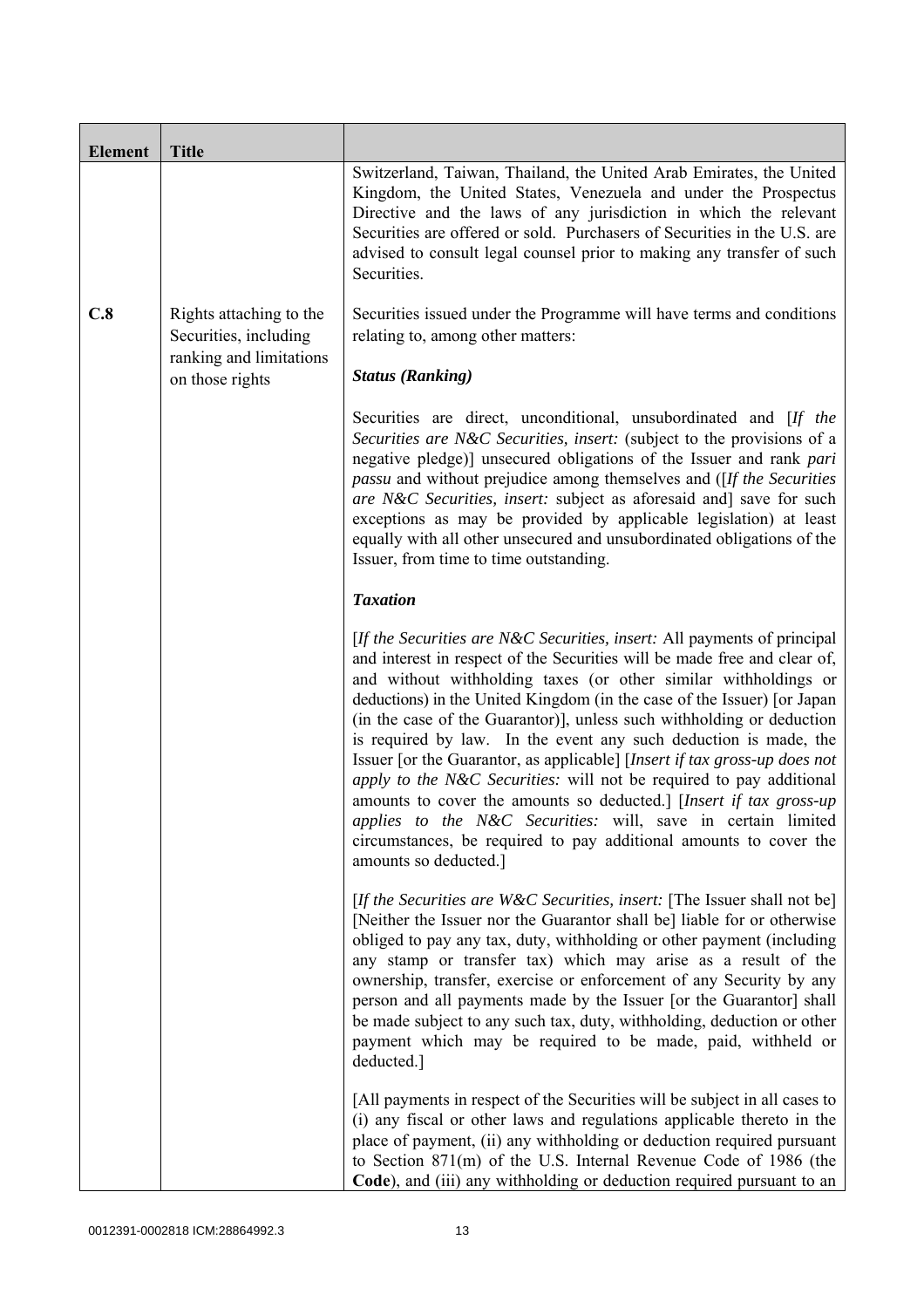| Element | Title | |
|---|---|---|
| | | Switzerland, Taiwan, Thailand, the United Arab Emirates, the United Kingdom, the United States, Venezuela and under the Prospectus Directive and the laws of any jurisdiction in which the relevant Securities are offered or sold. Purchasers of Securities in the U.S. are advised to consult legal counsel prior to making any transfer of such Securities. |
| **C.8** | Rights attaching to the Securities, including ranking and limitations on those rights | Securities issued under the Programme will have terms and conditions relating to, among other matters:<br><br>***Status (Ranking)***<br><br>Securities are direct, unconditional, unsubordinated and [*If the Securities are N&C Securities, insert:* (subject to the provisions of a negative pledge)] unsecured obligations of the Issuer and rank *pari passu* and without prejudice among themselves and ([*If the Securities are N&C Securities, insert:* subject as aforesaid and] save for such exceptions as may be provided by applicable legislation) at least equally with all other unsecured and unsubordinated obligations of the Issuer, from time to time outstanding.<br><br>***Taxation***<br><br>[*If the Securities are N&C Securities, insert:* All payments of principal and interest in respect of the Securities will be made free and clear of, and without withholding taxes (or other similar withholdings or deductions) in the United Kingdom (in the case of the Issuer) [or Japan (in the case of the Guarantor)], unless such withholding or deduction is required by law. In the event any such deduction is made, the Issuer [or the Guarantor, as applicable] [*Insert if tax gross-up does not apply to the N&C Securities:* will not be required to pay additional amounts to cover the amounts so deducted.] [*Insert if tax gross-up applies to the N&C Securities:* will, save in certain limited circumstances, be required to pay additional amounts to cover the amounts so deducted.]<br><br>[*If the Securities are W&C Securities, insert:* [The Issuer shall not be] [Neither the Issuer nor the Guarantor shall be] liable for or otherwise obliged to pay any tax, duty, withholding or other payment (including any stamp or transfer tax) which may arise as a result of the ownership, transfer, exercise or enforcement of any Security by any person and all payments made by the Issuer [or the Guarantor] shall be made subject to any such tax, duty, withholding, deduction or other payment which may be required to be made, paid, withheld or deducted.]<br><br>[All payments in respect of the Securities will be subject in all cases to (i) any fiscal or other laws and regulations applicable thereto in the place of payment, (ii) any withholding or deduction required pursuant to Section 871(m) of the U.S. Internal Revenue Code of 1986 (the **Code**), and (iii) any withholding or deduction required pursuant to an |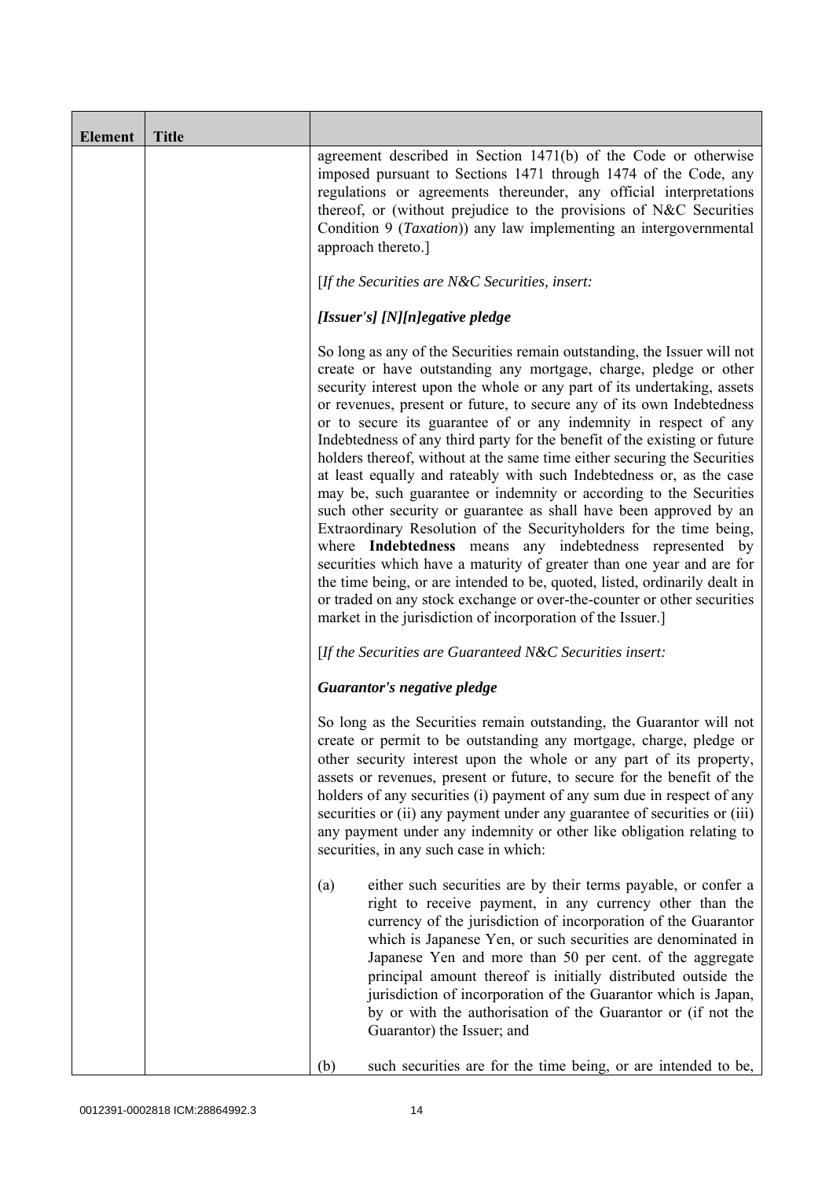| Element | Title | |
|---|---|---|
| | | agreement described in Section 1471(b) of the Code or otherwise imposed pursuant to Sections 1471 through 1474 of the Code, any regulations or agreements thereunder, any official interpretations thereof, or (without prejudice to the provisions of N&C Securities Condition 9 (*Taxation*)) any law implementing an intergovernmental approach thereto.]<br><br>[*If the Securities are N&C Securities, insert:*<br><br>***[Issuer's] [N][n]egative pledge***<br><br>So long as any of the Securities remain outstanding, the Issuer will not create or have outstanding any mortgage, charge, pledge or other security interest upon the whole or any part of its undertaking, assets or revenues, present or future, to secure any of its own Indebtedness or to secure its guarantee of or any indemnity in respect of any Indebtedness of any third party for the benefit of the existing or future holders thereof, without at the same time either securing the Securities at least equally and rateably with such Indebtedness or, as the case may be, such guarantee or indemnity or according to the Securities such other security or guarantee as shall have been approved by an Extraordinary Resolution of the Securityholders for the time being, where **Indebtedness** means any indebtedness represented by securities which have a maturity of greater than one year and are for the time being, or are intended to be, quoted, listed, ordinarily dealt in or traded on any stock exchange or over-the-counter or other securities market in the jurisdiction of incorporation of the Issuer.]<br><br>[*If the Securities are Guaranteed N&C Securities insert:*<br><br>***Guarantor's negative pledge***<br><br>So long as the Securities remain outstanding, the Guarantor will not create or permit to be outstanding any mortgage, charge, pledge or other security interest upon the whole or any part of its property, assets or revenues, present or future, to secure for the benefit of the holders of any securities (i) payment of any sum due in respect of any securities or (ii) any payment under any guarantee of securities or (iii) any payment under any indemnity or other like obligation relating to securities, in any such case in which:<br><br>(a) either such securities are by their terms payable, or confer a right to receive payment, in any currency other than the currency of the jurisdiction of incorporation of the Guarantor which is Japanese Yen, or such securities are denominated in Japanese Yen and more than 50 per cent. of the aggregate principal amount thereof is initially distributed outside the jurisdiction of incorporation of the Guarantor which is Japan, by or with the authorisation of the Guarantor or (if not the Guarantor) the Issuer; and<br><br>(b) such securities are for the time being, or are intended to be, |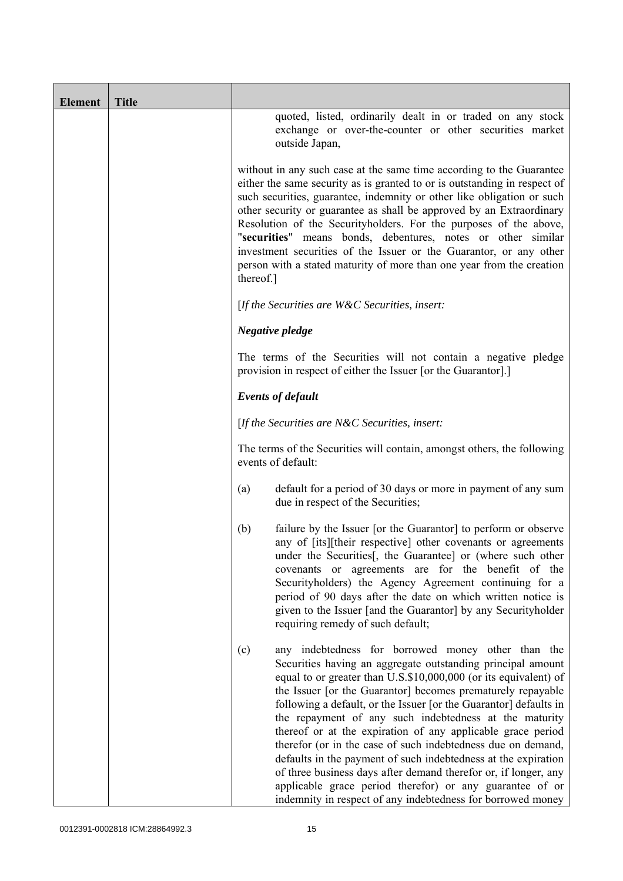| Element | Title | |
|---|---|---|
| | | quoted, listed, ordinarily dealt in or traded on any stock exchange or over-the-counter or other securities market outside Japan,<br><br>without in any such case at the same time according to the Guarantee either the same security as is granted to or is outstanding in respect of such securities, guarantee, indemnity or other like obligation or such other security or guarantee as shall be approved by an Extraordinary Resolution of the Securityholders. For the purposes of the above, "**securities**" means bonds, debentures, notes or other similar investment securities of the Issuer or the Guarantor, or any other person with a stated maturity of more than one year from the creation thereof.]<br><br>[*If the Securities are W&C Securities, insert:*<br><br>***Negative pledge***<br><br>The terms of the Securities will not contain a negative pledge provision in respect of either the Issuer [or the Guarantor].]<br><br>***Events of default***<br><br>[*If the Securities are N&C Securities, insert:*<br><br>The terms of the Securities will contain, amongst others, the following events of default:<br><br>(a) default for a period of 30 days or more in payment of any sum due in respect of the Securities;<br><br>(b) failure by the Issuer [or the Guarantor] to perform or observe any of [its][their respective] other covenants or agreements under the Securities[, the Guarantee] or (where such other covenants or agreements are for the benefit of the Securityholders) the Agency Agreement continuing for a period of 90 days after the date on which written notice is given to the Issuer [and the Guarantor] by any Securityholder requiring remedy of such default;<br><br>(c) any indebtedness for borrowed money other than the Securities having an aggregate outstanding principal amount equal to or greater than U.S.$10,000,000 (or its equivalent) of the Issuer [or the Guarantor] becomes prematurely repayable following a default, or the Issuer [or the Guarantor] defaults in the repayment of any such indebtedness at the maturity thereof or at the expiration of any applicable grace period therefor (or in the case of such indebtedness due on demand, defaults in the payment of such indebtedness at the expiration of three business days after demand therefor or, if longer, any applicable grace period therefor) or any guarantee of or indemnity in respect of any indebtedness for borrowed money |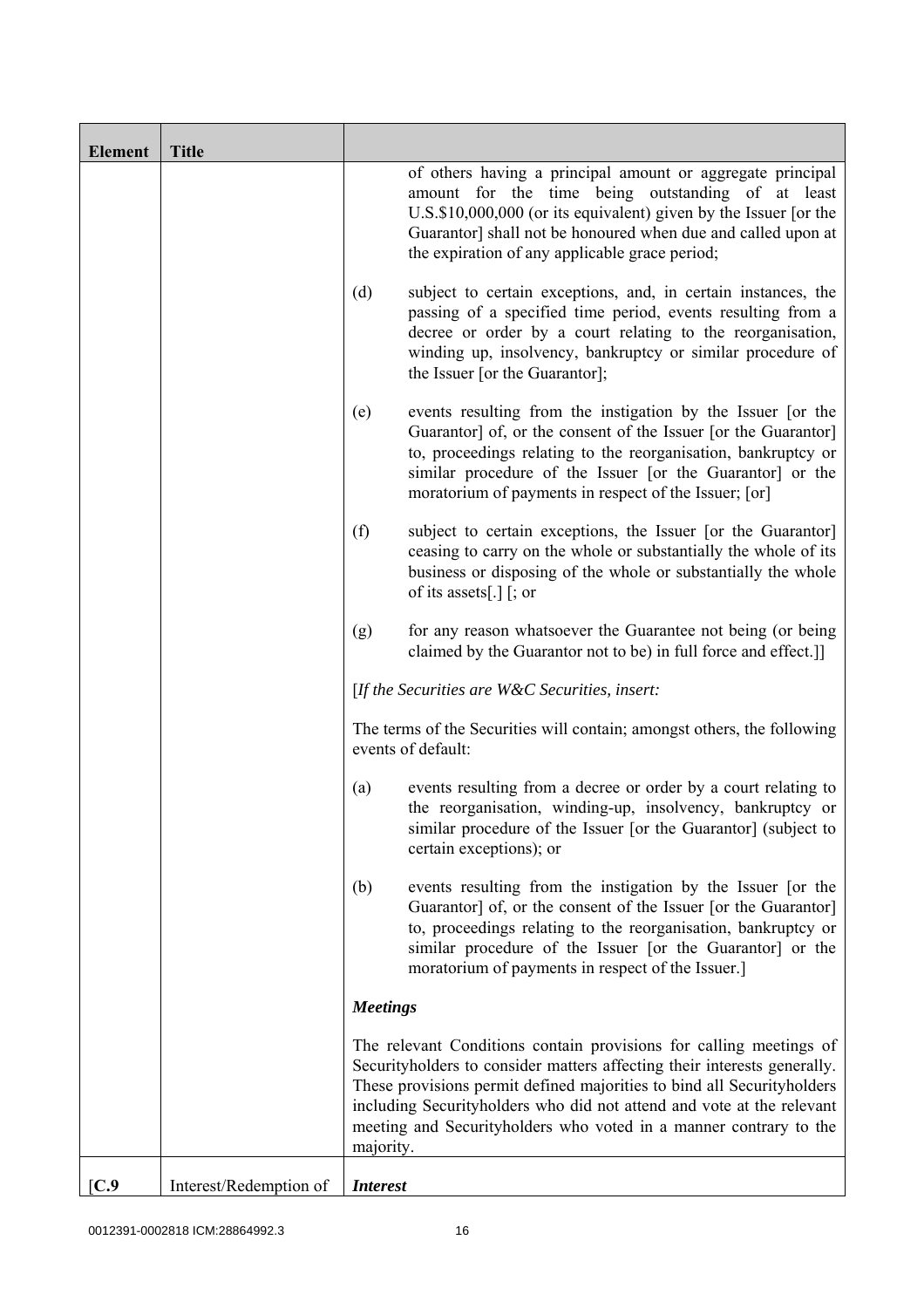| Element | Title | |
|---|---|---|
| | | of others having a principal amount or aggregate principal amount for the time being outstanding of at least U.S.$10,000,000 (or its equivalent) given by the Issuer [or the Guarantor] shall not be honoured when due and called upon at the expiration of any applicable grace period;<br><br>(d) subject to certain exceptions, and, in certain instances, the passing of a specified time period, events resulting from a decree or order by a court relating to the reorganisation, winding up, insolvency, bankruptcy or similar procedure of the Issuer [or the Guarantor];<br><br>(e) events resulting from the instigation by the Issuer [or the Guarantor] of, or the consent of the Issuer [or the Guarantor] to, proceedings relating to the reorganisation, bankruptcy or similar procedure of the Issuer [or the Guarantor] or the moratorium of payments in respect of the Issuer; [or]<br><br>(f) subject to certain exceptions, the Issuer [or the Guarantor] ceasing to carry on the whole or substantially the whole of its business or disposing of the whole or substantially the whole of its assets[.] [; or<br><br>(g) for any reason whatsoever the Guarantee not being (or being claimed by the Guarantor not to be) in full force and effect.]]<br><br>[*If the Securities are W&C Securities, insert:*<br><br>The terms of the Securities will contain; amongst others, the following events of default:<br><br>(a) events resulting from a decree or order by a court relating to the reorganisation, winding-up, insolvency, bankruptcy or similar procedure of the Issuer [or the Guarantor] (subject to certain exceptions); or<br><br>(b) events resulting from the instigation by the Issuer [or the Guarantor] of, or the consent of the Issuer [or the Guarantor] to, proceedings relating to the reorganisation, bankruptcy or similar procedure of the Issuer [or the Guarantor] or the moratorium of payments in respect of the Issuer.]<br><br>***Meetings***<br><br>The relevant Conditions contain provisions for calling meetings of Securityholders to consider matters affecting their interests generally. These provisions permit defined majorities to bind all Securityholders including Securityholders who did not attend and vote at the relevant meeting and Securityholders who voted in a manner contrary to the majority. |
| [C.9 | Interest/Redemption of | ***Interest*** |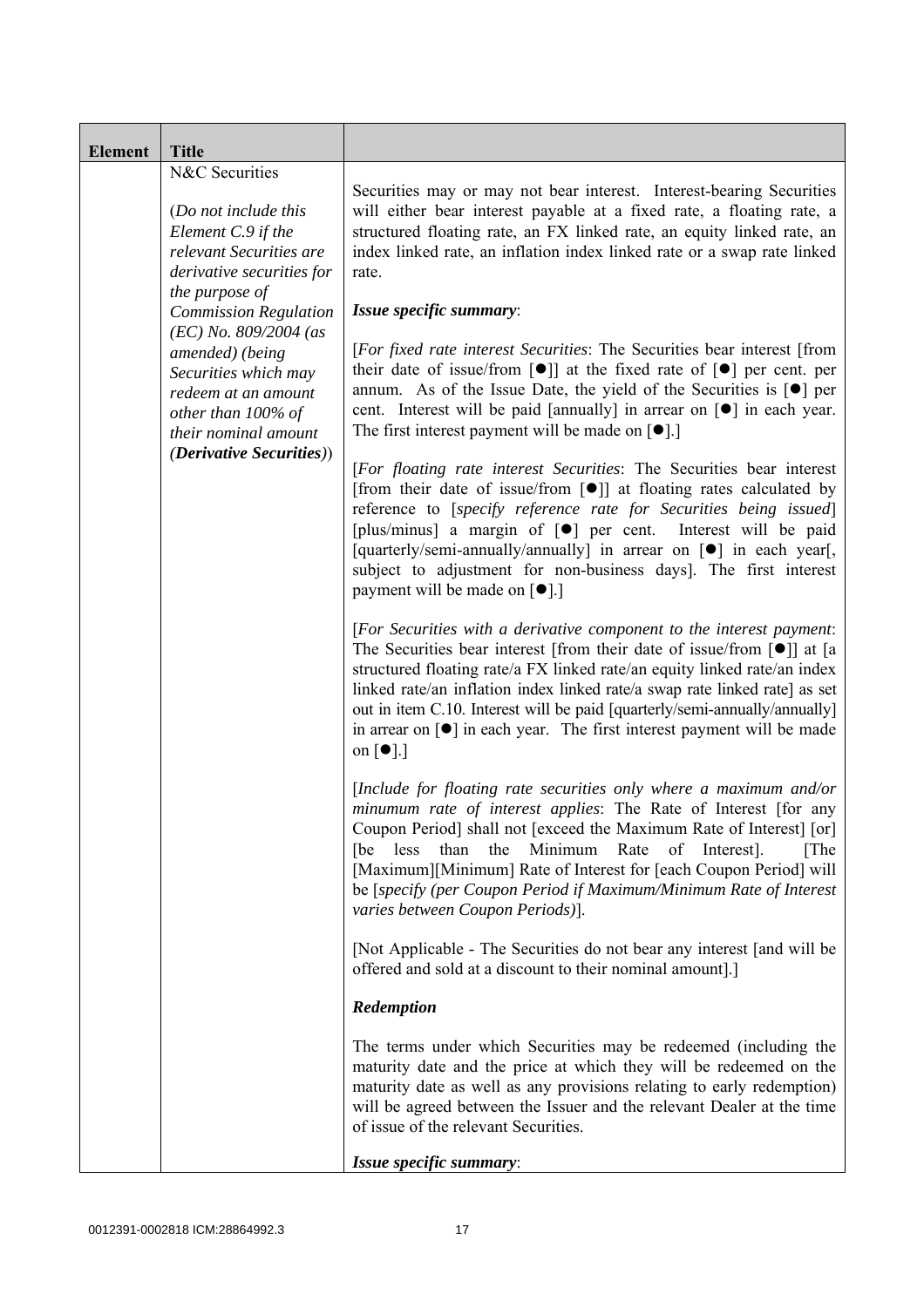| Element | Title | |
|---|---|---|
| | N&C Securities<br><br>(*Do not include this Element C.9 if the relevant Securities are derivative securities for the purpose of Commission Regulation (EC) No. 809/2004 (as amended) (being Securities which may redeem at an amount other than 100% of their nominal amount* (***Derivative Securities***)) | Securities may or may not bear interest. Interest-bearing Securities will either bear interest payable at a fixed rate, a floating rate, a structured floating rate, an FX linked rate, an equity linked rate, an index linked rate, an inflation index linked rate or a swap rate linked rate.<br><br>***Issue specific summary***:<br><br>[*For fixed rate interest Securities*: The Securities bear interest [from their date of issue/from [●]] at the fixed rate of [●] per cent. per annum. As of the Issue Date, the yield of the Securities is [●] per cent. Interest will be paid [annually] in arrear on [●] in each year. The first interest payment will be made on [●].]<br><br>[*For floating rate interest Securities*: The Securities bear interest [from their date of issue/from [●]] at floating rates calculated by reference to [*specify reference rate for Securities being issued*] [plus/minus] a margin of [●] per cent. Interest will be paid [quarterly/semi-annually/annually] in arrear on [●] in each year[, subject to adjustment for non-business days]. The first interest payment will be made on [●].]<br><br>[*For Securities with a derivative component to the interest payment*: The Securities bear interest [from their date of issue/from [●]] at [a structured floating rate/a FX linked rate/an equity linked rate/an index linked rate/an inflation index linked rate/a swap rate linked rate] as set out in item C.10. Interest will be paid [quarterly/semi-annually/annually] in arrear on [●] in each year. The first interest payment will be made on [●].]<br><br>[*Include for floating rate securities only where a maximum and/or minumum rate of interest applies*: The Rate of Interest [for any Coupon Period] shall not [exceed the Maximum Rate of Interest] [or] [be less than the Minimum Rate of Interest]. [The [Maximum][Minimum] Rate of Interest for [each Coupon Period] will be [*specify (per Coupon Period if Maximum/Minimum Rate of Interest varies between Coupon Periods)*].<br><br>[Not Applicable - The Securities do not bear any interest [and will be offered and sold at a discount to their nominal amount].]<br><br>***Redemption***<br><br>The terms under which Securities may be redeemed (including the maturity date and the price at which they will be redeemed on the maturity date as well as any provisions relating to early redemption) will be agreed between the Issuer and the relevant Dealer at the time of issue of the relevant Securities.<br><br>***Issue specific summary***: |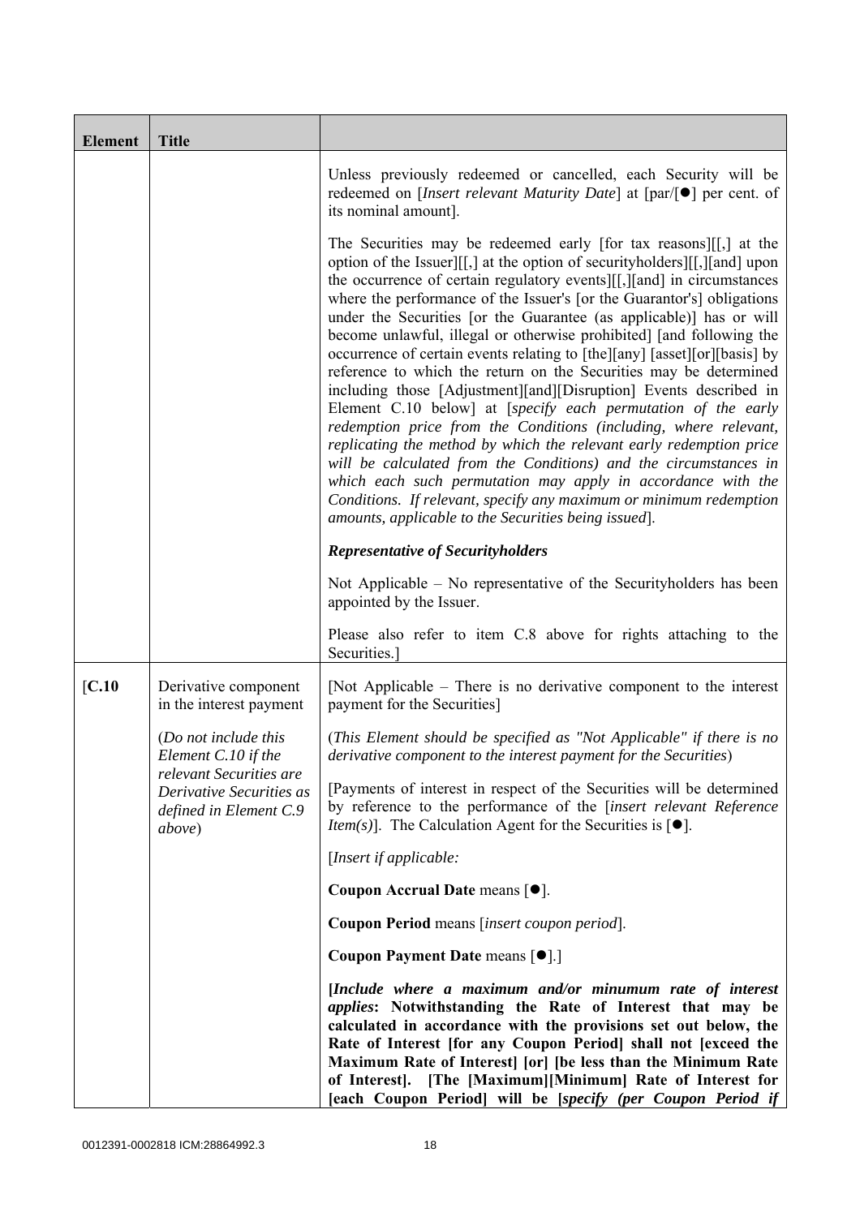| Element | Title | |
|---|---|---|
| | | Unless previously redeemed or cancelled, each Security will be redeemed on [*Insert relevant Maturity Date*] at [par/[●] per cent. of its nominal amount].<br><br>The Securities may be redeemed early [for tax reasons][[,] at the option of the Issuer][[,] at the option of securityholders][[,][and] upon the occurrence of certain regulatory events][[,][and] in circumstances where the performance of the Issuer's [or the Guarantor's] obligations under the Securities [or the Guarantee (as applicable)] has or will become unlawful, illegal or otherwise prohibited] [and following the occurrence of certain events relating to [the][any] [asset][or][basis] by reference to which the return on the Securities may be determined including those [Adjustment][and][Disruption] Events described in Element C.10 below] at [*specify each permutation of the early redemption price from the Conditions (including, where relevant, replicating the method by which the relevant early redemption price will be calculated from the Conditions) and the circumstances in which each such permutation may apply in accordance with the Conditions. If relevant, specify any maximum or minimum redemption amounts, applicable to the Securities being issued*].<br><br>***Representative of Securityholders***<br><br>Not Applicable – No representative of the Securityholders has been appointed by the Issuer.<br><br>Please also refer to item C.8 above for rights attaching to the Securities.] |
| [C.10 | Derivative component in the interest payment<br><br>(*Do not include this Element C.10 if the relevant Securities are Derivative Securities as defined in Element C.9 above*) | [Not Applicable – There is no derivative component to the interest payment for the Securities]<br><br>(*This Element should be specified as "Not Applicable" if there is no derivative component to the interest payment for the Securities*)<br><br>[Payments of interest in respect of the Securities will be determined by reference to the performance of the [*insert relevant Reference Item(s)*]. The Calculation Agent for the Securities is [●].<br><br>[*Insert if applicable:*<br><br>**Coupon Accrual Date** means [●].<br><br>**Coupon Period** means [*insert coupon period*].<br><br>**Coupon Payment Date** means [●].]<br><br>**[*Include where a maximum and/or minumum rate of interest applies*: Notwithstanding the Rate of Interest that may be calculated in accordance with the provisions set out below, the Rate of Interest [for any Coupon Period] shall not [exceed the Maximum Rate of Interest] [or] [be less than the Minimum Rate of Interest]. [The [Maximum][Minimum] Rate of Interest for [each Coupon Period] will be [*specify (per Coupon Period if*** |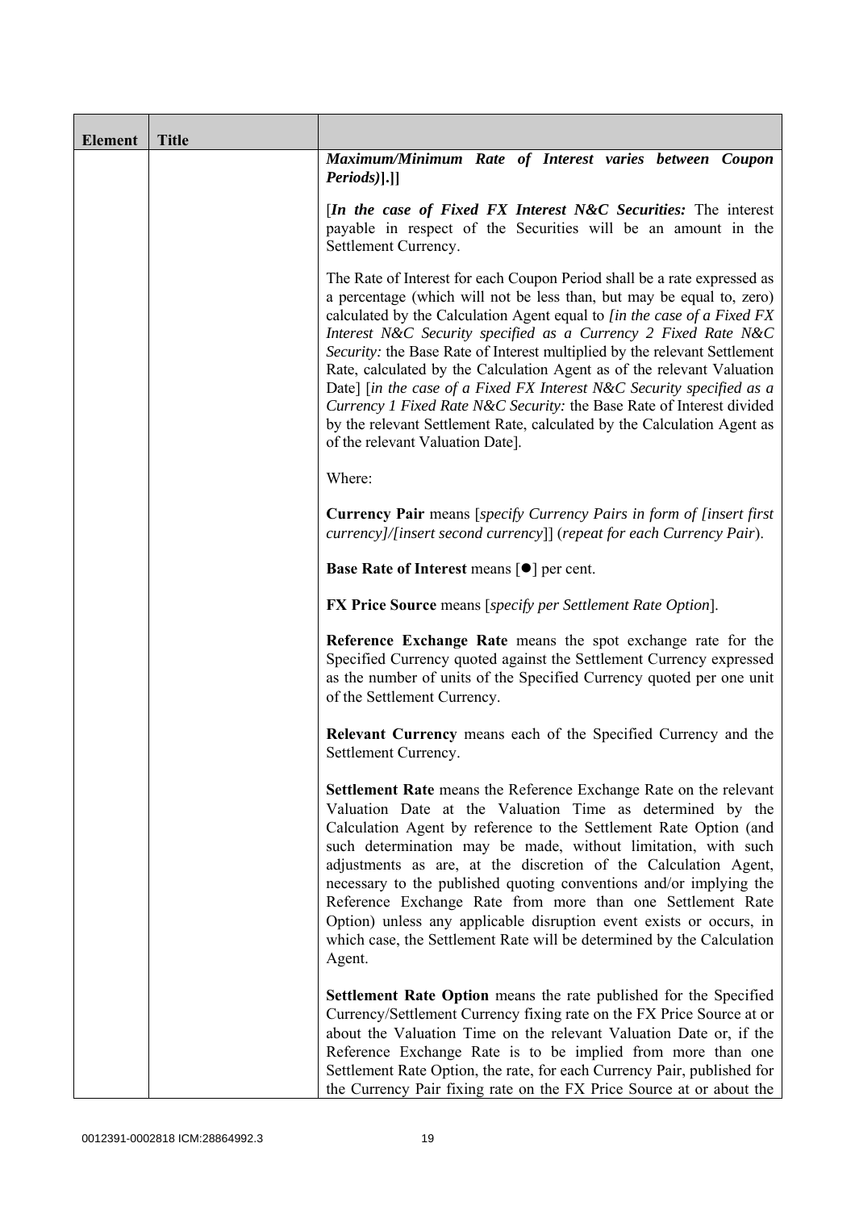| Element | Title | |
|---|---|---|
| | | ***Maximum/Minimum Rate of Interest varies between Coupon Periods)*].]]<br><br>[***In the case of Fixed FX Interest N&C Securities:*** The interest payable in respect of the Securities will be an amount in the Settlement Currency.<br><br>The Rate of Interest for each Coupon Period shall be a rate expressed as a percentage (which will not be less than, but may be equal to, zero) calculated by the Calculation Agent equal to [*in the case of a Fixed FX Interest N&C Security specified as a Currency 2 Fixed Rate N&C Security:* the Base Rate of Interest multiplied by the relevant Settlement Rate, calculated by the Calculation Agent as of the relevant Valuation Date] [*in the case of a Fixed FX Interest N&C Security specified as a Currency 1 Fixed Rate N&C Security:* the Base Rate of Interest divided by the relevant Settlement Rate, calculated by the Calculation Agent as of the relevant Valuation Date].<br><br>Where:<br><br>**Currency Pair** means [*specify Currency Pairs in form of [insert first currency]/[insert second currency]*] (*repeat for each Currency Pair*).<br><br>**Base Rate of Interest** means [●] per cent.<br><br>**FX Price Source** means [*specify per Settlement Rate Option*].<br><br>**Reference Exchange Rate** means the spot exchange rate for the Specified Currency quoted against the Settlement Currency expressed as the number of units of the Specified Currency quoted per one unit of the Settlement Currency.<br><br>**Relevant Currency** means each of the Specified Currency and the Settlement Currency.<br><br>**Settlement Rate** means the Reference Exchange Rate on the relevant Valuation Date at the Valuation Time as determined by the Calculation Agent by reference to the Settlement Rate Option (and such determination may be made, without limitation, with such adjustments as are, at the discretion of the Calculation Agent, necessary to the published quoting conventions and/or implying the Reference Exchange Rate from more than one Settlement Rate Option) unless any applicable disruption event exists or occurs, in which case, the Settlement Rate will be determined by the Calculation Agent.<br><br>**Settlement Rate Option** means the rate published for the Specified Currency/Settlement Currency fixing rate on the FX Price Source at or about the Valuation Time on the relevant Valuation Date or, if the Reference Exchange Rate is to be implied from more than one Settlement Rate Option, the rate, for each Currency Pair, published for the Currency Pair fixing rate on the FX Price Source at or about the |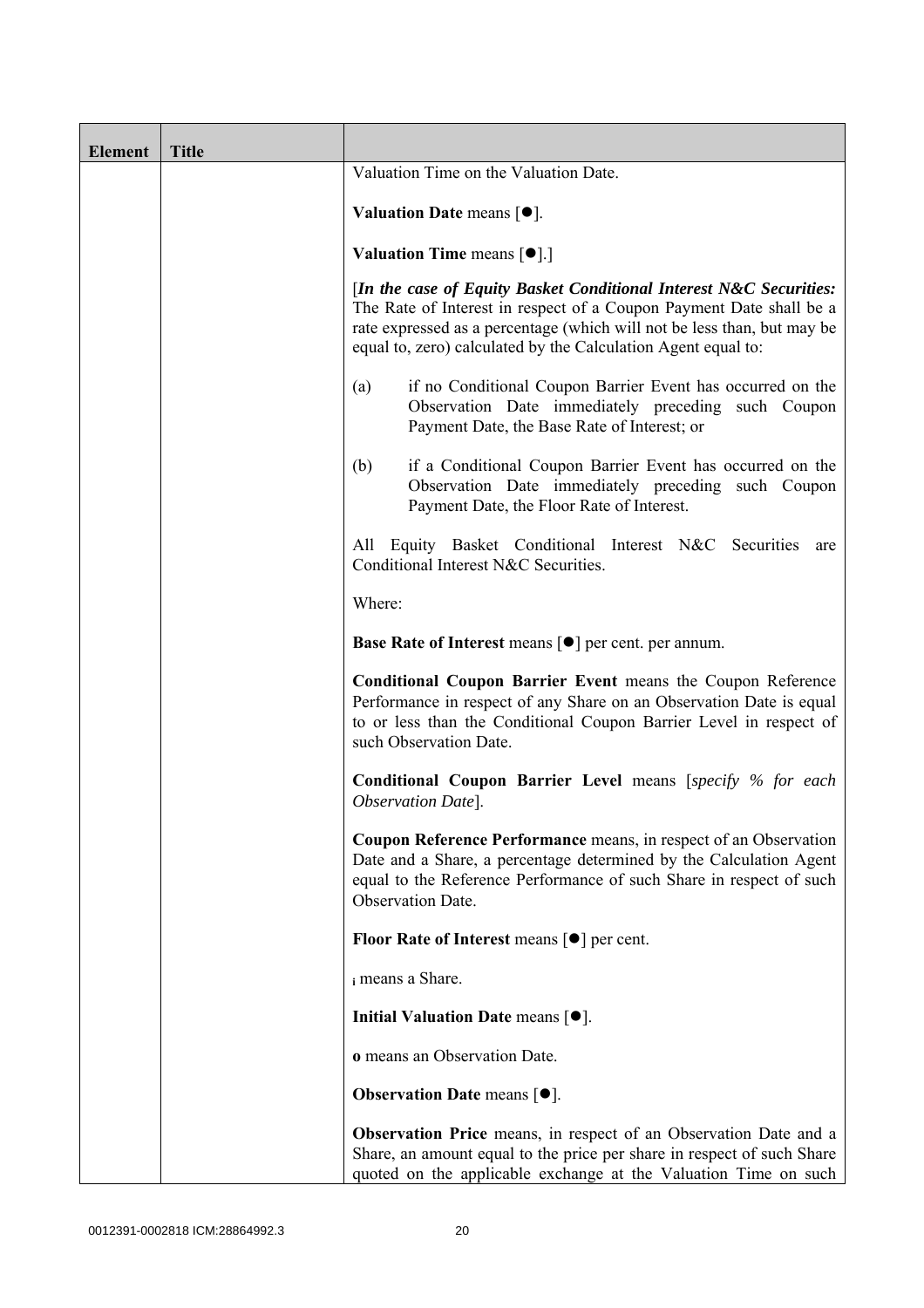| Element | Title | |
|---|---|---|
| | | Valuation Time on the Valuation Date.<br><br>**Valuation Date** means [●].<br><br>**Valuation Time** means [●].]<br><br>[***In the case of Equity Basket Conditional Interest N&C Securities:*** The Rate of Interest in respect of a Coupon Payment Date shall be a rate expressed as a percentage (which will not be less than, but may be equal to, zero) calculated by the Calculation Agent equal to:<br><br>(a) if no Conditional Coupon Barrier Event has occurred on the Observation Date immediately preceding such Coupon Payment Date, the Base Rate of Interest; or<br><br>(b) if a Conditional Coupon Barrier Event has occurred on the Observation Date immediately preceding such Coupon Payment Date, the Floor Rate of Interest.<br><br>All Equity Basket Conditional Interest N&C Securities are Conditional Interest N&C Securities.<br><br>Where:<br><br>**Base Rate of Interest** means [●] per cent. per annum.<br><br>**Conditional Coupon Barrier Event** means the Coupon Reference Performance in respect of any Share on an Observation Date is equal to or less than the Conditional Coupon Barrier Level in respect of such Observation Date.<br><br>**Conditional Coupon Barrier Level** means [*specify % for each Observation Date*].<br><br>**Coupon Reference Performance** means, in respect of an Observation Date and a Share, a percentage determined by the Calculation Agent equal to the Reference Performance of such Share in respect of such Observation Date.<br><br>**Floor Rate of Interest** means [●] per cent.<br><br>$_{\mathbf{i}}$ means a Share.<br><br>**Initial Valuation Date** means [●].<br><br>**o** means an Observation Date.<br><br>**Observation Date** means [●].<br><br>**Observation Price** means, in respect of an Observation Date and a Share, an amount equal to the price per share in respect of such Share quoted on the applicable exchange at the Valuation Time on such |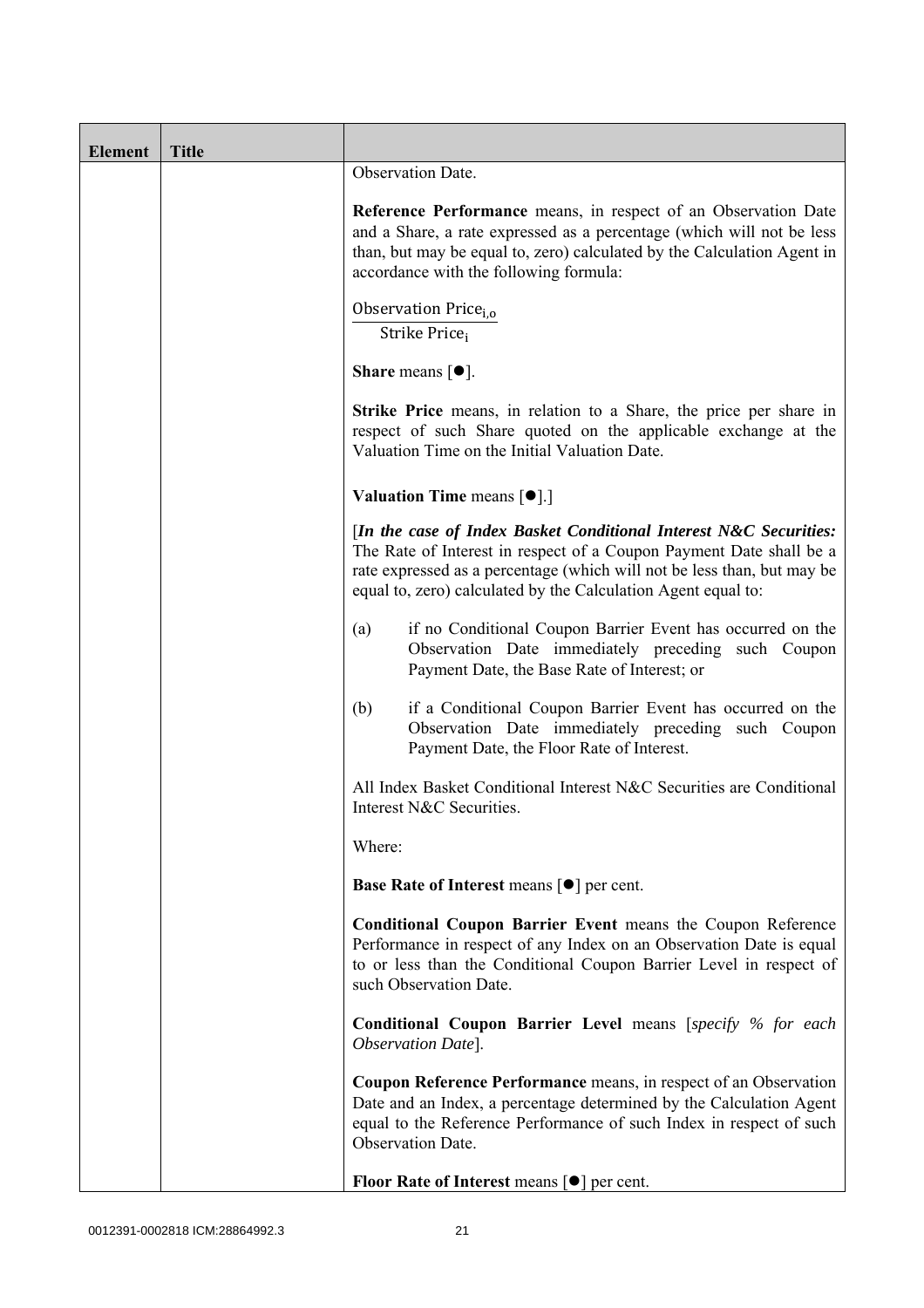| Element | Title | |
|---|---|---|
| | | Observation Date.<br><br>**Reference Performance** means, in respect of an Observation Date and a Share, a rate expressed as a percentage (which will not be less than, but may be equal to, zero) calculated by the Calculation Agent in accordance with the following formula:<br><br>$\frac{\text{Observation Price}_{i,o}}{\text{Strike Price}_{i}}$<br><br>**Share** means [●].<br><br>**Strike Price** means, in relation to a Share, the price per share in respect of such Share quoted on the applicable exchange at the Valuation Time on the Initial Valuation Date.<br><br>**Valuation Time** means [●].]<br><br>[***In the case of Index Basket Conditional Interest N&C Securities:*** The Rate of Interest in respect of a Coupon Payment Date shall be a rate expressed as a percentage (which will not be less than, but may be equal to, zero) calculated by the Calculation Agent equal to:<br><br>(a) if no Conditional Coupon Barrier Event has occurred on the Observation Date immediately preceding such Coupon Payment Date, the Base Rate of Interest; or<br><br>(b) if a Conditional Coupon Barrier Event has occurred on the Observation Date immediately preceding such Coupon Payment Date, the Floor Rate of Interest.<br><br>All Index Basket Conditional Interest N&C Securities are Conditional Interest N&C Securities.<br><br>Where:<br><br>**Base Rate of Interest** means [●] per cent.<br><br>**Conditional Coupon Barrier Event** means the Coupon Reference Performance in respect of any Index on an Observation Date is equal to or less than the Conditional Coupon Barrier Level in respect of such Observation Date.<br><br>**Conditional Coupon Barrier Level** means [*specify % for each Observation Date*].<br><br>**Coupon Reference Performance** means, in respect of an Observation Date and an Index, a percentage determined by the Calculation Agent equal to the Reference Performance of such Index in respect of such Observation Date.<br><br>**Floor Rate of Interest** means [●] per cent. |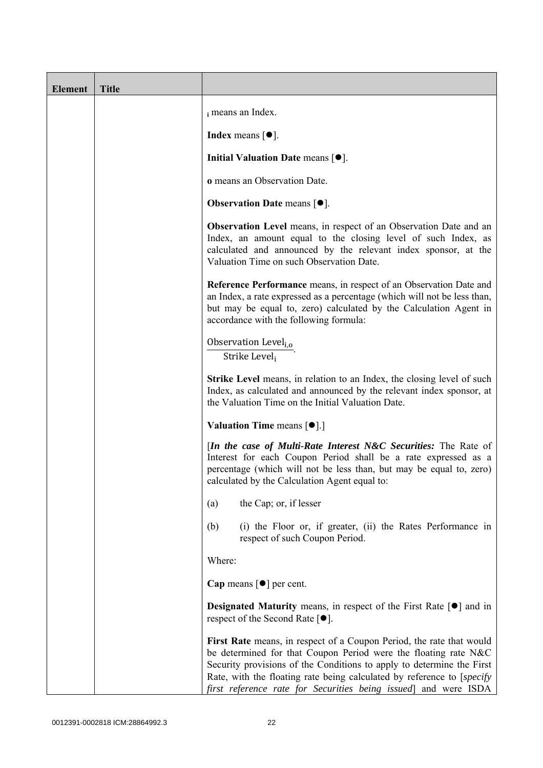| Element | Title | |
|---|---|---|
| | | $_i$ means an Index.<br><br>**Index** means [●].<br><br>**Initial Valuation Date** means [●].<br><br>**o** means an Observation Date.<br><br>**Observation Date** means [●].<br><br>**Observation Level** means, in respect of an Observation Date and an Index, an amount equal to the closing level of such Index, as calculated and announced by the relevant index sponsor, at the Valuation Time on such Observation Date.<br><br>**Reference Performance** means, in respect of an Observation Date and an Index, a rate expressed as a percentage (which will not be less than, but may be equal to, zero) calculated by the Calculation Agent in accordance with the following formula:<br><br>$\frac{\text{Observation Level}_{i,o}}{\text{Strike Level}_i}$.<br><br>**Strike Level** means, in relation to an Index, the closing level of such Index, as calculated and announced by the relevant index sponsor, at the Valuation Time on the Initial Valuation Date.<br><br>**Valuation Time** means [●].]<br><br>[***In the case of Multi-Rate Interest N&C Securities:*** The Rate of Interest for each Coupon Period shall be a rate expressed as a percentage (which will not be less than, but may be equal to, zero) calculated by the Calculation Agent equal to:<br><br>(a) the Cap; or, if lesser<br><br>(b) (i) the Floor or, if greater, (ii) the Rates Performance in respect of such Coupon Period.<br><br>Where:<br><br>**Cap** means [●] per cent.<br><br>**Designated Maturity** means, in respect of the First Rate [●] and in respect of the Second Rate [●].<br><br>**First Rate** means, in respect of a Coupon Period, the rate that would be determined for that Coupon Period were the floating rate N&C Security provisions of the Conditions to apply to determine the First Rate, with the floating rate being calculated by reference to [*specify first reference rate for Securities being issued*] and were ISDA |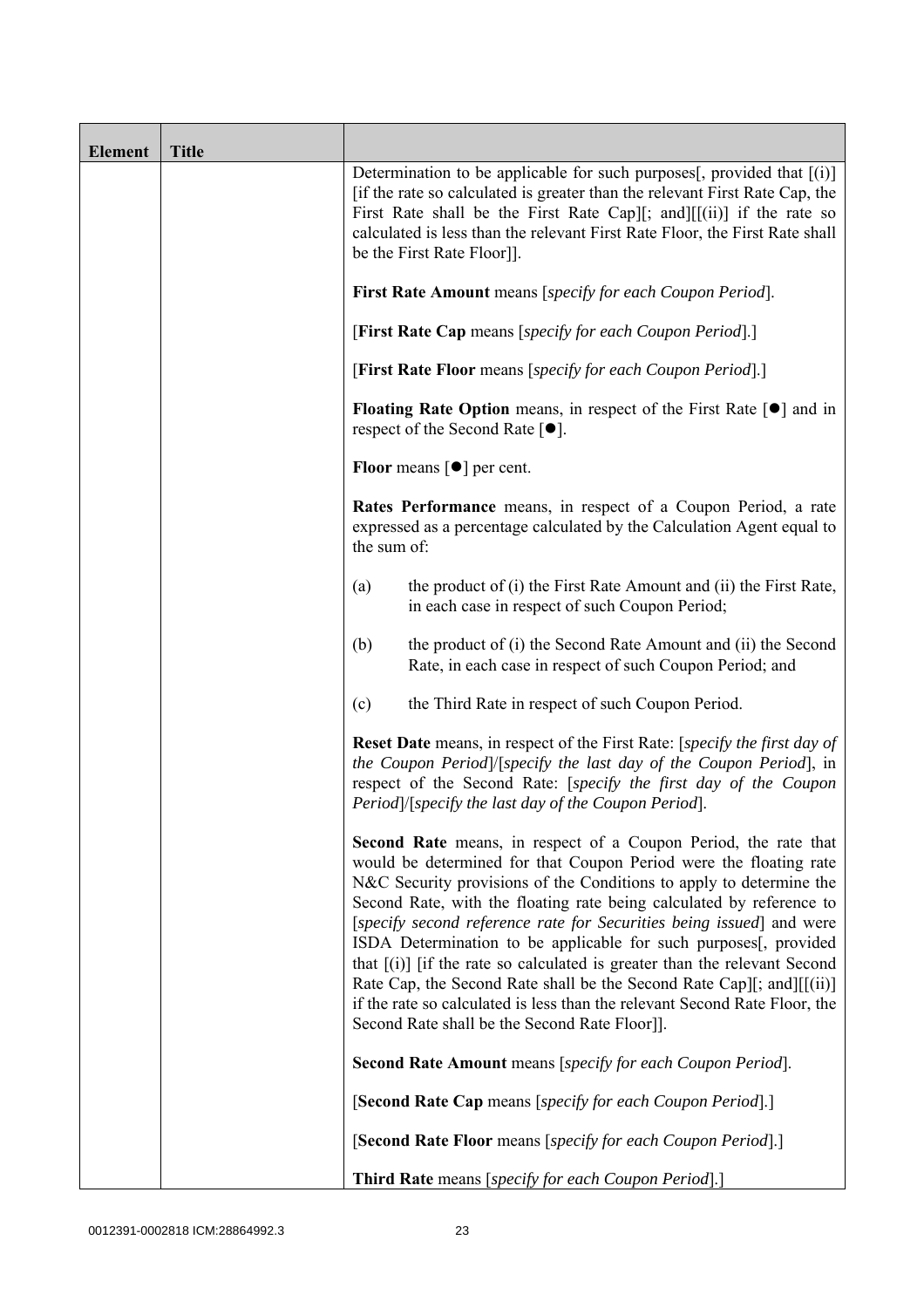| Element | Title | |
|---|---|---|
| | | Determination to be applicable for such purposes[, provided that [(i)] [if the rate so calculated is greater than the relevant First Rate Cap, the First Rate shall be the First Rate Cap][; and][[(ii)] if the rate so calculated is less than the relevant First Rate Floor, the First Rate shall be the First Rate Floor]].<br><br>**First Rate Amount** means [*specify for each Coupon Period*].<br><br>[**First Rate Cap** means [*specify for each Coupon Period*].]<br><br>[**First Rate Floor** means [*specify for each Coupon Period*].]<br><br>**Floating Rate Option** means, in respect of the First Rate [●] and in respect of the Second Rate [●].<br><br>**Floor** means [●] per cent.<br><br>**Rates Performance** means, in respect of a Coupon Period, a rate expressed as a percentage calculated by the Calculation Agent equal to the sum of:<br><br>(a) the product of (i) the First Rate Amount and (ii) the First Rate, in each case in respect of such Coupon Period;<br><br>(b) the product of (i) the Second Rate Amount and (ii) the Second Rate, in each case in respect of such Coupon Period; and<br><br>(c) the Third Rate in respect of such Coupon Period.<br><br>**Reset Date** means, in respect of the First Rate: [*specify the first day of the Coupon Period*]/[*specify the last day of the Coupon Period*], in respect of the Second Rate: [*specify the first day of the Coupon Period*]/[*specify the last day of the Coupon Period*].<br><br>**Second Rate** means, in respect of a Coupon Period, the rate that would be determined for that Coupon Period were the floating rate N&C Security provisions of the Conditions to apply to determine the Second Rate, with the floating rate being calculated by reference to [*specify second reference rate for Securities being issued*] and were ISDA Determination to be applicable for such purposes[, provided that [(i)] [if the rate so calculated is greater than the relevant Second Rate Cap, the Second Rate shall be the Second Rate Cap][; and][[(ii)] if the rate so calculated is less than the relevant Second Rate Floor, the Second Rate shall be the Second Rate Floor]].<br><br>**Second Rate Amount** means [*specify for each Coupon Period*].<br><br>[**Second Rate Cap** means [*specify for each Coupon Period*].]<br><br>[**Second Rate Floor** means [*specify for each Coupon Period*].]<br><br>**Third Rate** means [*specify for each Coupon Period*].] |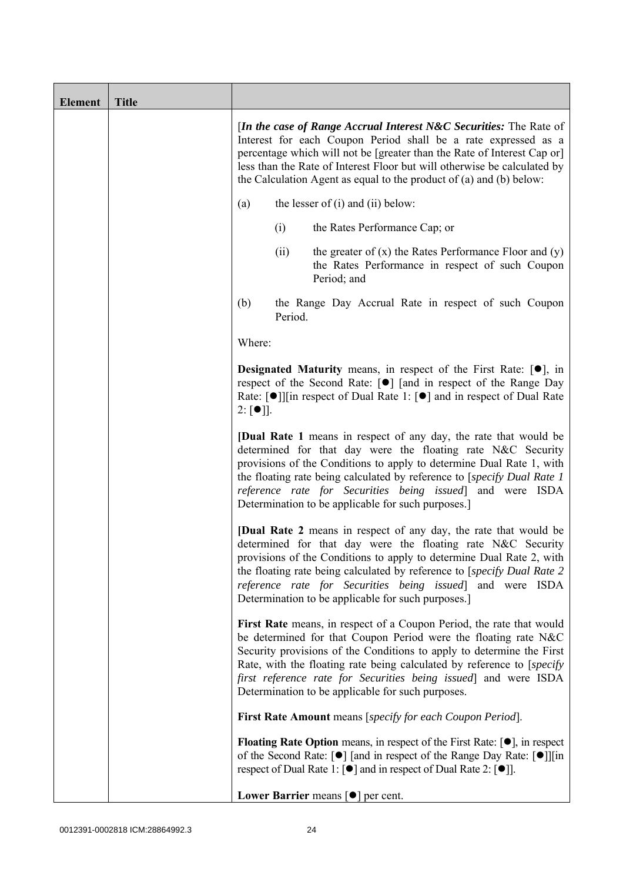| Element | Title | |
|---|---|---|
| | | [***In the case of Range Accrual Interest N&C Securities:*** The Rate of Interest for each Coupon Period shall be a rate expressed as a percentage which will not be [greater than the Rate of Interest Cap or] less than the Rate of Interest Floor but will otherwise be calculated by the Calculation Agent as equal to the product of (a) and (b) below:<br><br>(a) the lesser of (i) and (ii) below:<br><br>(i) the Rates Performance Cap; or<br><br>(ii) the greater of (x) the Rates Performance Floor and (y) the Rates Performance in respect of such Coupon Period; and<br><br>(b) the Range Day Accrual Rate in respect of such Coupon Period.<br><br>Where:<br><br>**Designated Maturity** means, in respect of the First Rate: [●], in respect of the Second Rate: [●] [and in respect of the Range Day Rate: [●]][in respect of Dual Rate 1: [●] and in respect of Dual Rate 2: [●]].<br><br>[**Dual Rate 1** means in respect of any day, the rate that would be determined for that day were the floating rate N&C Security provisions of the Conditions to apply to determine Dual Rate 1, with the floating rate being calculated by reference to [*specify Dual Rate 1 reference rate for Securities being issued*] and were ISDA Determination to be applicable for such purposes.]<br><br>[**Dual Rate 2** means in respect of any day, the rate that would be determined for that day were the floating rate N&C Security provisions of the Conditions to apply to determine Dual Rate 2, with the floating rate being calculated by reference to [*specify Dual Rate 2 reference rate for Securities being issued*] and were ISDA Determination to be applicable for such purposes.]<br><br>**First Rate** means, in respect of a Coupon Period, the rate that would be determined for that Coupon Period were the floating rate N&C Security provisions of the Conditions to apply to determine the First Rate, with the floating rate being calculated by reference to [*specify first reference rate for Securities being issued*] and were ISDA Determination to be applicable for such purposes.<br><br>**First Rate Amount** means [*specify for each Coupon Period*].<br><br>**Floating Rate Option** means, in respect of the First Rate: [●], in respect of the Second Rate: [●] [and in respect of the Range Day Rate: [●]][in respect of Dual Rate 1: [●] and in respect of Dual Rate 2: [●]].<br><br>**Lower Barrier** means [●] per cent. |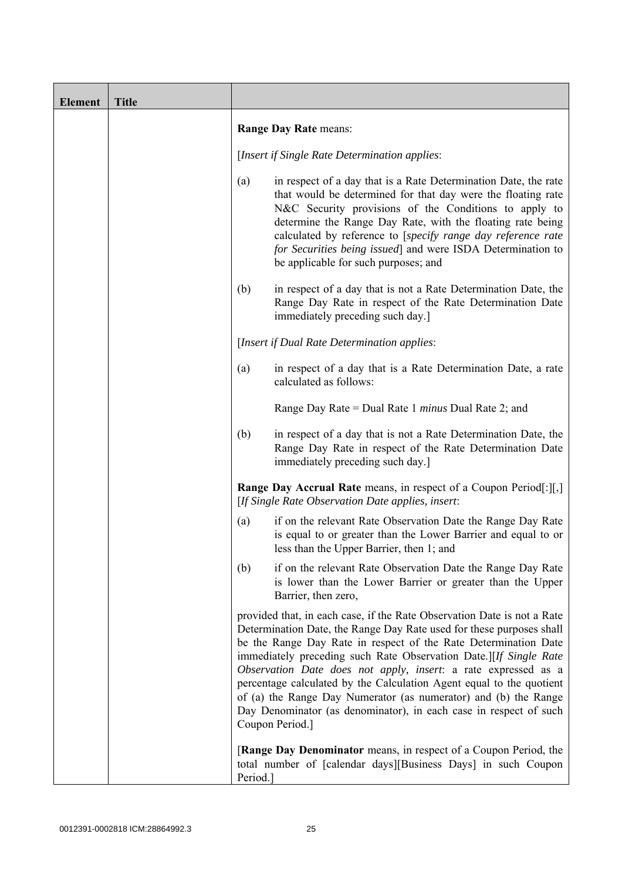| Element | Title | |
|---|---|---|
| | | **Range Day Rate** means:<br><br>[*Insert if Single Rate Determination applies*:<br><br>(a) in respect of a day that is a Rate Determination Date, the rate that would be determined for that day were the floating rate N&C Security provisions of the Conditions to apply to determine the Range Day Rate, with the floating rate being calculated by reference to [*specify range day reference rate for Securities being issued*] and were ISDA Determination to be applicable for such purposes; and<br><br>(b) in respect of a day that is not a Rate Determination Date, the Range Day Rate in respect of the Rate Determination Date immediately preceding such day.]<br><br>[*Insert if Dual Rate Determination applies*:<br><br>(a) in respect of a day that is a Rate Determination Date, a rate calculated as follows:<br><br>Range Day Rate = Dual Rate 1 *minus* Dual Rate 2; and<br><br>(b) in respect of a day that is not a Rate Determination Date, the Range Day Rate in respect of the Rate Determination Date immediately preceding such day.]<br><br>**Range Day Accrual Rate** means, in respect of a Coupon Period[:][,] [*If Single Rate Observation Date applies, insert*:<br><br>(a) if on the relevant Rate Observation Date the Range Day Rate is equal to or greater than the Lower Barrier and equal to or less than the Upper Barrier, then 1; and<br><br>(b) if on the relevant Rate Observation Date the Range Day Rate is lower than the Lower Barrier or greater than the Upper Barrier, then zero,<br><br>provided that, in each case, if the Rate Observation Date is not a Rate Determination Date, the Range Day Rate used for these purposes shall be the Range Day Rate in respect of the Rate Determination Date immediately preceding such Rate Observation Date.][*If Single Rate Observation Date does not apply, insert*: a rate expressed as a percentage calculated by the Calculation Agent equal to the quotient of (a) the Range Day Numerator (as numerator) and (b) the Range Day Denominator (as denominator), in each case in respect of such Coupon Period.]<br><br>[**Range Day Denominator** means, in respect of a Coupon Period, the total number of [calendar days][Business Days] in such Coupon Period.] |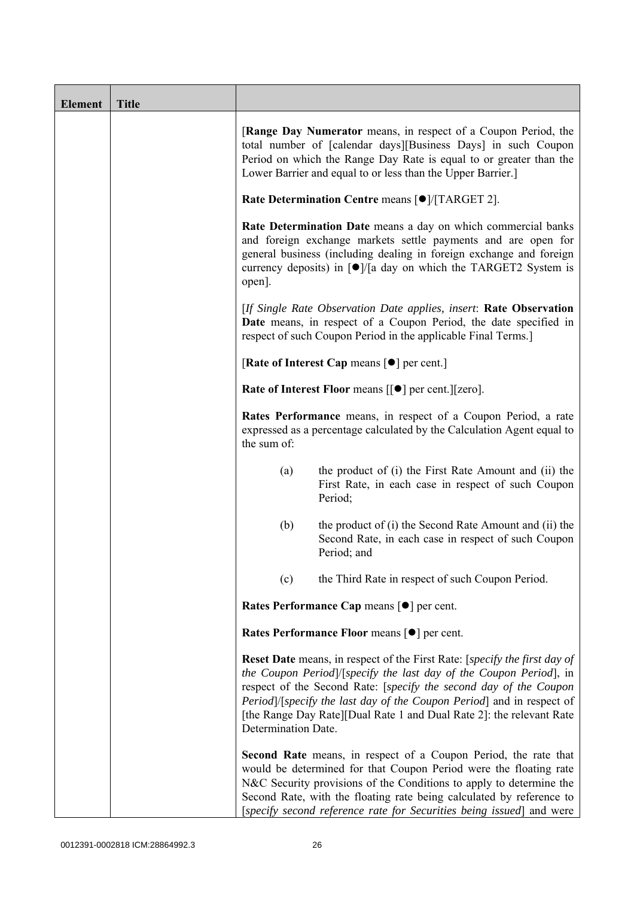| Element | Title | |
|---|---|---|
| | | [**Range Day Numerator** means, in respect of a Coupon Period, the total number of [calendar days][Business Days] in such Coupon Period on which the Range Day Rate is equal to or greater than the Lower Barrier and equal to or less than the Upper Barrier.]<br><br>**Rate Determination Centre** means [●]/[TARGET 2].<br><br>**Rate Determination Date** means a day on which commercial banks and foreign exchange markets settle payments and are open for general business (including dealing in foreign exchange and foreign currency deposits) in [●]/[a day on which the TARGET2 System is open].<br><br>[*If Single Rate Observation Date applies, insert*: **Rate Observation Date** means, in respect of a Coupon Period, the date specified in respect of such Coupon Period in the applicable Final Terms.]<br><br>[**Rate of Interest Cap** means [●] per cent.]<br><br>**Rate of Interest Floor** means [[●] per cent.][zero].<br><br>**Rates Performance** means, in respect of a Coupon Period, a rate expressed as a percentage calculated by the Calculation Agent equal to the sum of:<br><br>(a) the product of (i) the First Rate Amount and (ii) the First Rate, in each case in respect of such Coupon Period;<br><br>(b) the product of (i) the Second Rate Amount and (ii) the Second Rate, in each case in respect of such Coupon Period; and<br><br>(c) the Third Rate in respect of such Coupon Period.<br><br>**Rates Performance Cap** means [●] per cent.<br><br>**Rates Performance Floor** means [●] per cent.<br><br>**Reset Date** means, in respect of the First Rate: [*specify the first day of the Coupon Period*]/[*specify the last day of the Coupon Period*], in respect of the Second Rate: [*specify the second day of the Coupon Period*]/[*specify the last day of the Coupon Period*] and in respect of [the Range Day Rate][Dual Rate 1 and Dual Rate 2]: the relevant Rate Determination Date.<br><br>**Second Rate** means, in respect of a Coupon Period, the rate that would be determined for that Coupon Period were the floating rate N&C Security provisions of the Conditions to apply to determine the Second Rate, with the floating rate being calculated by reference to [*specify second reference rate for Securities being issued*] and were |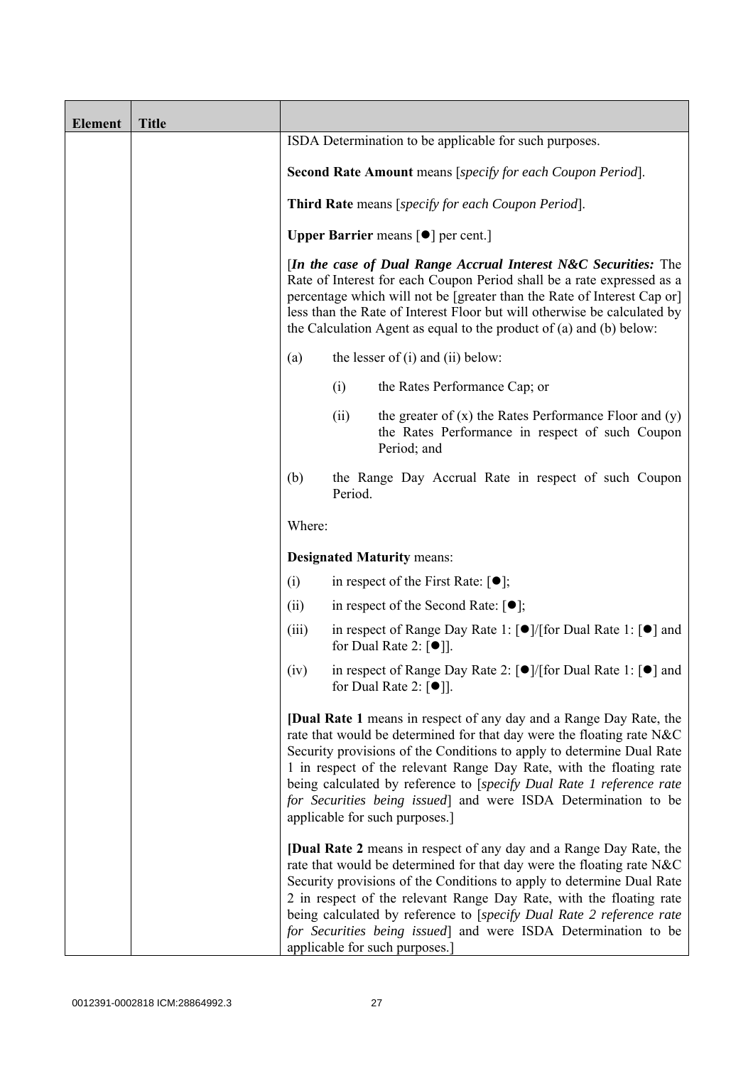| Element | Title | |
|---|---|---|
| | | ISDA Determination to be applicable for such purposes.<br><br>**Second Rate Amount** means [*specify for each Coupon Period*].<br><br>**Third Rate** means [*specify for each Coupon Period*].<br><br>**Upper Barrier** means [●] per cent.]<br><br>[***In the case of Dual Range Accrual Interest N&C Securities:*** The Rate of Interest for each Coupon Period shall be a rate expressed as a percentage which will not be [greater than the Rate of Interest Cap or] less than the Rate of Interest Floor but will otherwise be calculated by the Calculation Agent as equal to the product of (a) and (b) below:<br><br>(a) the lesser of (i) and (ii) below:<br><br>(i) the Rates Performance Cap; or<br><br>(ii) the greater of (x) the Rates Performance Floor and (y) the Rates Performance in respect of such Coupon Period; and<br><br>(b) the Range Day Accrual Rate in respect of such Coupon Period.<br><br>Where:<br><br>**Designated Maturity** means:<br><br>(i) in respect of the First Rate: [●];<br><br>(ii) in respect of the Second Rate: [●];<br><br>(iii) in respect of Range Day Rate 1: [●]/[for Dual Rate 1: [●] and for Dual Rate 2: [●]].<br><br>(iv) in respect of Range Day Rate 2: [●]/[for Dual Rate 1: [●] and for Dual Rate 2: [●]].<br><br>[**Dual Rate 1** means in respect of any day and a Range Day Rate, the rate that would be determined for that day were the floating rate N&C Security provisions of the Conditions to apply to determine Dual Rate 1 in respect of the relevant Range Day Rate, with the floating rate being calculated by reference to [*specify Dual Rate 1 reference rate for Securities being issued*] and were ISDA Determination to be applicable for such purposes.]<br><br>[**Dual Rate 2** means in respect of any day and a Range Day Rate, the rate that would be determined for that day were the floating rate N&C Security provisions of the Conditions to apply to determine Dual Rate 2 in respect of the relevant Range Day Rate, with the floating rate being calculated by reference to [*specify Dual Rate 2 reference rate for Securities being issued*] and were ISDA Determination to be applicable for such purposes.] |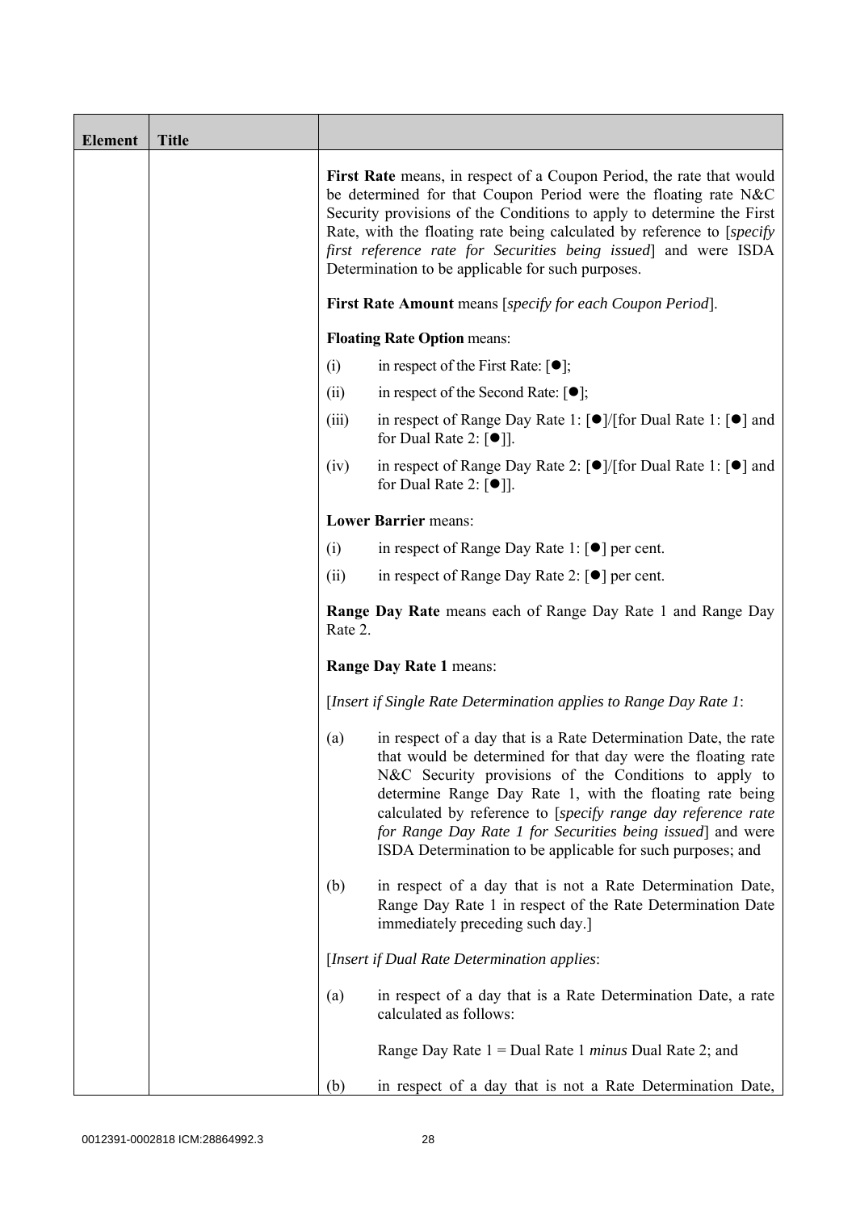| Element | Title | |
|---|---|---|
| | | **First Rate** means, in respect of a Coupon Period, the rate that would be determined for that Coupon Period were the floating rate N&C Security provisions of the Conditions to apply to determine the First Rate, with the floating rate being calculated by reference to [*specify first reference rate for Securities being issued*] and were ISDA Determination to be applicable for such purposes.<br><br>**First Rate Amount** means [*specify for each Coupon Period*].<br><br>**Floating Rate Option** means:<br><br>(i) in respect of the First Rate: [●];<br><br>(ii) in respect of the Second Rate: [●];<br><br>(iii) in respect of Range Day Rate 1: [●]/[for Dual Rate 1: [●] and for Dual Rate 2: [●]].<br><br>(iv) in respect of Range Day Rate 2: [●]/[for Dual Rate 1: [●] and for Dual Rate 2: [●]].<br><br>**Lower Barrier** means:<br><br>(i) in respect of Range Day Rate 1: [●] per cent.<br><br>(ii) in respect of Range Day Rate 2: [●] per cent.<br><br>**Range Day Rate** means each of Range Day Rate 1 and Range Day Rate 2.<br><br>**Range Day Rate 1** means:<br><br>[*Insert if Single Rate Determination applies to Range Day Rate 1*:<br><br>(a) in respect of a day that is a Rate Determination Date, the rate that would be determined for that day were the floating rate N&C Security provisions of the Conditions to apply to determine Range Day Rate 1, with the floating rate being calculated by reference to [*specify range day reference rate for Range Day Rate 1 for Securities being issued*] and were ISDA Determination to be applicable for such purposes; and<br><br>(b) in respect of a day that is not a Rate Determination Date, Range Day Rate 1 in respect of the Rate Determination Date immediately preceding such day.]<br><br>[*Insert if Dual Rate Determination applies*:<br><br>(a) in respect of a day that is a Rate Determination Date, a rate calculated as follows:<br><br>Range Day Rate 1 = Dual Rate 1 *minus* Dual Rate 2; and<br><br>(b) in respect of a day that is not a Rate Determination Date, |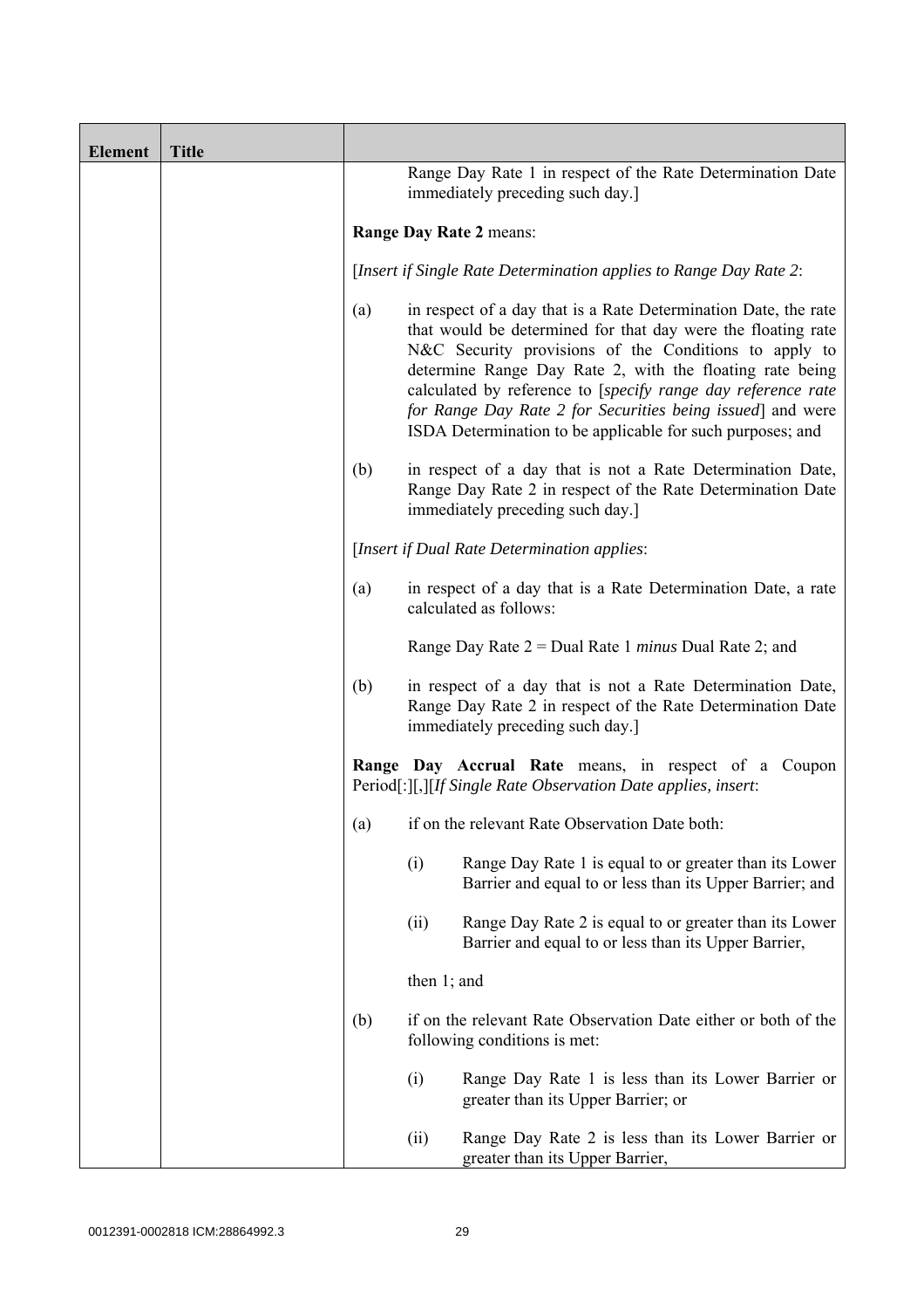| Element | Title | |
|---|---|---|
| | | Range Day Rate 1 in respect of the Rate Determination Date immediately preceding such day.]<br><br>**Range Day Rate 2** means:<br><br>[*Insert if Single Rate Determination applies to Range Day Rate 2*:<br><br>(a) in respect of a day that is a Rate Determination Date, the rate that would be determined for that day were the floating rate N&C Security provisions of the Conditions to apply to determine Range Day Rate 2, with the floating rate being calculated by reference to [*specify range day reference rate for Range Day Rate 2 for Securities being issued*] and were ISDA Determination to be applicable for such purposes; and<br><br>(b) in respect of a day that is not a Rate Determination Date, Range Day Rate 2 in respect of the Rate Determination Date immediately preceding such day.]<br><br>[*Insert if Dual Rate Determination applies*:<br><br>(a) in respect of a day that is a Rate Determination Date, a rate calculated as follows:<br><br>Range Day Rate 2 = Dual Rate 1 *minus* Dual Rate 2; and<br><br>(b) in respect of a day that is not a Rate Determination Date, Range Day Rate 2 in respect of the Rate Determination Date immediately preceding such day.]<br><br>**Range Day Accrual Rate** means, in respect of a Coupon Period[:][,][*If Single Rate Observation Date applies, insert*:<br><br>(a) if on the relevant Rate Observation Date both:<br><br>(i) Range Day Rate 1 is equal to or greater than its Lower Barrier and equal to or less than its Upper Barrier; and<br><br>(ii) Range Day Rate 2 is equal to or greater than its Lower Barrier and equal to or less than its Upper Barrier,<br><br>then 1; and<br><br>(b) if on the relevant Rate Observation Date either or both of the following conditions is met:<br><br>(i) Range Day Rate 1 is less than its Lower Barrier or greater than its Upper Barrier; or<br><br>(ii) Range Day Rate 2 is less than its Lower Barrier or greater than its Upper Barrier, |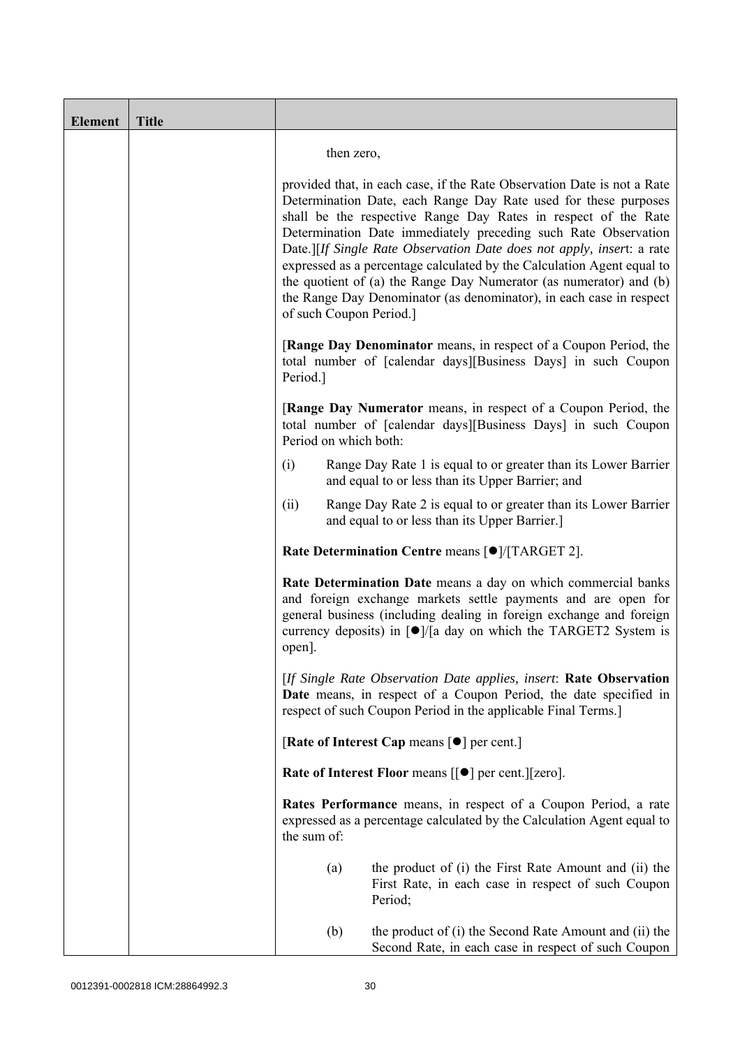| Element | Title | |
|---|---|---|
| | | then zero,<br><br>provided that, in each case, if the Rate Observation Date is not a Rate Determination Date, each Range Day Rate used for these purposes shall be the respective Range Day Rates in respect of the Rate Determination Date immediately preceding such Rate Observation Date.][*If Single Rate Observation Date does not apply, insert*: a rate expressed as a percentage calculated by the Calculation Agent equal to the quotient of (a) the Range Day Numerator (as numerator) and (b) the Range Day Denominator (as denominator), in each case in respect of such Coupon Period.]<br><br>[**Range Day Denominator** means, in respect of a Coupon Period, the total number of [calendar days][Business Days] in such Coupon Period.]<br><br>[**Range Day Numerator** means, in respect of a Coupon Period, the total number of [calendar days][Business Days] in such Coupon Period on which both:<br><br>(i) Range Day Rate 1 is equal to or greater than its Lower Barrier and equal to or less than its Upper Barrier; and<br><br>(ii) Range Day Rate 2 is equal to or greater than its Lower Barrier and equal to or less than its Upper Barrier.]<br><br>**Rate Determination Centre** means [●]/[TARGET 2].<br><br>**Rate Determination Date** means a day on which commercial banks and foreign exchange markets settle payments and are open for general business (including dealing in foreign exchange and foreign currency deposits) in [●]/[a day on which the TARGET2 System is open].<br><br>[*If Single Rate Observation Date applies, insert*: **Rate Observation Date** means, in respect of a Coupon Period, the date specified in respect of such Coupon Period in the applicable Final Terms.]<br><br>[**Rate of Interest Cap** means [●] per cent.]<br><br>**Rate of Interest Floor** means [[●] per cent.][zero].<br><br>**Rates Performance** means, in respect of a Coupon Period, a rate expressed as a percentage calculated by the Calculation Agent equal to the sum of:<br><br>(a) the product of (i) the First Rate Amount and (ii) the First Rate, in each case in respect of such Coupon Period;<br><br>(b) the product of (i) the Second Rate Amount and (ii) the Second Rate, in each case in respect of such Coupon |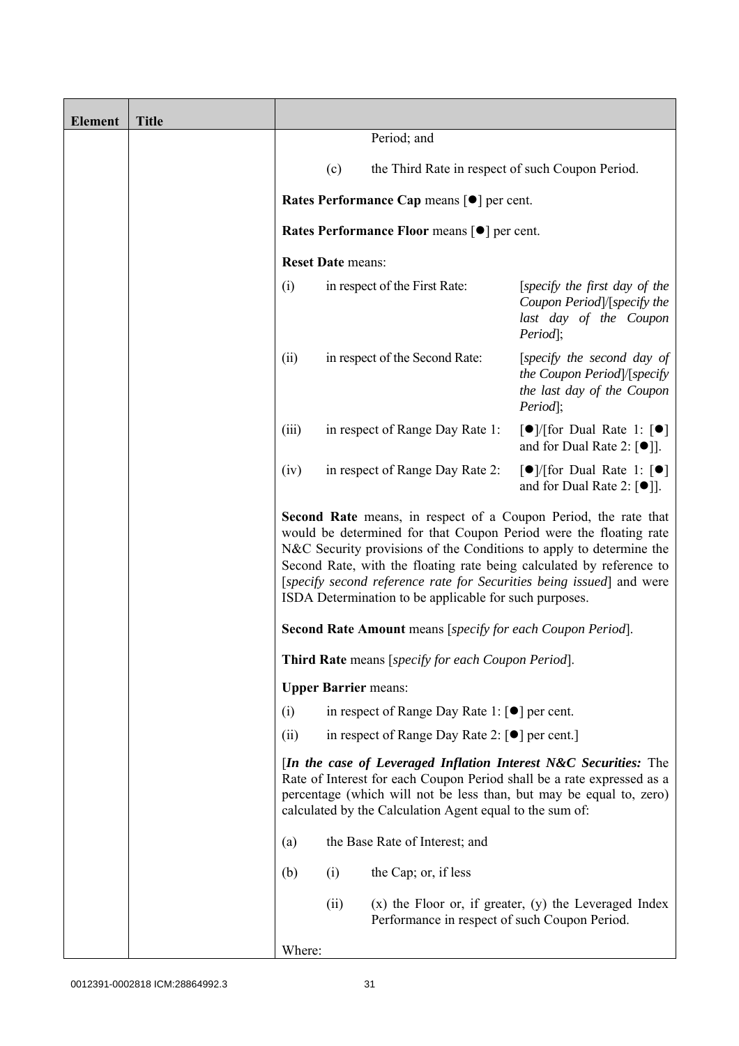| Element | Title | |
|---|---|---|
| | | Period; and<br><br>(c) the Third Rate in respect of such Coupon Period.<br><br>**Rates Performance Cap** means [●] per cent.<br><br>**Rates Performance Floor** means [●] per cent.<br><br>**Reset Date** means:<br><br>(i) in respect of the First Rate: [*specify the first day of the Coupon Period*]/[*specify the last day of the Coupon Period*];<br><br>(ii) in respect of the Second Rate: [*specify the second day of the Coupon Period*]/[*specify the last day of the Coupon Period*];<br><br>(iii) in respect of Range Day Rate 1: [●]/[for Dual Rate 1: [●] and for Dual Rate 2: [●]].<br><br>(iv) in respect of Range Day Rate 2: [●]/[for Dual Rate 1: [●] and for Dual Rate 2: [●]].<br><br>**Second Rate** means, in respect of a Coupon Period, the rate that would be determined for that Coupon Period were the floating rate N&C Security provisions of the Conditions to apply to determine the Second Rate, with the floating rate being calculated by reference to [*specify second reference rate for Securities being issued*] and were ISDA Determination to be applicable for such purposes.<br><br>**Second Rate Amount** means [*specify for each Coupon Period*].<br><br>**Third Rate** means [*specify for each Coupon Period*].<br><br>**Upper Barrier** means:<br><br>(i) in respect of Range Day Rate 1: [●] per cent.<br><br>(ii) in respect of Range Day Rate 2: [●] per cent.]<br><br>[***In the case of Leveraged Inflation Interest N&C Securities:*** The Rate of Interest for each Coupon Period shall be a rate expressed as a percentage (which will not be less than, but may be equal to, zero) calculated by the Calculation Agent equal to the sum of:<br><br>(a) the Base Rate of Interest; and<br><br>(b) (i) the Cap; or, if less<br><br>(ii) (x) the Floor or, if greater, (y) the Leveraged Index Performance in respect of such Coupon Period.<br><br>Where: |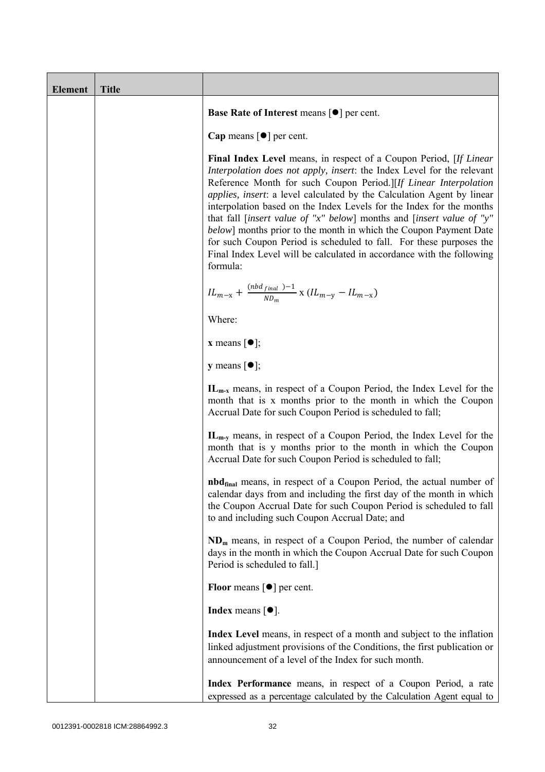| Element | Title | |
|---|---|---|
| | | **Base Rate of Interest** means [●] per cent.<br><br>**Cap** means [●] per cent.<br><br>**Final Index Level** means, in respect of a Coupon Period, [*If Linear Interpolation does not apply, insert*: the Index Level for the relevant Reference Month for such Coupon Period.][*If Linear Interpolation applies, insert*: a level calculated by the Calculation Agent by linear interpolation based on the Index Levels for the Index for the months that fall [*insert value of "x" below*] months and [*insert value of "y" below*] months prior to the month in which the Coupon Payment Date for such Coupon Period is scheduled to fall. For these purposes the Final Index Level will be calculated in accordance with the following formula:<br><br>$IL_{m-x} + \frac{(nbd_{final})-1}{ND_m} \text{ x } (IL_{m-y} - IL_{m-x})$<br><br>Where:<br><br>**x** means [●];<br><br>**y** means [●];<br><br>**$IL_{m-x}$** means, in respect of a Coupon Period, the Index Level for the month that is x months prior to the month in which the Coupon Accrual Date for such Coupon Period is scheduled to fall;<br><br>**$IL_{m-y}$** means, in respect of a Coupon Period, the Index Level for the month that is y months prior to the month in which the Coupon Accrual Date for such Coupon Period is scheduled to fall;<br><br>**$nbd_{final}$** means, in respect of a Coupon Period, the actual number of calendar days from and including the first day of the month in which the Coupon Accrual Date for such Coupon Period is scheduled to fall to and including such Coupon Accrual Date; and<br><br>**$ND_m$** means, in respect of a Coupon Period, the number of calendar days in the month in which the Coupon Accrual Date for such Coupon Period is scheduled to fall.]<br><br>**Floor** means [●] per cent.<br><br>**Index** means [●].<br><br>**Index Level** means, in respect of a month and subject to the inflation linked adjustment provisions of the Conditions, the first publication or announcement of a level of the Index for such month.<br><br>**Index Performance** means, in respect of a Coupon Period, a rate expressed as a percentage calculated by the Calculation Agent equal to |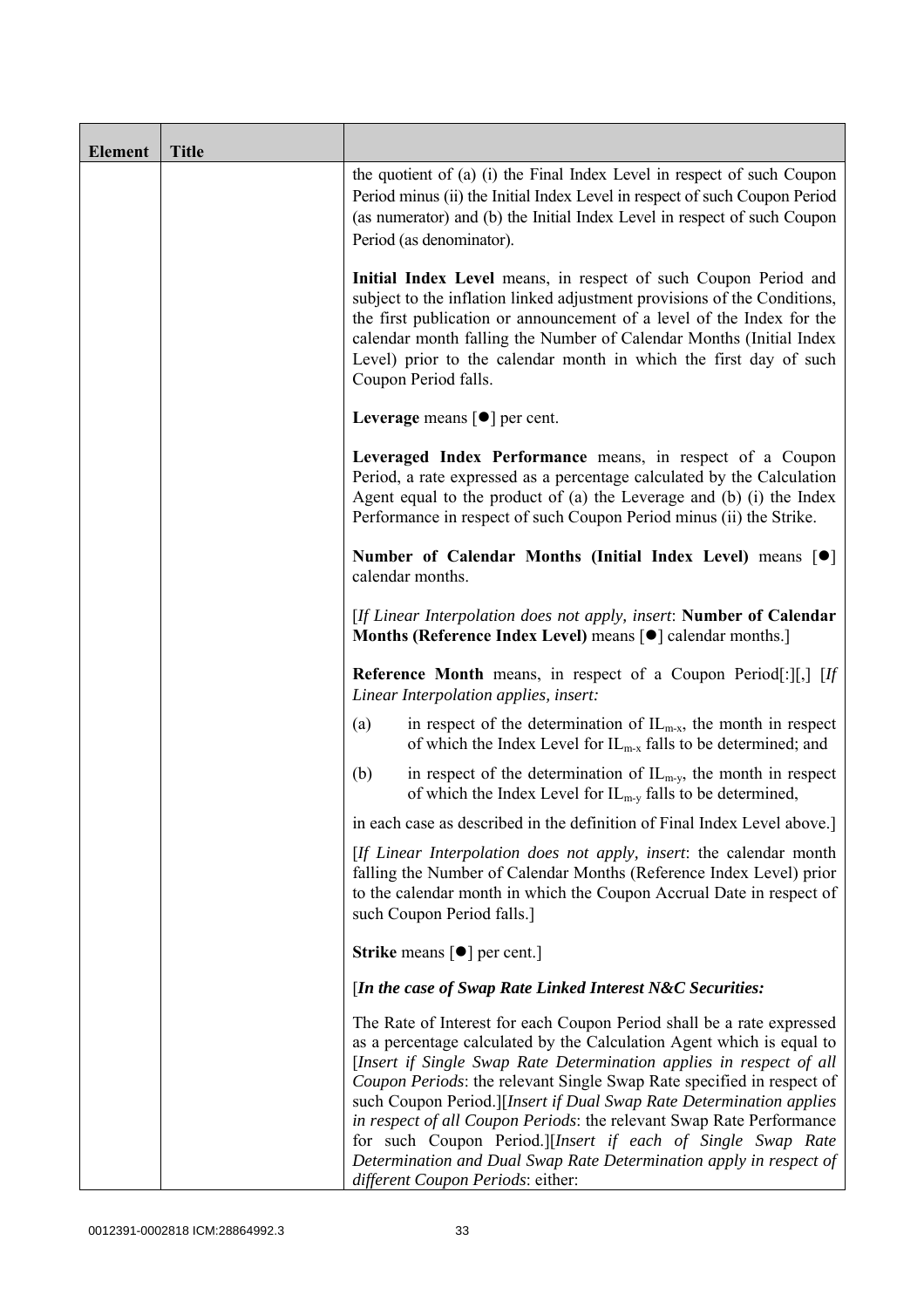| Element | Title | |
|---|---|---|
| | | the quotient of (a) (i) the Final Index Level in respect of such Coupon Period minus (ii) the Initial Index Level in respect of such Coupon Period (as numerator) and (b) the Initial Index Level in respect of such Coupon Period (as denominator).<br><br>**Initial Index Level** means, in respect of such Coupon Period and subject to the inflation linked adjustment provisions of the Conditions, the first publication or announcement of a level of the Index for the calendar month falling the Number of Calendar Months (Initial Index Level) prior to the calendar month in which the first day of such Coupon Period falls.<br><br>**Leverage** means [●] per cent.<br><br>**Leveraged Index Performance** means, in respect of a Coupon Period, a rate expressed as a percentage calculated by the Calculation Agent equal to the product of (a) the Leverage and (b) (i) the Index Performance in respect of such Coupon Period minus (ii) the Strike.<br><br>**Number of Calendar Months (Initial Index Level)** means [●] calendar months.<br><br>[*If Linear Interpolation does not apply, insert*: **Number of Calendar Months (Reference Index Level)** means [●] calendar months.]<br><br>**Reference Month** means, in respect of a Coupon Period[:][,] [*If Linear Interpolation applies, insert:*<br><br>(a) in respect of the determination of $IL_{m-x}$, the month in respect of which the Index Level for $IL_{m-x}$ falls to be determined; and<br><br>(b) in respect of the determination of $IL_{m-y}$, the month in respect of which the Index Level for $IL_{m-y}$ falls to be determined,<br><br>in each case as described in the definition of Final Index Level above.]<br><br>[*If Linear Interpolation does not apply, insert*: the calendar month falling the Number of Calendar Months (Reference Index Level) prior to the calendar month in which the Coupon Accrual Date in respect of such Coupon Period falls.]<br><br>**Strike** means [●] per cent.]<br><br>[***In the case of Swap Rate Linked Interest N&C Securities:***<br><br>The Rate of Interest for each Coupon Period shall be a rate expressed as a percentage calculated by the Calculation Agent which is equal to [*Insert if Single Swap Rate Determination applies in respect of all Coupon Periods*: the relevant Single Swap Rate specified in respect of such Coupon Period.][*Insert if Dual Swap Rate Determination applies in respect of all Coupon Periods*: the relevant Swap Rate Performance for such Coupon Period.][*Insert if each of Single Swap Rate Determination and Dual Swap Rate Determination apply in respect of different Coupon Periods*: either: |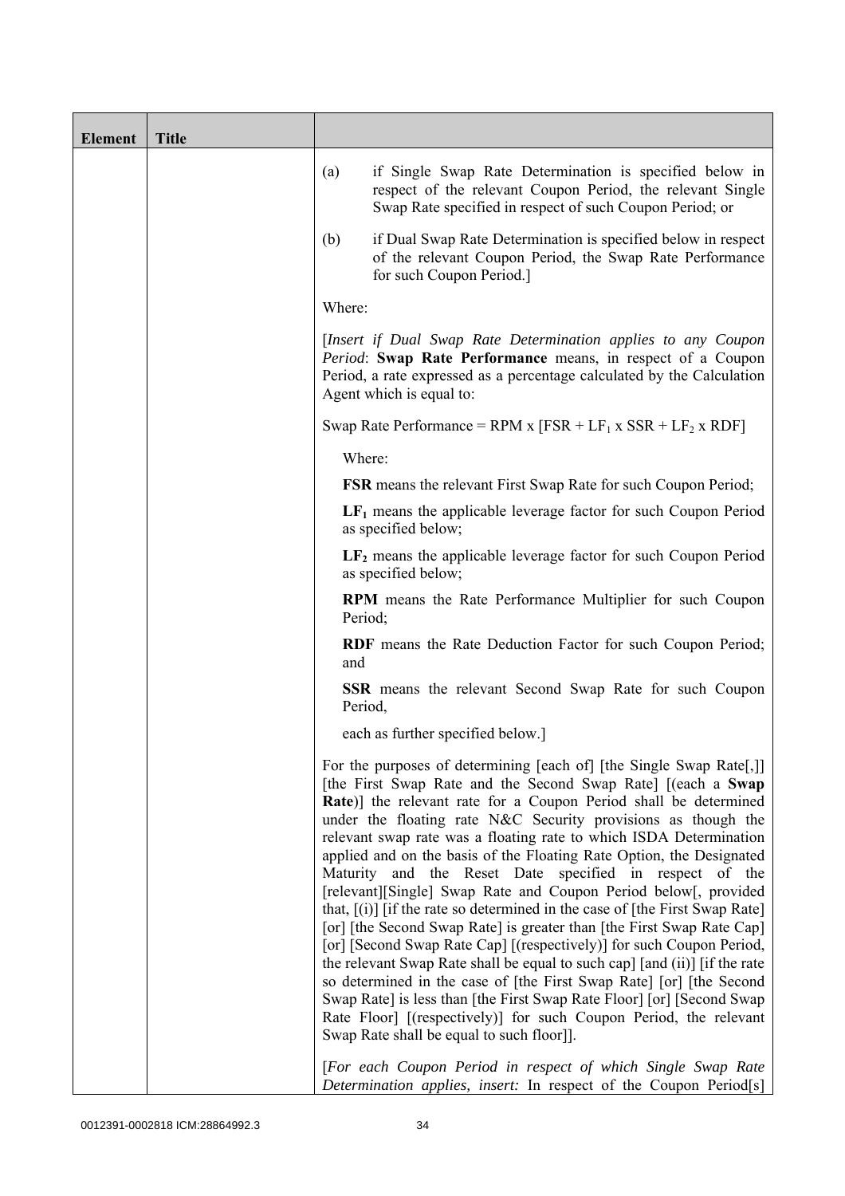| Element | Title | |
|---|---|---|
| | | (a) if Single Swap Rate Determination is specified below in respect of the relevant Coupon Period, the relevant Single Swap Rate specified in respect of such Coupon Period; or<br><br>(b) if Dual Swap Rate Determination is specified below in respect of the relevant Coupon Period, the Swap Rate Performance for such Coupon Period.]<br><br>Where:<br><br>[*Insert if Dual Swap Rate Determination applies to any Coupon Period*: **Swap Rate Performance** means, in respect of a Coupon Period, a rate expressed as a percentage calculated by the Calculation Agent which is equal to:<br><br>Swap Rate Performance = RPM x [FSR + $LF_1$ x SSR + $LF_2$ x RDF]<br><br>Where:<br><br>**FSR** means the relevant First Swap Rate for such Coupon Period;<br><br>**$LF_1$** means the applicable leverage factor for such Coupon Period as specified below;<br><br>**$LF_2$** means the applicable leverage factor for such Coupon Period as specified below;<br><br>**RPM** means the Rate Performance Multiplier for such Coupon Period;<br><br>**RDF** means the Rate Deduction Factor for such Coupon Period; and<br><br>**SSR** means the relevant Second Swap Rate for such Coupon Period,<br><br>each as further specified below.]<br><br>For the purposes of determining [each of] [the Single Swap Rate[,]] [the First Swap Rate and the Second Swap Rate] [(each a **Swap Rate**)] the relevant rate for a Coupon Period shall be determined under the floating rate N&C Security provisions as though the relevant swap rate was a floating rate to which ISDA Determination applied and on the basis of the Floating Rate Option, the Designated Maturity and the Reset Date specified in respect of the [relevant][Single] Swap Rate and Coupon Period below[, provided that, [(i)] [if the rate so determined in the case of [the First Swap Rate] [or] [the Second Swap Rate] is greater than [the First Swap Rate Cap] [or] [Second Swap Rate Cap] [(respectively)] for such Coupon Period, the relevant Swap Rate shall be equal to such cap] [and (ii)] [if the rate so determined in the case of [the First Swap Rate] [or] [the Second Swap Rate] is less than [the First Swap Rate Floor] [or] [Second Swap Rate Floor] [(respectively)] for such Coupon Period, the relevant Swap Rate shall be equal to such floor]].<br><br>[*For each Coupon Period in respect of which Single Swap Rate Determination applies, insert:* In respect of the Coupon Period[s] |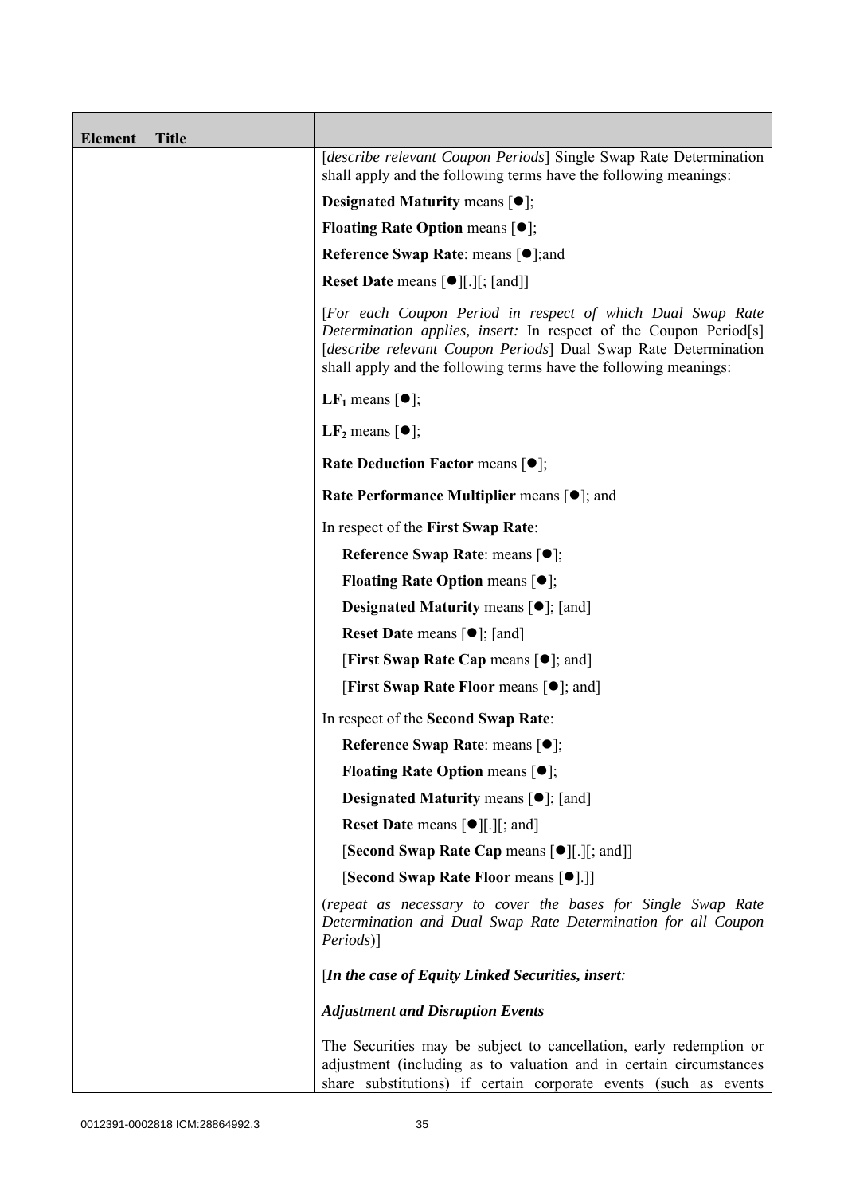| Element | Title | |
|---|---|---|
| | | [*describe relevant Coupon Periods*] Single Swap Rate Determination shall apply and the following terms have the following meanings:<br><br>**Designated Maturity** means [●];<br><br>**Floating Rate Option** means [●];<br><br>**Reference Swap Rate**: means [●];and<br><br>**Reset Date** means [●][.][; [and]]<br><br>[*For each Coupon Period in respect of which Dual Swap Rate Determination applies, insert:* In respect of the Coupon Period[s] [*describe relevant Coupon Periods*] Dual Swap Rate Determination shall apply and the following terms have the following meanings:<br><br>$\mathbf{LF_1}$ means [●];<br><br>$\mathbf{LF_2}$ means [●];<br><br>**Rate Deduction Factor** means [●];<br><br>**Rate Performance Multiplier** means [●]; and<br><br>In respect of the **First Swap Rate**:<br><br>**Reference Swap Rate**: means [●];<br><br>**Floating Rate Option** means [●];<br><br>**Designated Maturity** means [●]; [and]<br><br>**Reset Date** means [●]; [and]<br><br>[**First Swap Rate Cap** means [●]; and]<br><br>[**First Swap Rate Floor** means [●]; and]<br><br>In respect of the **Second Swap Rate**:<br><br>**Reference Swap Rate**: means [●];<br><br>**Floating Rate Option** means [●];<br><br>**Designated Maturity** means [●]; [and]<br><br>**Reset Date** means [●][.][; and]<br><br>[**Second Swap Rate Cap** means [●][.][; and]]<br><br>[**Second Swap Rate Floor** means [●].]]<br><br>(*repeat as necessary to cover the bases for Single Swap Rate Determination and Dual Swap Rate Determination for all Coupon Periods*)]<br><br>[***In the case of Equity Linked Securities, insert:***<br><br>***Adjustment and Disruption Events***<br><br>The Securities may be subject to cancellation, early redemption or adjustment (including as to valuation and in certain circumstances share substitutions) if certain corporate events (such as events |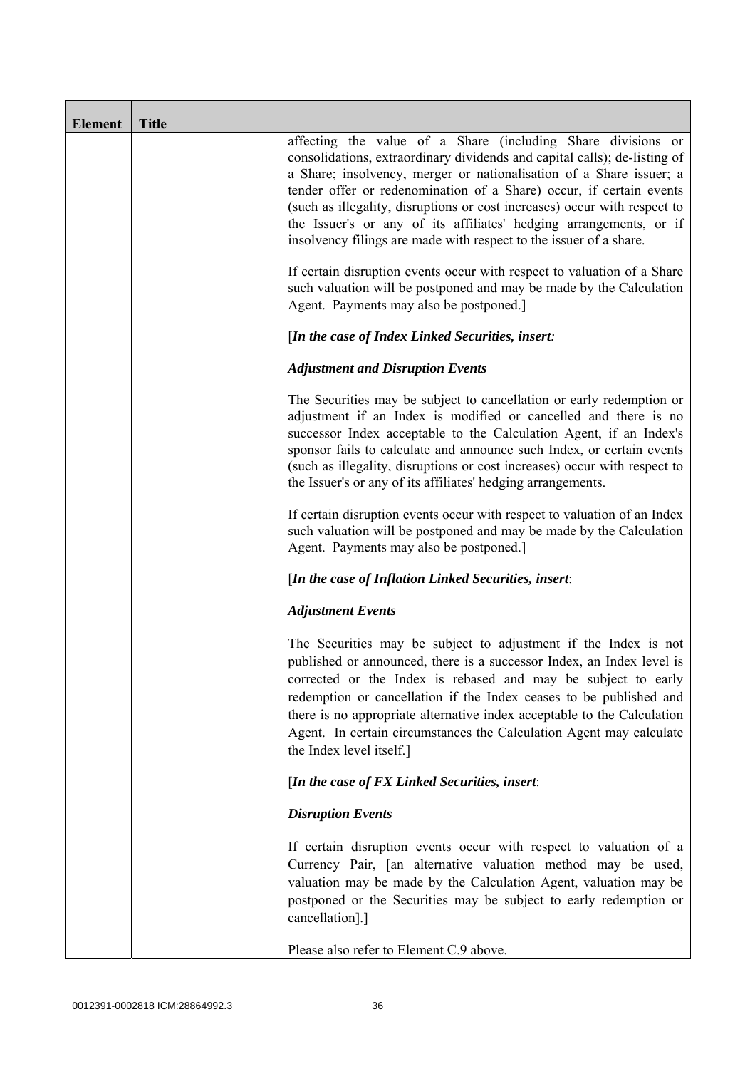| Element | Title | |
|---|---|---|
| | | affecting the value of a Share (including Share divisions or consolidations, extraordinary dividends and capital calls); de-listing of a Share; insolvency, merger or nationalisation of a Share issuer; a tender offer or redenomination of a Share) occur, if certain events (such as illegality, disruptions or cost increases) occur with respect to the Issuer's or any of its affiliates' hedging arrangements, or if insolvency filings are made with respect to the issuer of a share.<br><br>If certain disruption events occur with respect to valuation of a Share such valuation will be postponed and may be made by the Calculation Agent. Payments may also be postponed.]<br><br>[***In the case of Index Linked Securities, insert:***<br><br>***Adjustment and Disruption Events***<br><br>The Securities may be subject to cancellation or early redemption or adjustment if an Index is modified or cancelled and there is no successor Index acceptable to the Calculation Agent, if an Index's sponsor fails to calculate and announce such Index, or certain events (such as illegality, disruptions or cost increases) occur with respect to the Issuer's or any of its affiliates' hedging arrangements.<br><br>If certain disruption events occur with respect to valuation of an Index such valuation will be postponed and may be made by the Calculation Agent. Payments may also be postponed.]<br><br>[***In the case of Inflation Linked Securities, insert***:<br><br>***Adjustment Events***<br><br>The Securities may be subject to adjustment if the Index is not published or announced, there is a successor Index, an Index level is corrected or the Index is rebased and may be subject to early redemption or cancellation if the Index ceases to be published and there is no appropriate alternative index acceptable to the Calculation Agent. In certain circumstances the Calculation Agent may calculate the Index level itself.]<br><br>[***In the case of FX Linked Securities, insert***:<br><br>***Disruption Events***<br><br>If certain disruption events occur with respect to valuation of a Currency Pair, [an alternative valuation method may be used, valuation may be made by the Calculation Agent, valuation may be postponed or the Securities may be subject to early redemption or cancellation].]<br><br>Please also refer to Element C.9 above. |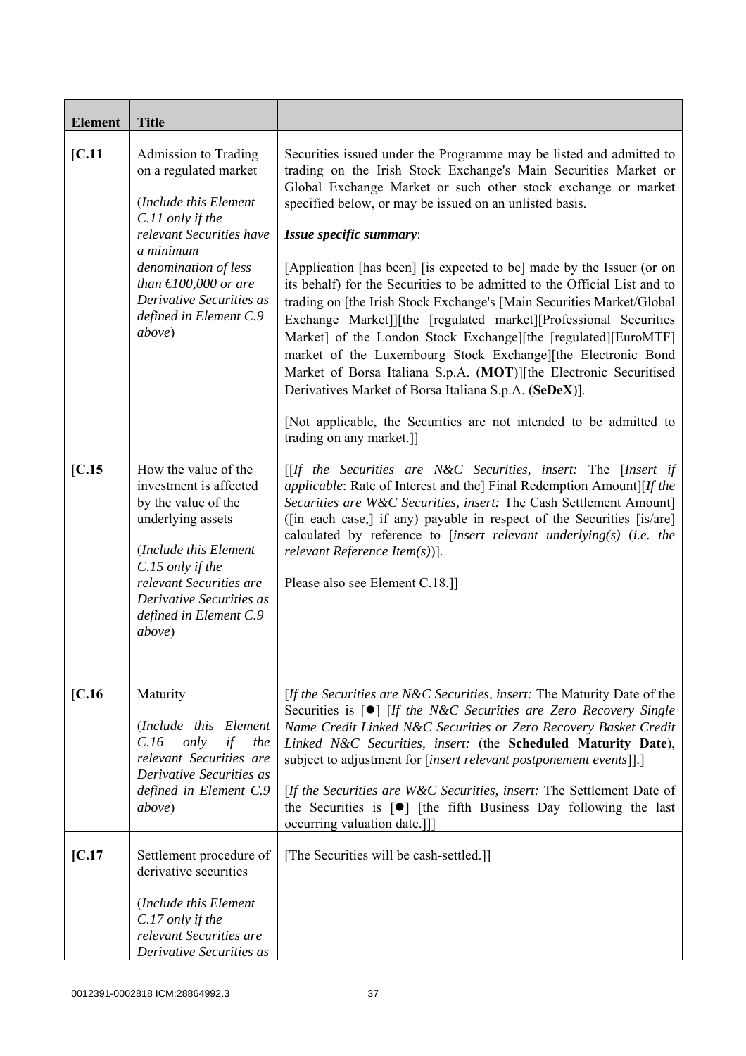| Element | Title | |
|---|---|---|
| [C.11 | Admission to Trading on a regulated market<br><br>(*Include this Element C.11 only if the relevant Securities have a minimum denomination of less than €100,000 or are Derivative Securities as defined in Element C.9 above*) | Securities issued under the Programme may be listed and admitted to trading on the Irish Stock Exchange's Main Securities Market or Global Exchange Market or such other stock exchange or market specified below, or may be issued on an unlisted basis.<br><br>***Issue specific summary***:<br><br>[Application [has been] [is expected to be] made by the Issuer (or on its behalf) for the Securities to be admitted to the Official List and to trading on [the Irish Stock Exchange's [Main Securities Market/Global Exchange Market]][the [regulated market][Professional Securities Market] of the London Stock Exchange][the [regulated][EuroMTF] market of the Luxembourg Stock Exchange][the Electronic Bond Market of Borsa Italiana S.p.A. (**MOT**)][the Electronic Securitised Derivatives Market of Borsa Italiana S.p.A. (**SeDeX**)].<br><br>[Not applicable, the Securities are not intended to be admitted to trading on any market.]] |
| [C.15 | How the value of the investment is affected by the value of the underlying assets<br><br>(*Include this Element C.15 only if the relevant Securities are Derivative Securities as defined in Element C.9 above*) | [[*If the Securities are N&C Securities, insert:* The [*Insert if applicable*: Rate of Interest and the] Final Redemption Amount][*If the Securities are W&C Securities, insert:* The Cash Settlement Amount] ([in each case,] if any) payable in respect of the Securities [is/are] calculated by reference to [*insert relevant underlying(s)* (*i.e. the relevant Reference Item(s)*)].<br><br>Please also see Element C.18.]] |
| [C.16 | Maturity<br><br>(*Include this Element C.16 only if the relevant Securities are Derivative Securities as defined in Element C.9 above*) | [*If the Securities are N&C Securities, insert:* The Maturity Date of the Securities is [●] [*If the N&C Securities are Zero Recovery Single Name Credit Linked N&C Securities or Zero Recovery Basket Credit Linked N&C Securities, insert:* (the **Scheduled Maturity Date**), subject to adjustment for [*insert relevant postponement events*]].]<br><br>[*If the Securities are W&C Securities, insert:* The Settlement Date of the Securities is [●] [the fifth Business Day following the last occurring valuation date.]]] |
| [C.17 | Settlement procedure of derivative securities<br><br>(*Include this Element C.17 only if the relevant Securities are Derivative Securities as* | [The Securities will be cash-settled.]] |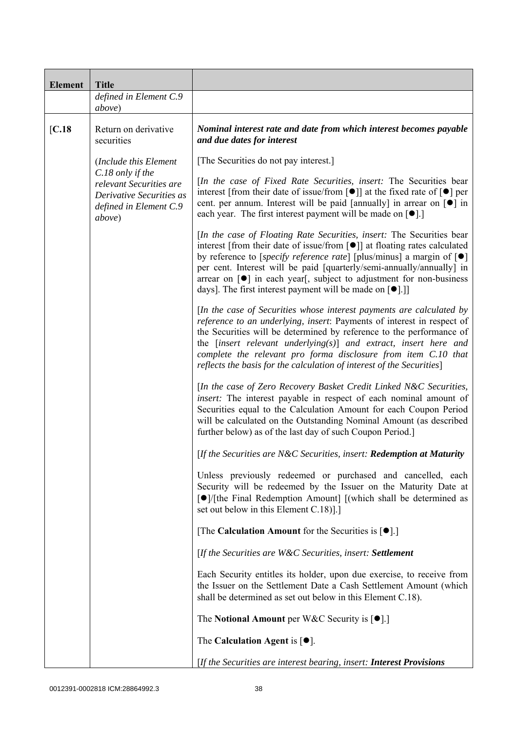| Element | Title | |
|---|---|---|
| | *defined in Element C.9 above*) | |
| [C.18 | Return on derivative securities<br><br>(*Include this Element C.18 only if the relevant Securities are Derivative Securities as defined in Element C.9 above*) | ***Nominal interest rate and date from which interest becomes payable and due dates for interest***<br><br>[The Securities do not pay interest.]<br><br>[*In the case of Fixed Rate Securities, insert:* The Securities bear interest [from their date of issue/from [●]] at the fixed rate of [●] per cent. per annum. Interest will be paid [annually] in arrear on [●] in each year. The first interest payment will be made on [●].]<br><br>[*In the case of Floating Rate Securities, insert:* The Securities bear interest [from their date of issue/from [●]] at floating rates calculated by reference to [*specify reference rate*] [plus/minus] a margin of [●] per cent. Interest will be paid [quarterly/semi-annually/annually] in arrear on [●] in each year[, subject to adjustment for non-business days]. The first interest payment will be made on [●].]]<br><br>[*In the case of Securities whose interest payments are calculated by reference to an underlying, insert*: Payments of interest in respect of the Securities will be determined by reference to the performance of the [*insert relevant underlying(s)*] *and extract, insert here and complete the relevant pro forma disclosure from item C.10 that reflects the basis for the calculation of interest of the Securities*]<br><br>[*In the case of Zero Recovery Basket Credit Linked N&C Securities, insert:* The interest payable in respect of each nominal amount of Securities equal to the Calculation Amount for each Coupon Period will be calculated on the Outstanding Nominal Amount (as described further below) as of the last day of such Coupon Period.]<br><br>[*If the Securities are N&C Securities, insert:* ***Redemption at Maturity***<br><br>Unless previously redeemed or purchased and cancelled, each Security will be redeemed by the Issuer on the Maturity Date at [●]/[the Final Redemption Amount] [(which shall be determined as set out below in this Element C.18)].]<br><br>[The **Calculation Amount** for the Securities is [●].]<br><br>[*If the Securities are W&C Securities, insert:* ***Settlement***<br><br>Each Security entitles its holder, upon due exercise, to receive from the Issuer on the Settlement Date a Cash Settlement Amount (which shall be determined as set out below in this Element C.18).<br><br>The **Notional Amount** per W&C Security is [●].]<br><br>The **Calculation Agent** is [●].<br><br>[*If the Securities are interest bearing, insert:* ***Interest Provisions*** |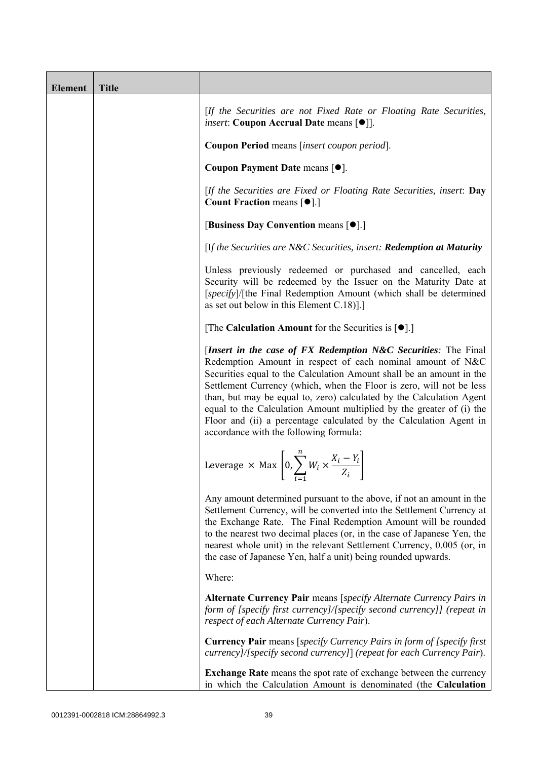| Element | Title | |
|---|---|---|
| | | [*If the Securities are not Fixed Rate or Floating Rate Securities, insert*: **Coupon Accrual Date** means [●]].<br><br>**Coupon Period** means [*insert coupon period*].<br><br>**Coupon Payment Date** means [●].<br><br>[*If the Securities are Fixed or Floating Rate Securities, insert*: **Day Count Fraction** means [●].]<br><br>[**Business Day Convention** means [●].]<br><br>[*If the Securities are N&C Securities, insert:* ***Redemption at Maturity***<br><br>Unless previously redeemed or purchased and cancelled, each Security will be redeemed by the Issuer on the Maturity Date at [*specify*]/[the Final Redemption Amount (which shall be determined as set out below in this Element C.18)].]<br><br>[The **Calculation Amount** for the Securities is [●].]<br><br>[***Insert in the case of FX Redemption N&C Securities:*** The Final Redemption Amount in respect of each nominal amount of N&C Securities equal to the Calculation Amount shall be an amount in the Settlement Currency (which, when the Floor is zero, will not be less than, but may be equal to, zero) calculated by the Calculation Agent equal to the Calculation Amount multiplied by the greater of (i) the Floor and (ii) a percentage calculated by the Calculation Agent in accordance with the following formula:<br><br>$\text{Leverage} \times \text{Max}\left[0, \sum_{i=1}^{n} W_i \times \frac{X_i - Y_i}{Z_i}\right]$<br><br>Any amount determined pursuant to the above, if not an amount in the Settlement Currency, will be converted into the Settlement Currency at the Exchange Rate. The Final Redemption Amount will be rounded to the nearest two decimal places (or, in the case of Japanese Yen, the nearest whole unit) in the relevant Settlement Currency, 0.005 (or, in the case of Japanese Yen, half a unit) being rounded upwards.<br><br>Where:<br><br>**Alternate Currency Pair** means [*specify Alternate Currency Pairs in form of [specify first currency]/[specify second currency]] (repeat in respect of each Alternate Currency Pair*).<br><br>**Currency Pair** means [*specify Currency Pairs in form of [specify first currency]/[specify second currency]*] *(repeat for each Currency Pair*).<br><br>**Exchange Rate** means the spot rate of exchange between the currency in which the Calculation Amount is denominated (the **Calculation** |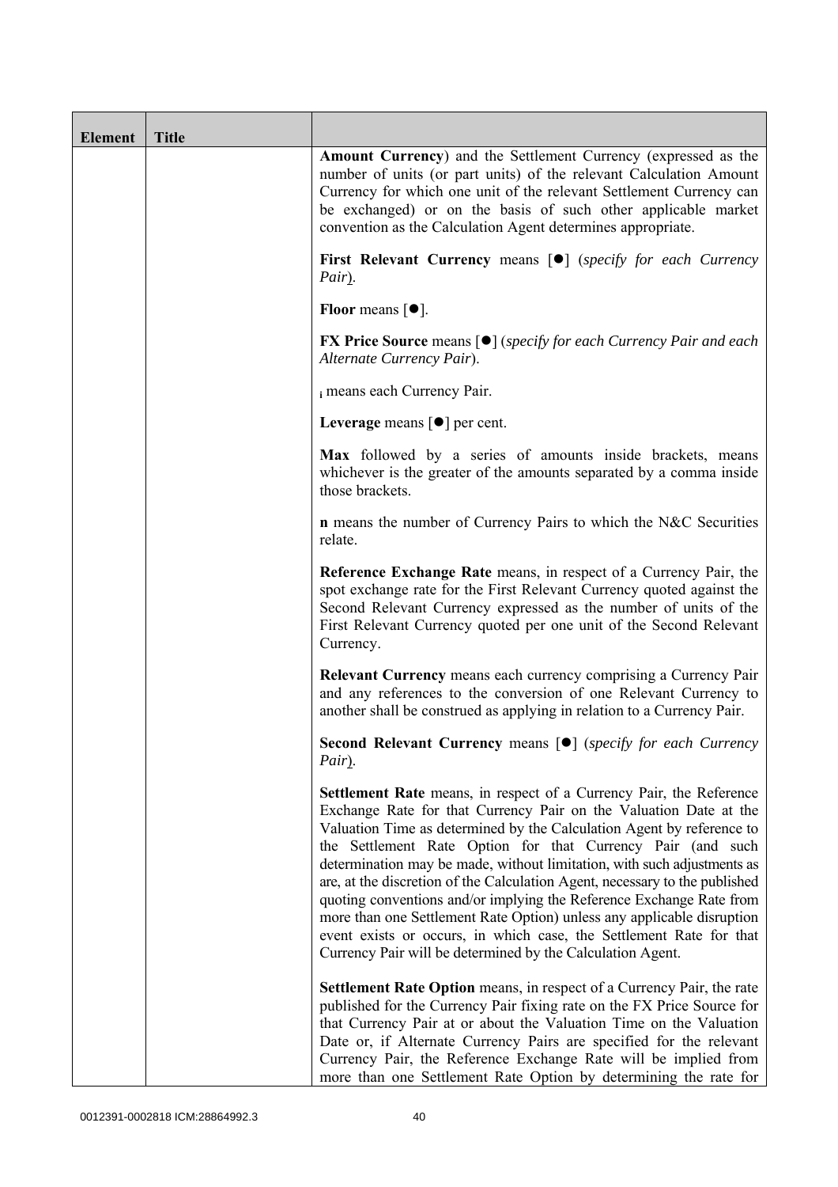| Element | Title | |
|---|---|---|
| | | **Amount Currency**) and the Settlement Currency (expressed as the number of units (or part units) of the relevant Calculation Amount Currency for which one unit of the relevant Settlement Currency can be exchanged) or on the basis of such other applicable market convention as the Calculation Agent determines appropriate.<br><br>**First Relevant Currency** means [●] (*specify for each Currency Pair*).<br><br>**Floor** means [●].<br><br>**FX Price Source** means [●] (*specify for each Currency Pair and each Alternate Currency Pair*).<br><br>$_i$ means each Currency Pair.<br><br>**Leverage** means [●] per cent.<br><br>**Max** followed by a series of amounts inside brackets, means whichever is the greater of the amounts separated by a comma inside those brackets.<br><br>**n** means the number of Currency Pairs to which the N&C Securities relate.<br><br>**Reference Exchange Rate** means, in respect of a Currency Pair, the spot exchange rate for the First Relevant Currency quoted against the Second Relevant Currency expressed as the number of units of the First Relevant Currency quoted per one unit of the Second Relevant Currency.<br><br>**Relevant Currency** means each currency comprising a Currency Pair and any references to the conversion of one Relevant Currency to another shall be construed as applying in relation to a Currency Pair.<br><br>**Second Relevant Currency** means [●] (*specify for each Currency Pair*).<br><br>**Settlement Rate** means, in respect of a Currency Pair, the Reference Exchange Rate for that Currency Pair on the Valuation Date at the Valuation Time as determined by the Calculation Agent by reference to the Settlement Rate Option for that Currency Pair (and such determination may be made, without limitation, with such adjustments as are, at the discretion of the Calculation Agent, necessary to the published quoting conventions and/or implying the Reference Exchange Rate from more than one Settlement Rate Option) unless any applicable disruption event exists or occurs, in which case, the Settlement Rate for that Currency Pair will be determined by the Calculation Agent.<br><br>**Settlement Rate Option** means, in respect of a Currency Pair, the rate published for the Currency Pair fixing rate on the FX Price Source for that Currency Pair at or about the Valuation Time on the Valuation Date or, if Alternate Currency Pairs are specified for the relevant Currency Pair, the Reference Exchange Rate will be implied from more than one Settlement Rate Option by determining the rate for |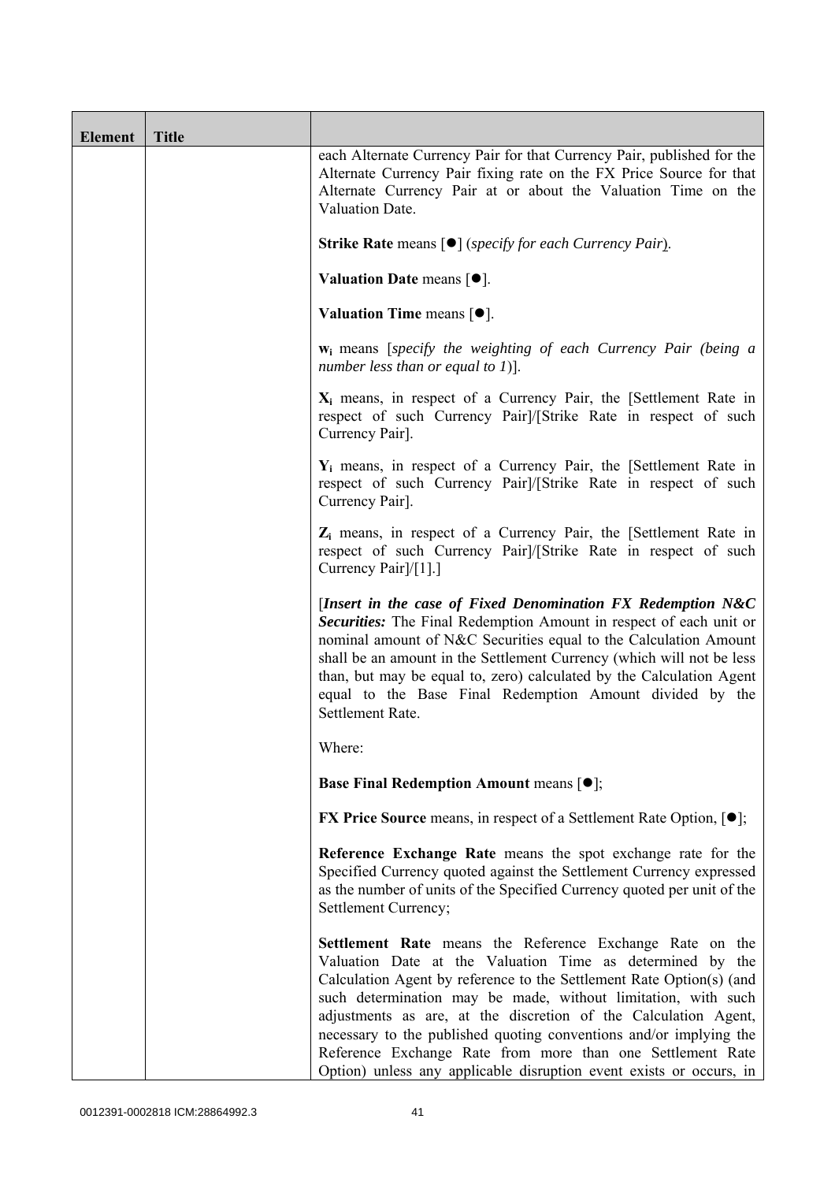| Element | Title | |
|---|---|---|
| | | each Alternate Currency Pair for that Currency Pair, published for the Alternate Currency Pair fixing rate on the FX Price Source for that Alternate Currency Pair at or about the Valuation Time on the Valuation Date.<br><br>**Strike Rate** means [●] (*specify for each Currency Pair*).<br><br>**Valuation Date** means [●].<br><br>**Valuation Time** means [●].<br><br>$\mathbf{w_i}$ means [*specify the weighting of each Currency Pair (being a number less than or equal to 1)*].<br><br>$\mathbf{X_i}$ means, in respect of a Currency Pair, the [Settlement Rate in respect of such Currency Pair]/[Strike Rate in respect of such Currency Pair].<br><br>$\mathbf{Y_i}$ means, in respect of a Currency Pair, the [Settlement Rate in respect of such Currency Pair]/[Strike Rate in respect of such Currency Pair].<br><br>$\mathbf{Z_i}$ means, in respect of a Currency Pair, the [Settlement Rate in respect of such Currency Pair]/[Strike Rate in respect of such Currency Pair]/[1].]<br><br>[***Insert in the case of Fixed Denomination FX Redemption N&C Securities:*** The Final Redemption Amount in respect of each unit or nominal amount of N&C Securities equal to the Calculation Amount shall be an amount in the Settlement Currency (which will not be less than, but may be equal to, zero) calculated by the Calculation Agent equal to the Base Final Redemption Amount divided by the Settlement Rate.<br><br>Where:<br><br>**Base Final Redemption Amount** means [●];<br><br>**FX Price Source** means, in respect of a Settlement Rate Option, [●];<br><br>**Reference Exchange Rate** means the spot exchange rate for the Specified Currency quoted against the Settlement Currency expressed as the number of units of the Specified Currency quoted per unit of the Settlement Currency;<br><br>**Settlement Rate** means the Reference Exchange Rate on the Valuation Date at the Valuation Time as determined by the Calculation Agent by reference to the Settlement Rate Option(s) (and such determination may be made, without limitation, with such adjustments as are, at the discretion of the Calculation Agent, necessary to the published quoting conventions and/or implying the Reference Exchange Rate from more than one Settlement Rate Option) unless any applicable disruption event exists or occurs, in |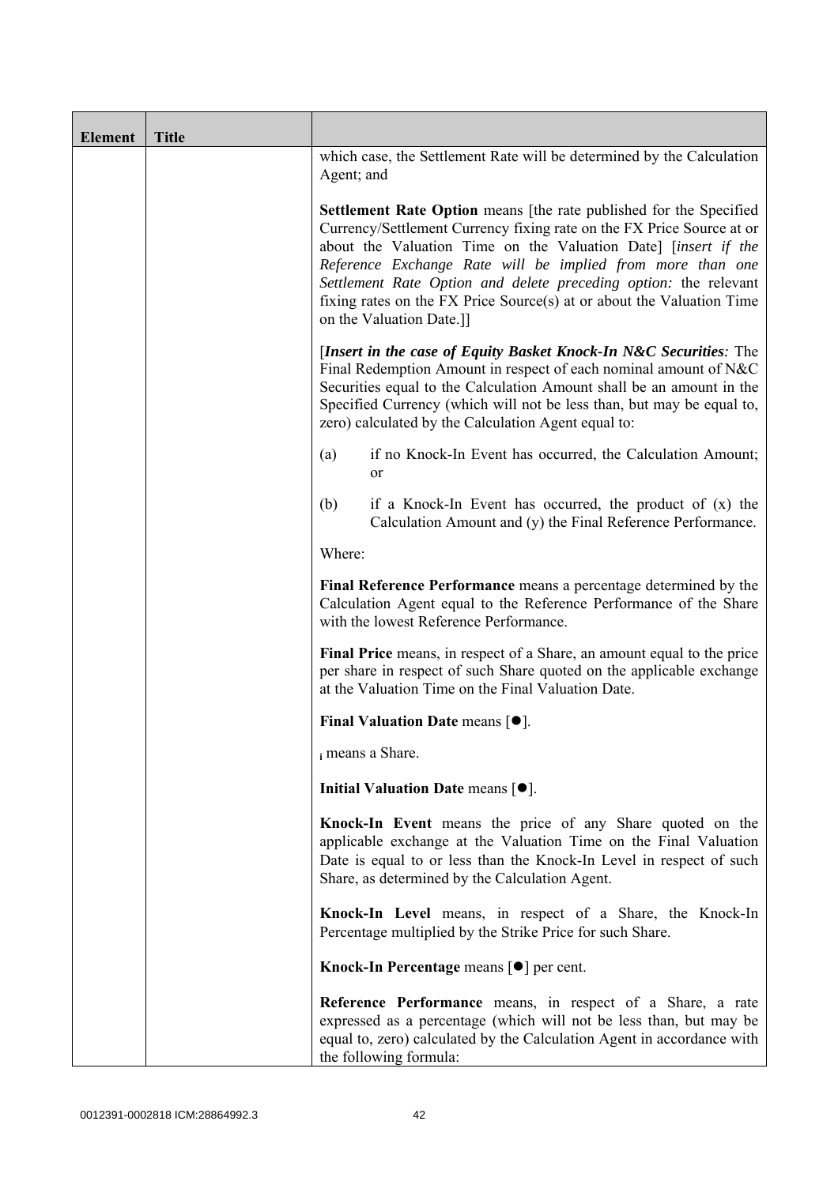| Element | Title | |
|---|---|---|
| | | which case, the Settlement Rate will be determined by the Calculation Agent; and<br><br>**Settlement Rate Option** means [the rate published for the Specified Currency/Settlement Currency fixing rate on the FX Price Source at or about the Valuation Time on the Valuation Date] [*insert if the Reference Exchange Rate will be implied from more than one Settlement Rate Option and delete preceding option:* the relevant fixing rates on the FX Price Source(s) at or about the Valuation Time on the Valuation Date.]]<br><br>[***Insert in the case of Equity Basket Knock-In N&C Securities:*** The Final Redemption Amount in respect of each nominal amount of N&C Securities equal to the Calculation Amount shall be an amount in the Specified Currency (which will not be less than, but may be equal to, zero) calculated by the Calculation Agent equal to:<br><br>(a) if no Knock-In Event has occurred, the Calculation Amount; or<br><br>(b) if a Knock-In Event has occurred, the product of (x) the Calculation Amount and (y) the Final Reference Performance.<br><br>Where:<br><br>**Final Reference Performance** means a percentage determined by the Calculation Agent equal to the Reference Performance of the Share with the lowest Reference Performance.<br><br>**Final Price** means, in respect of a Share, an amount equal to the price per share in respect of such Share quoted on the applicable exchange at the Valuation Time on the Final Valuation Date.<br><br>**Final Valuation Date** means [●].<br><br>$_i$ means a Share.<br><br>**Initial Valuation Date** means [●].<br><br>**Knock-In Event** means the price of any Share quoted on the applicable exchange at the Valuation Time on the Final Valuation Date is equal to or less than the Knock-In Level in respect of such Share, as determined by the Calculation Agent.<br><br>**Knock-In Level** means, in respect of a Share, the Knock-In Percentage multiplied by the Strike Price for such Share.<br><br>**Knock-In Percentage** means [●] per cent.<br><br>**Reference Performance** means, in respect of a Share, a rate expressed as a percentage (which will not be less than, but may be equal to, zero) calculated by the Calculation Agent in accordance with the following formula: |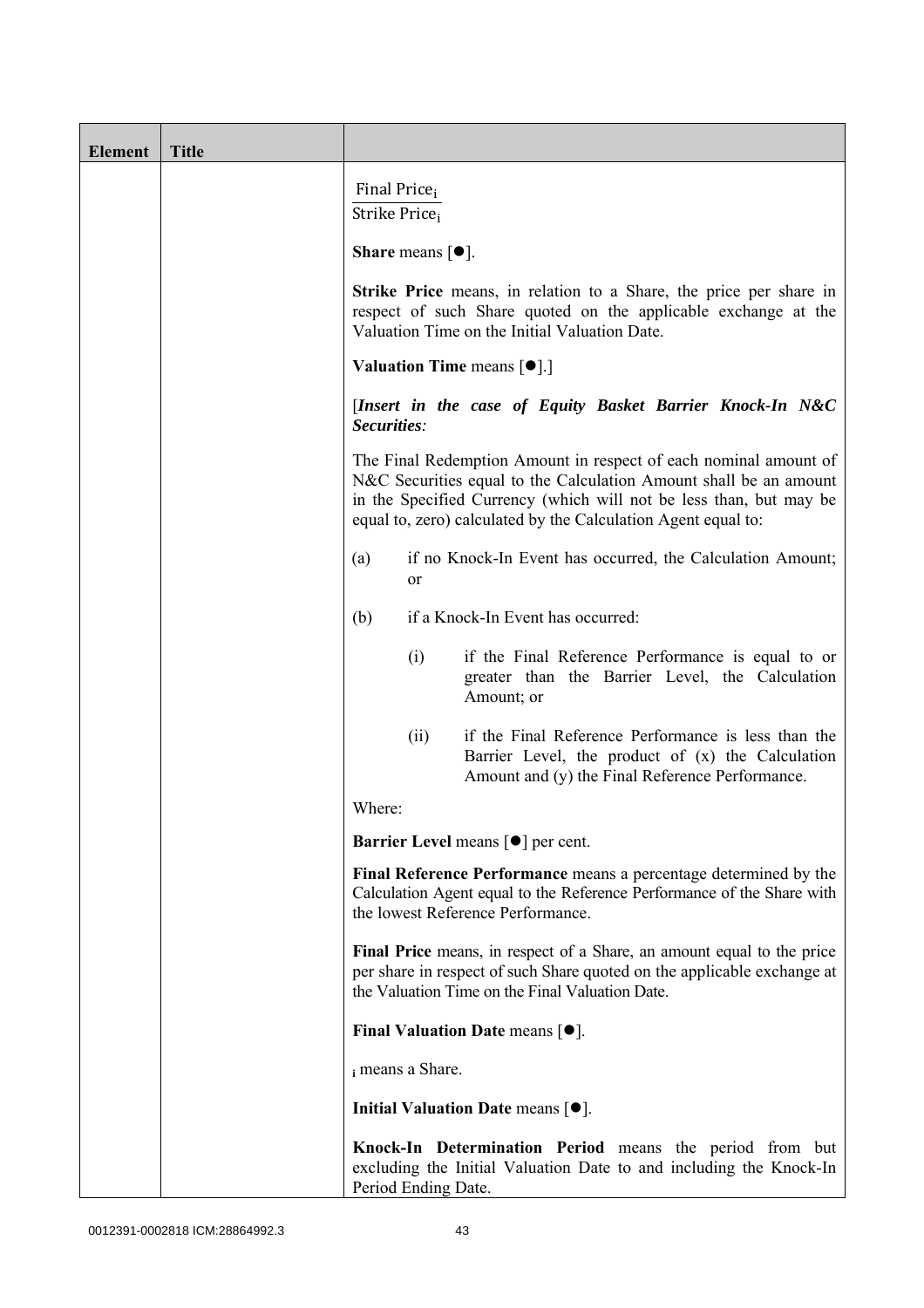| Element | Title | |
|---|---|---|
| | | $\frac{\text{Final Price}_i}{\text{Strike Price}_i}$<br><br>**Share** means [●].<br><br>**Strike Price** means, in relation to a Share, the price per share in respect of such Share quoted on the applicable exchange at the Valuation Time on the Initial Valuation Date.<br><br>**Valuation Time** means [●].]<br><br>[***Insert in the case of Equity Basket Barrier Knock-In N&C Securities:***<br><br>The Final Redemption Amount in respect of each nominal amount of N&C Securities equal to the Calculation Amount shall be an amount in the Specified Currency (which will not be less than, but may be equal to, zero) calculated by the Calculation Agent equal to:<br><br>(a) if no Knock-In Event has occurred, the Calculation Amount; or<br><br>(b) if a Knock-In Event has occurred:<br><br>(i) if the Final Reference Performance is equal to or greater than the Barrier Level, the Calculation Amount; or<br><br>(ii) if the Final Reference Performance is less than the Barrier Level, the product of (x) the Calculation Amount and (y) the Final Reference Performance.<br><br>Where:<br><br>**Barrier Level** means [●] per cent.<br><br>**Final Reference Performance** means a percentage determined by the Calculation Agent equal to the Reference Performance of the Share with the lowest Reference Performance.<br><br>**Final Price** means, in respect of a Share, an amount equal to the price per share in respect of such Share quoted on the applicable exchange at the Valuation Time on the Final Valuation Date.<br><br>**Final Valuation Date** means [●].<br><br>$_i$ means a Share.<br><br>**Initial Valuation Date** means [●].<br><br>**Knock-In Determination Period** means the period from but excluding the Initial Valuation Date to and including the Knock-In Period Ending Date. |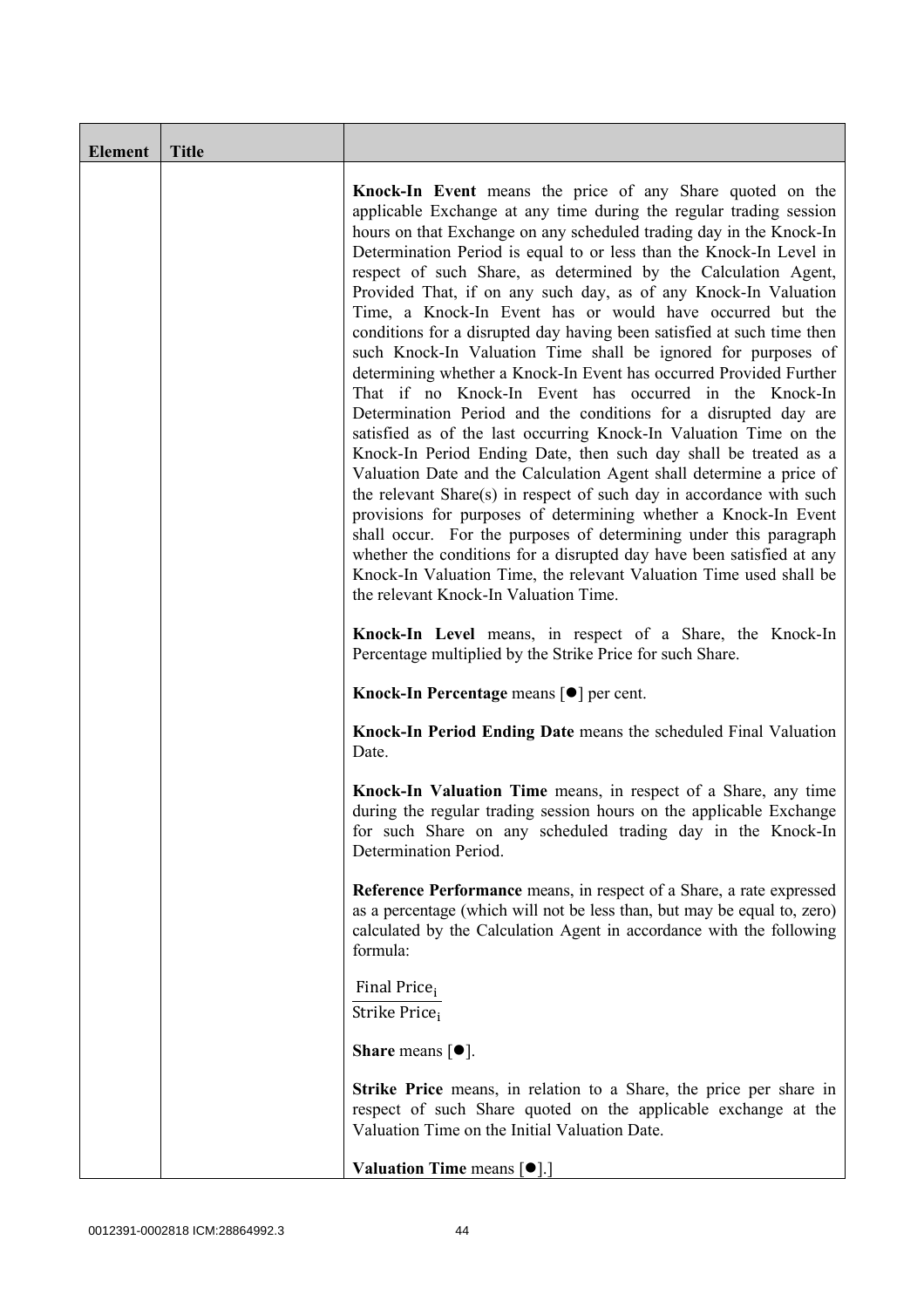| Element | Title |  |
|---|---|---|
|  |  | **Knock-In Event** means the price of any Share quoted on the applicable Exchange at any time during the regular trading session hours on that Exchange on any scheduled trading day in the Knock-In Determination Period is equal to or less than the Knock-In Level in respect of such Share, as determined by the Calculation Agent, Provided That, if on any such day, as of any Knock-In Valuation Time, a Knock-In Event has or would have occurred but the conditions for a disrupted day having been satisfied at such time then such Knock-In Valuation Time shall be ignored for purposes of determining whether a Knock-In Event has occurred Provided Further That if no Knock-In Event has occurred in the Knock-In Determination Period and the conditions for a disrupted day are satisfied as of the last occurring Knock-In Valuation Time on the Knock-In Period Ending Date, then such day shall be treated as a Valuation Date and the Calculation Agent shall determine a price of the relevant Share(s) in respect of such day in accordance with such provisions for purposes of determining whether a Knock-In Event shall occur. For the purposes of determining under this paragraph whether the conditions for a disrupted day have been satisfied at any Knock-In Valuation Time, the relevant Valuation Time used shall be the relevant Knock-In Valuation Time.<br><br>**Knock-In Level** means, in respect of a Share, the Knock-In Percentage multiplied by the Strike Price for such Share.<br><br>**Knock-In Percentage** means [●] per cent.<br><br>**Knock-In Period Ending Date** means the scheduled Final Valuation Date.<br><br>**Knock-In Valuation Time** means, in respect of a Share, any time during the regular trading session hours on the applicable Exchange for such Share on any scheduled trading day in the Knock-In Determination Period.<br><br>**Reference Performance** means, in respect of a Share, a rate expressed as a percentage (which will not be less than, but may be equal to, zero) calculated by the Calculation Agent in accordance with the following formula:<br><br>$\frac{\text{Final Price}_i}{\text{Strike Price}_i}$<br><br>**Share** means [●].<br><br>**Strike Price** means, in relation to a Share, the price per share in respect of such Share quoted on the applicable exchange at the Valuation Time on the Initial Valuation Date.<br><br>**Valuation Time** means [●].] |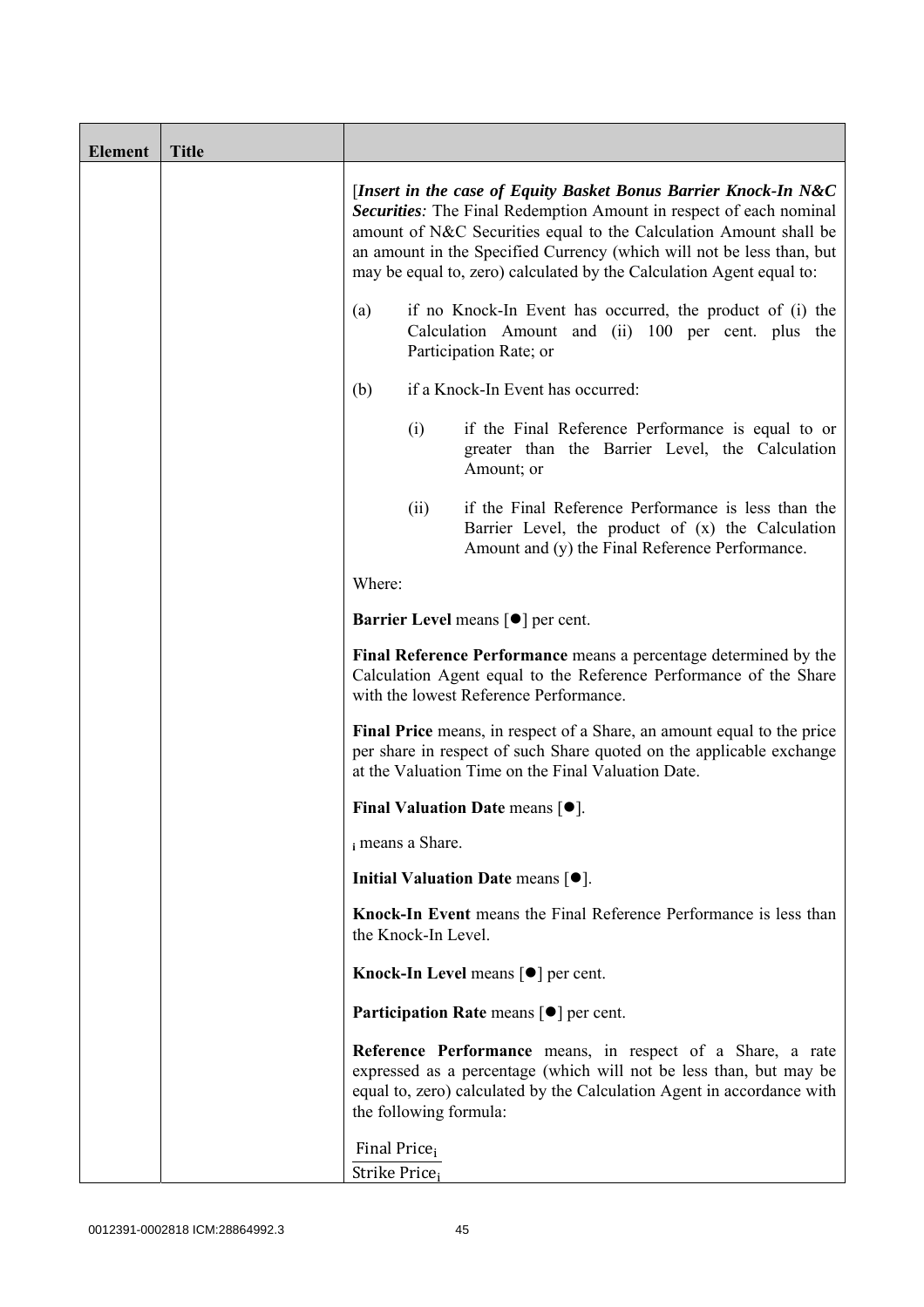| Element | Title | |
|---|---|---|
| | | [*Insert in the case of Equity Basket Bonus Barrier Knock-In N&C Securities:* The Final Redemption Amount in respect of each nominal amount of N&C Securities equal to the Calculation Amount shall be an amount in the Specified Currency (which will not be less than, but may be equal to, zero) calculated by the Calculation Agent equal to:<br><br>(a) if no Knock-In Event has occurred, the product of (i) the Calculation Amount and (ii) 100 per cent. plus the Participation Rate; or<br><br>(b) if a Knock-In Event has occurred:<br><br>(i) if the Final Reference Performance is equal to or greater than the Barrier Level, the Calculation Amount; or<br><br>(ii) if the Final Reference Performance is less than the Barrier Level, the product of (x) the Calculation Amount and (y) the Final Reference Performance.<br><br>Where:<br><br>**Barrier Level** means [●] per cent.<br><br>**Final Reference Performance** means a percentage determined by the Calculation Agent equal to the Reference Performance of the Share with the lowest Reference Performance.<br><br>**Final Price** means, in respect of a Share, an amount equal to the price per share in respect of such Share quoted on the applicable exchange at the Valuation Time on the Final Valuation Date.<br><br>**Final Valuation Date** means [●].<br><br>$_i$ means a Share.<br><br>**Initial Valuation Date** means [●].<br><br>**Knock-In Event** means the Final Reference Performance is less than the Knock-In Level.<br><br>**Knock-In Level** means [●] per cent.<br><br>**Participation Rate** means [●] per cent.<br><br>**Reference Performance** means, in respect of a Share, a rate expressed as a percentage (which will not be less than, but may be equal to, zero) calculated by the Calculation Agent in accordance with the following formula:<br><br>$\frac{\text{Final Price}_i}{\text{Strike Price}_i}$ |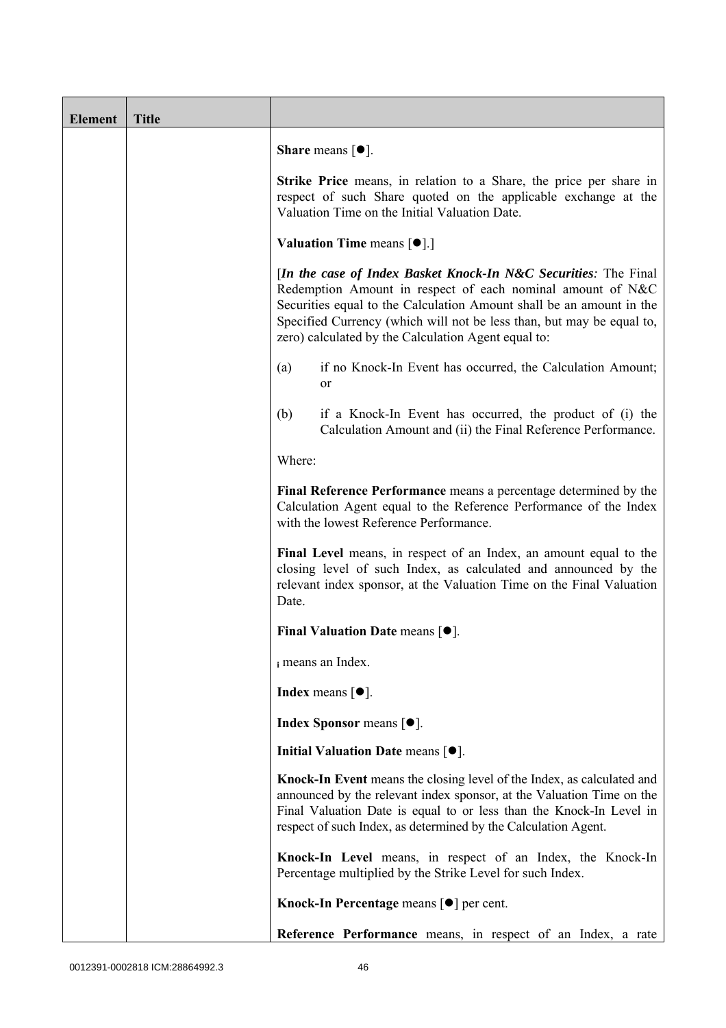| Element | Title | |
|---|---|---|
| | | **Share** means [●].<br><br>**Strike Price** means, in relation to a Share, the price per share in respect of such Share quoted on the applicable exchange at the Valuation Time on the Initial Valuation Date.<br><br>**Valuation Time** means [●].]<br><br>[***In the case of Index Basket Knock-In N&C Securities:*** The Final Redemption Amount in respect of each nominal amount of N&C Securities equal to the Calculation Amount shall be an amount in the Specified Currency (which will not be less than, but may be equal to, zero) calculated by the Calculation Agent equal to:<br><br>(a) if no Knock-In Event has occurred, the Calculation Amount; or<br><br>(b) if a Knock-In Event has occurred, the product of (i) the Calculation Amount and (ii) the Final Reference Performance.<br><br>Where:<br><br>**Final Reference Performance** means a percentage determined by the Calculation Agent equal to the Reference Performance of the Index with the lowest Reference Performance.<br><br>**Final Level** means, in respect of an Index, an amount equal to the closing level of such Index, as calculated and announced by the relevant index sponsor, at the Valuation Time on the Final Valuation Date.<br><br>**Final Valuation Date** means [●].<br><br>$_i$ means an Index.<br><br>**Index** means [●].<br><br>**Index Sponsor** means [●].<br><br>**Initial Valuation Date** means [●].<br><br>**Knock-In Event** means the closing level of the Index, as calculated and announced by the relevant index sponsor, at the Valuation Time on the Final Valuation Date is equal to or less than the Knock-In Level in respect of such Index, as determined by the Calculation Agent.<br><br>**Knock-In Level** means, in respect of an Index, the Knock-In Percentage multiplied by the Strike Level for such Index.<br><br>**Knock-In Percentage** means [●] per cent.<br><br>**Reference Performance** means, in respect of an Index, a rate |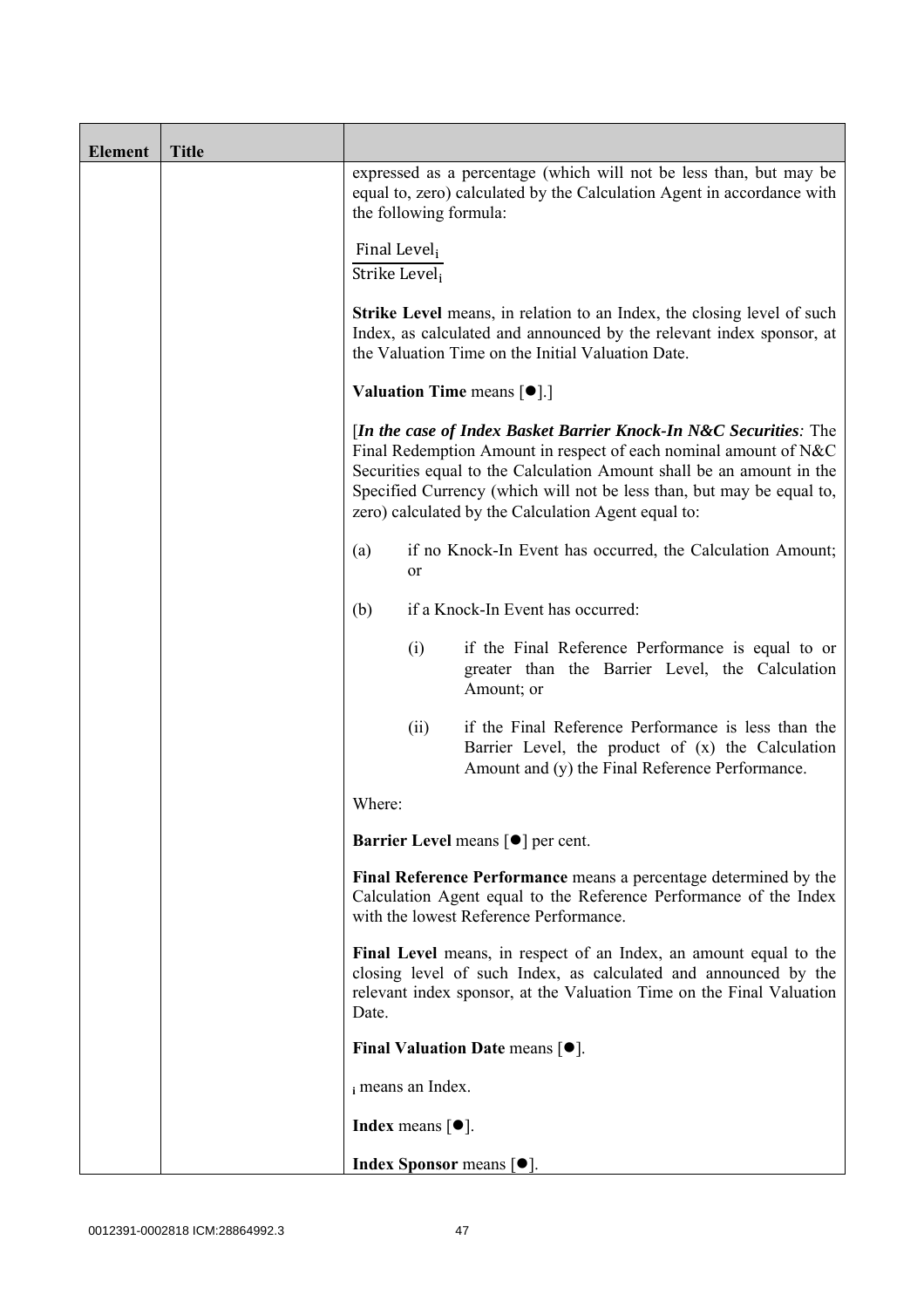| Element | Title | |
|---|---|---|
| | | expressed as a percentage (which will not be less than, but may be equal to, zero) calculated by the Calculation Agent in accordance with the following formula:<br><br>$$\frac{\text{Final Level}_i}{\text{Strike Level}_i}$$<br><br>**Strike Level** means, in relation to an Index, the closing level of such Index, as calculated and announced by the relevant index sponsor, at the Valuation Time on the Initial Valuation Date.<br><br>**Valuation Time** means [●].]<br><br>[***In the case of Index Basket Barrier Knock-In N&C Securities****:* The Final Redemption Amount in respect of each nominal amount of N&C Securities equal to the Calculation Amount shall be an amount in the Specified Currency (which will not be less than, but may be equal to, zero) calculated by the Calculation Agent equal to:<br><br>(a) if no Knock-In Event has occurred, the Calculation Amount; or<br><br>(b) if a Knock-In Event has occurred:<br><br>(i) if the Final Reference Performance is equal to or greater than the Barrier Level, the Calculation Amount; or<br><br>(ii) if the Final Reference Performance is less than the Barrier Level, the product of (x) the Calculation Amount and (y) the Final Reference Performance.<br><br>Where:<br><br>**Barrier Level** means [●] per cent.<br><br>**Final Reference Performance** means a percentage determined by the Calculation Agent equal to the Reference Performance of the Index with the lowest Reference Performance.<br><br>**Final Level** means, in respect of an Index, an amount equal to the closing level of such Index, as calculated and announced by the relevant index sponsor, at the Valuation Time on the Final Valuation Date.<br><br>**Final Valuation Date** means [●].<br><br>$_i$ means an Index.<br><br>**Index** means [●].<br><br>**Index Sponsor** means [●]. |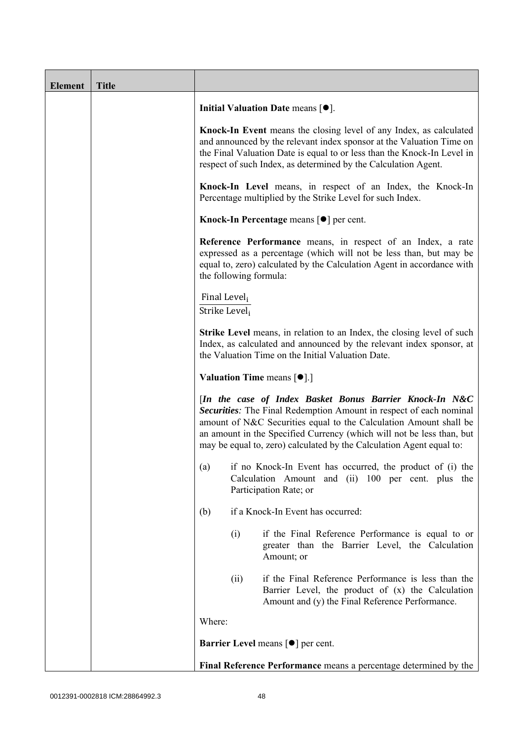| Element | Title | |
|---|---|---|
| | | **Initial Valuation Date** means [●].<br><br>**Knock-In Event** means the closing level of any Index, as calculated and announced by the relevant index sponsor at the Valuation Time on the Final Valuation Date is equal to or less than the Knock-In Level in respect of such Index, as determined by the Calculation Agent.<br><br>**Knock-In Level** means, in respect of an Index, the Knock-In Percentage multiplied by the Strike Level for such Index.<br><br>**Knock-In Percentage** means [●] per cent.<br><br>**Reference Performance** means, in respect of an Index, a rate expressed as a percentage (which will not be less than, but may be equal to, zero) calculated by the Calculation Agent in accordance with the following formula:<br><br>$\frac{\text{Final Level}_i}{\text{Strike Level}_i}$<br><br>**Strike Level** means, in relation to an Index, the closing level of such Index, as calculated and announced by the relevant index sponsor, at the Valuation Time on the Initial Valuation Date.<br><br>**Valuation Time** means [●].]<br><br>[***In the case of Index Basket Bonus Barrier Knock-In N&C Securities:*** The Final Redemption Amount in respect of each nominal amount of N&C Securities equal to the Calculation Amount shall be an amount in the Specified Currency (which will not be less than, but may be equal to, zero) calculated by the Calculation Agent equal to:<br><br>(a) if no Knock-In Event has occurred, the product of (i) the Calculation Amount and (ii) 100 per cent. plus the Participation Rate; or<br><br>(b) if a Knock-In Event has occurred:<br><br>(i) if the Final Reference Performance is equal to or greater than the Barrier Level, the Calculation Amount; or<br><br>(ii) if the Final Reference Performance is less than the Barrier Level, the product of (x) the Calculation Amount and (y) the Final Reference Performance.<br><br>Where:<br><br>**Barrier Level** means [●] per cent.<br><br>**Final Reference Performance** means a percentage determined by the |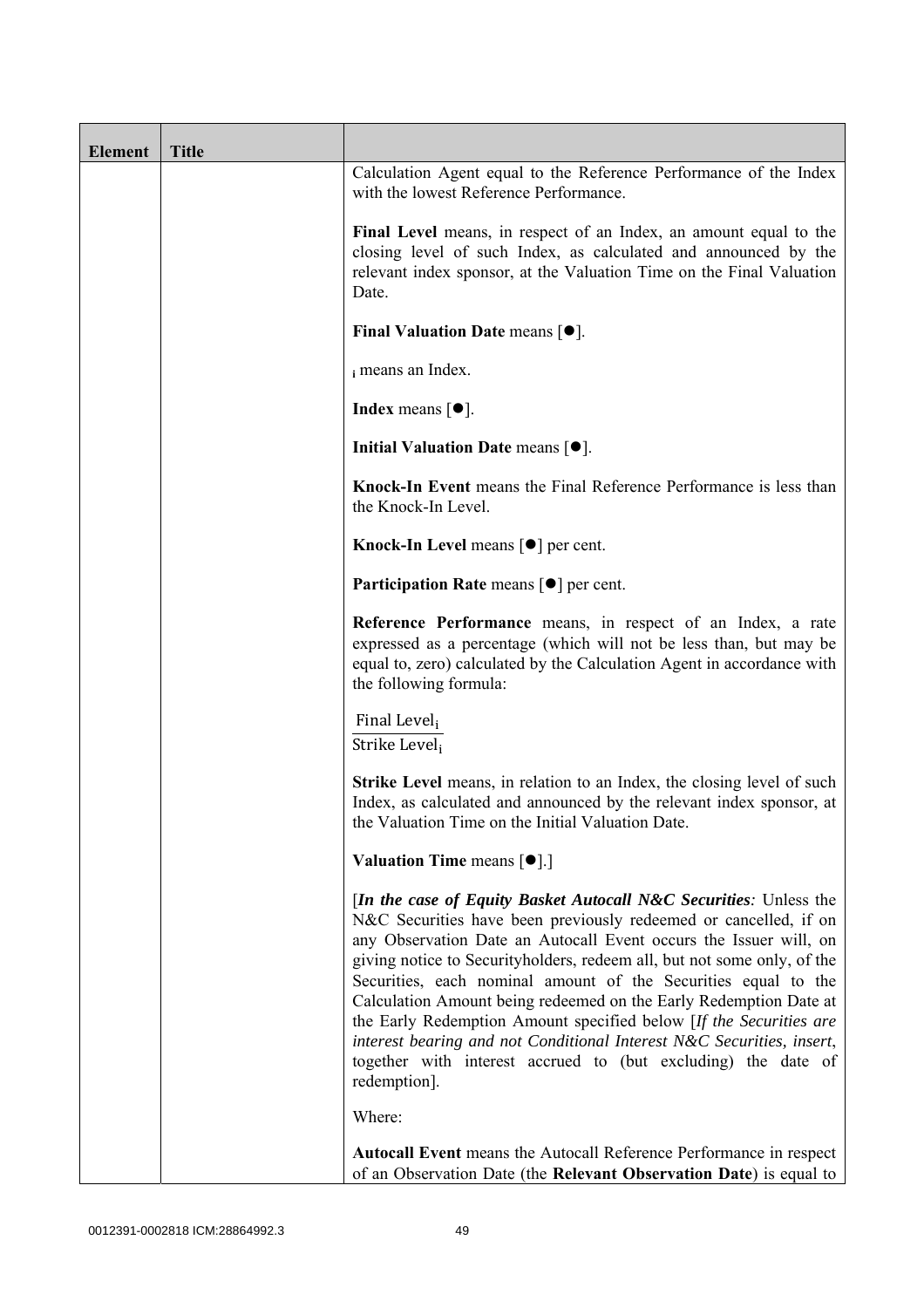| Element | Title | |
|---|---|---|
| | | Calculation Agent equal to the Reference Performance of the Index with the lowest Reference Performance.<br><br>**Final Level** means, in respect of an Index, an amount equal to the closing level of such Index, as calculated and announced by the relevant index sponsor, at the Valuation Time on the Final Valuation Date.<br><br>**Final Valuation Date** means [●].<br><br>$_i$ means an Index.<br><br>**Index** means [●].<br><br>**Initial Valuation Date** means [●].<br><br>**Knock-In Event** means the Final Reference Performance is less than the Knock-In Level.<br><br>**Knock-In Level** means [●] per cent.<br><br>**Participation Rate** means [●] per cent.<br><br>**Reference Performance** means, in respect of an Index, a rate expressed as a percentage (which will not be less than, but may be equal to, zero) calculated by the Calculation Agent in accordance with the following formula:<br><br>$\frac{\text{Final Level}_i}{\text{Strike Level}_i}$<br><br>**Strike Level** means, in relation to an Index, the closing level of such Index, as calculated and announced by the relevant index sponsor, at the Valuation Time on the Initial Valuation Date.<br><br>**Valuation Time** means [●].]<br><br>[***In the case of Equity Basket Autocall N&C Securities:*** Unless the N&C Securities have been previously redeemed or cancelled, if on any Observation Date an Autocall Event occurs the Issuer will, on giving notice to Securityholders, redeem all, but not some only, of the Securities, each nominal amount of the Securities equal to the Calculation Amount being redeemed on the Early Redemption Date at the Early Redemption Amount specified below [*If the Securities are interest bearing and not Conditional Interest N&C Securities, insert*, together with interest accrued to (but excluding) the date of redemption].<br><br>Where:<br><br>**Autocall Event** means the Autocall Reference Performance in respect of an Observation Date (the **Relevant Observation Date**) is equal to |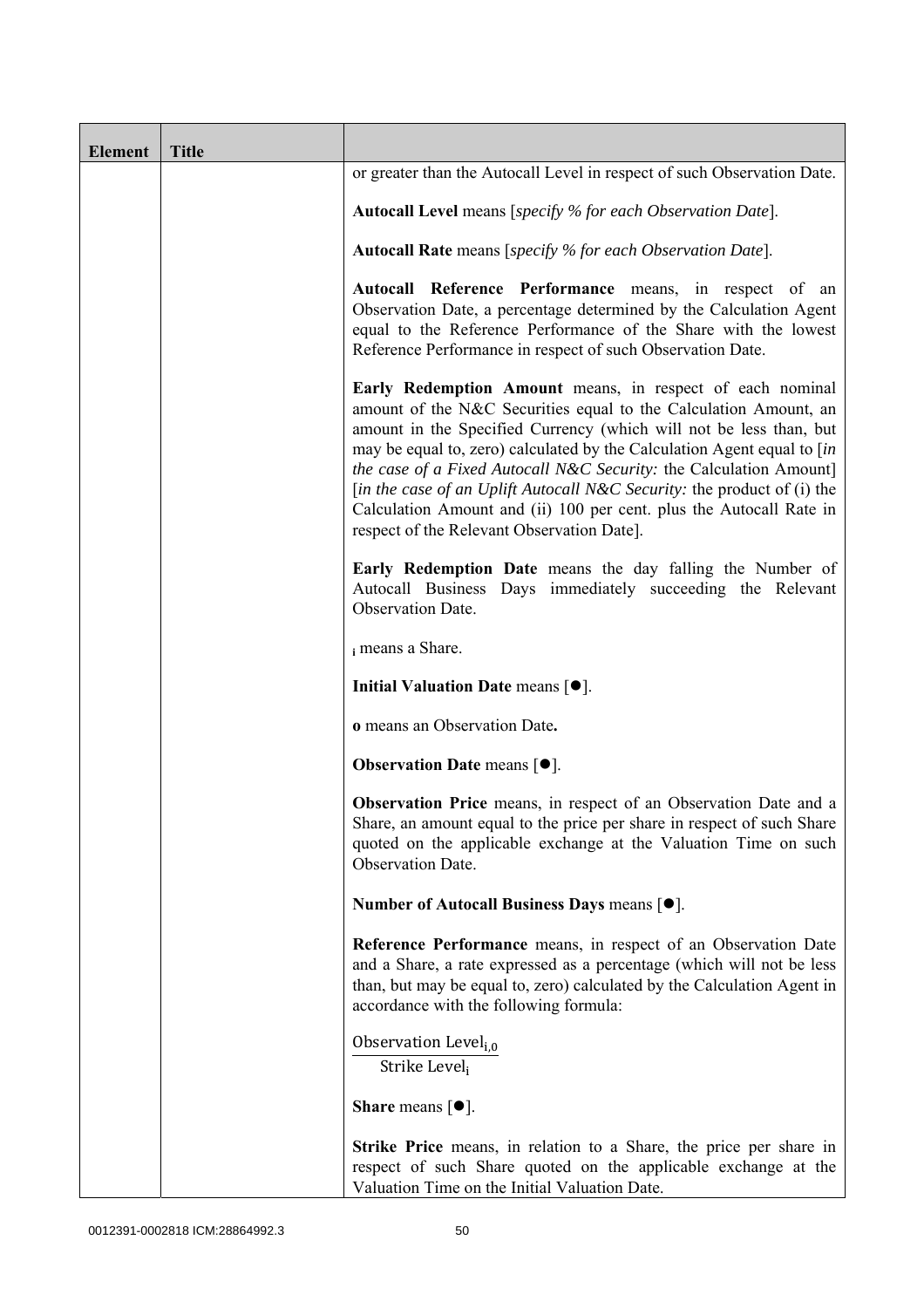| Element | Title | |
|---|---|---|
| | | or greater than the Autocall Level in respect of such Observation Date.<br><br>**Autocall Level** means [*specify % for each Observation Date*].<br><br>**Autocall Rate** means [*specify % for each Observation Date*].<br><br>**Autocall Reference Performance** means, in respect of an Observation Date, a percentage determined by the Calculation Agent equal to the Reference Performance of the Share with the lowest Reference Performance in respect of such Observation Date.<br><br>**Early Redemption Amount** means, in respect of each nominal amount of the N&C Securities equal to the Calculation Amount, an amount in the Specified Currency (which will not be less than, but may be equal to, zero) calculated by the Calculation Agent equal to [*in the case of a Fixed Autocall N&C Security:* the Calculation Amount] [*in the case of an Uplift Autocall N&C Security:* the product of (i) the Calculation Amount and (ii) 100 per cent. plus the Autocall Rate in respect of the Relevant Observation Date].<br><br>**Early Redemption Date** means the day falling the Number of Autocall Business Days immediately succeeding the Relevant Observation Date.<br><br>$_i$ means a Share.<br><br>**Initial Valuation Date** means [●].<br><br>**o** means an Observation Date**.**<br><br>**Observation Date** means [●].<br><br>**Observation Price** means, in respect of an Observation Date and a Share, an amount equal to the price per share in respect of such Share quoted on the applicable exchange at the Valuation Time on such Observation Date.<br><br>**Number of Autocall Business Days** means [●].<br><br>**Reference Performance** means, in respect of an Observation Date and a Share, a rate expressed as a percentage (which will not be less than, but may be equal to, zero) calculated by the Calculation Agent in accordance with the following formula:<br><br>$\frac{\text{Observation Level}_{i,0}}{\text{Strike Level}_i}$<br><br>**Share** means [●].<br><br>**Strike Price** means, in relation to a Share, the price per share in respect of such Share quoted on the applicable exchange at the Valuation Time on the Initial Valuation Date. |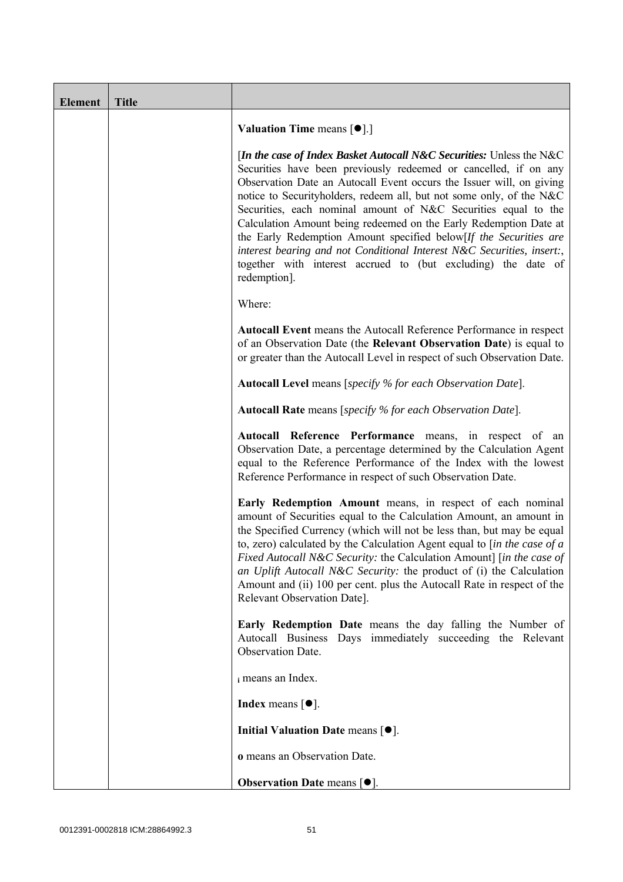| Element | Title | |
|---|---|---|
| | | **Valuation Time** means [●].]<br><br>[***In the case of Index Basket Autocall N&C Securities:*** Unless the N&C Securities have been previously redeemed or cancelled, if on any Observation Date an Autocall Event occurs the Issuer will, on giving notice to Securityholders, redeem all, but not some only, of the N&C Securities, each nominal amount of N&C Securities equal to the Calculation Amount being redeemed on the Early Redemption Date at the Early Redemption Amount specified below[*If the Securities are interest bearing and not Conditional Interest N&C Securities, insert:*, together with interest accrued to (but excluding) the date of redemption].<br><br>Where:<br><br>**Autocall Event** means the Autocall Reference Performance in respect of an Observation Date (the **Relevant Observation Date**) is equal to or greater than the Autocall Level in respect of such Observation Date.<br><br>**Autocall Level** means [*specify % for each Observation Date*].<br><br>**Autocall Rate** means [*specify % for each Observation Date*].<br><br>**Autocall Reference Performance** means, in respect of an Observation Date, a percentage determined by the Calculation Agent equal to the Reference Performance of the Index with the lowest Reference Performance in respect of such Observation Date.<br><br>**Early Redemption Amount** means, in respect of each nominal amount of Securities equal to the Calculation Amount, an amount in the Specified Currency (which will not be less than, but may be equal to, zero) calculated by the Calculation Agent equal to [*in the case of a Fixed Autocall N&C Security:* the Calculation Amount] [*in the case of an Uplift Autocall N&C Security:* the product of (i) the Calculation Amount and (ii) 100 per cent. plus the Autocall Rate in respect of the Relevant Observation Date].<br><br>**Early Redemption Date** means the day falling the Number of Autocall Business Days immediately succeeding the Relevant Observation Date.<br><br>$_i$ means an Index.<br><br>**Index** means [●].<br><br>**Initial Valuation Date** means [●].<br><br>**o** means an Observation Date.<br><br>**Observation Date** means [●]. |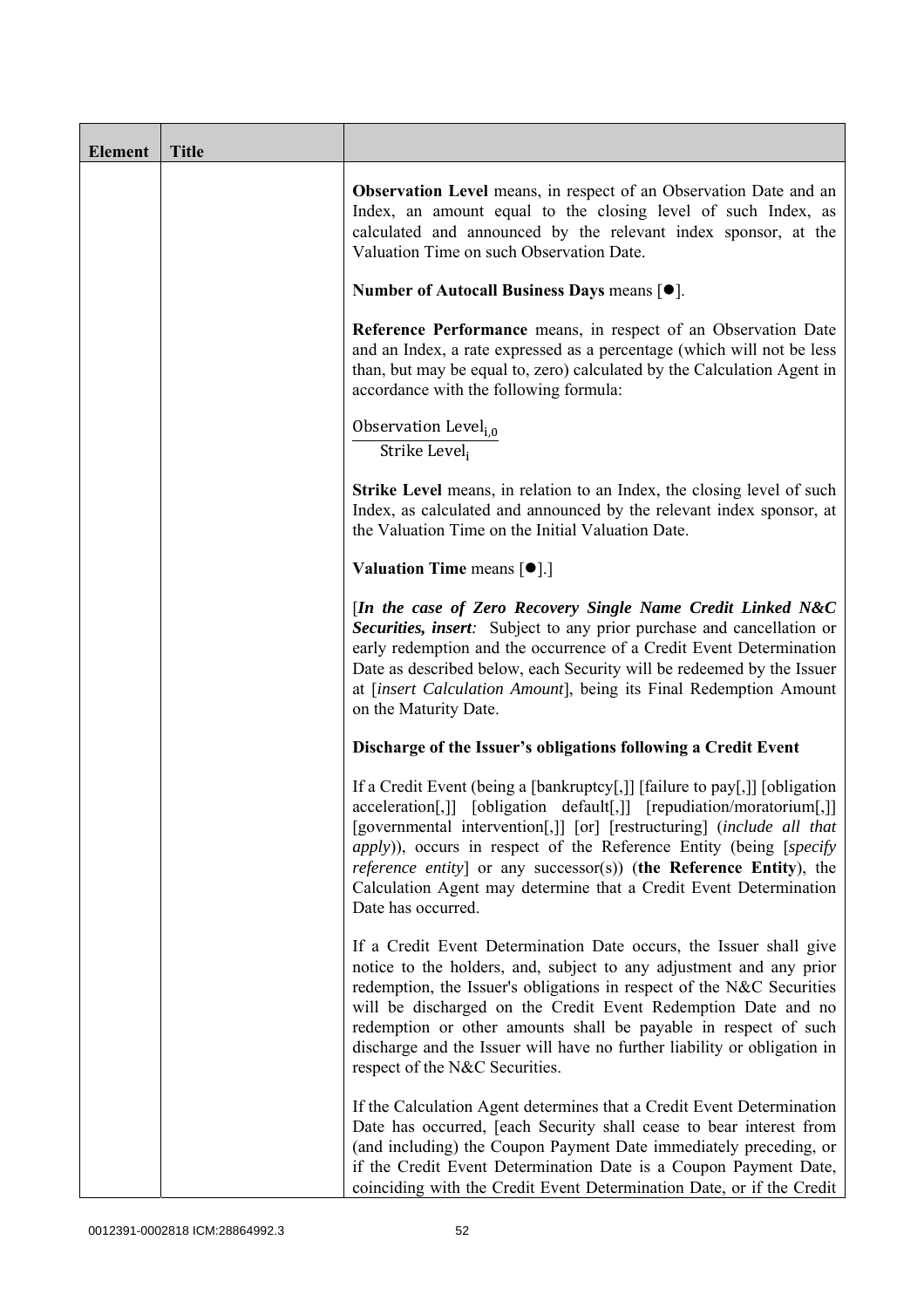| Element | Title | |
|---|---|---|
| | | **Observation Level** means, in respect of an Observation Date and an Index, an amount equal to the closing level of such Index, as calculated and announced by the relevant index sponsor, at the Valuation Time on such Observation Date.<br><br>**Number of Autocall Business Days** means [●].<br><br>**Reference Performance** means, in respect of an Observation Date and an Index, a rate expressed as a percentage (which will not be less than, but may be equal to, zero) calculated by the Calculation Agent in accordance with the following formula:<br><br>$\frac{\text{Observation Level}_{i,0}}{\text{Strike Level}_i}$<br><br>**Strike Level** means, in relation to an Index, the closing level of such Index, as calculated and announced by the relevant index sponsor, at the Valuation Time on the Initial Valuation Date.<br><br>**Valuation Time** means [●].]<br><br>[***In the case of Zero Recovery Single Name Credit Linked N&C Securities, insert:*** Subject to any prior purchase and cancellation or early redemption and the occurrence of a Credit Event Determination Date as described below, each Security will be redeemed by the Issuer at [*insert Calculation Amount*], being its Final Redemption Amount on the Maturity Date.<br><br>**Discharge of the Issuer's obligations following a Credit Event**<br><br>If a Credit Event (being a [bankruptcy[,]] [failure to pay[,]] [obligation acceleration[,]] [obligation default[,]] [repudiation/moratorium[,]] [governmental intervention[,]] [or] [restructuring] (*include all that apply*)), occurs in respect of the Reference Entity (being [*specify reference entity*] or any successor(s)) (**the Reference Entity**), the Calculation Agent may determine that a Credit Event Determination Date has occurred.<br><br>If a Credit Event Determination Date occurs, the Issuer shall give notice to the holders, and, subject to any adjustment and any prior redemption, the Issuer's obligations in respect of the N&C Securities will be discharged on the Credit Event Redemption Date and no redemption or other amounts shall be payable in respect of such discharge and the Issuer will have no further liability or obligation in respect of the N&C Securities.<br><br>If the Calculation Agent determines that a Credit Event Determination Date has occurred, [each Security shall cease to bear interest from (and including) the Coupon Payment Date immediately preceding, or if the Credit Event Determination Date is a Coupon Payment Date, coinciding with the Credit Event Determination Date, or if the Credit |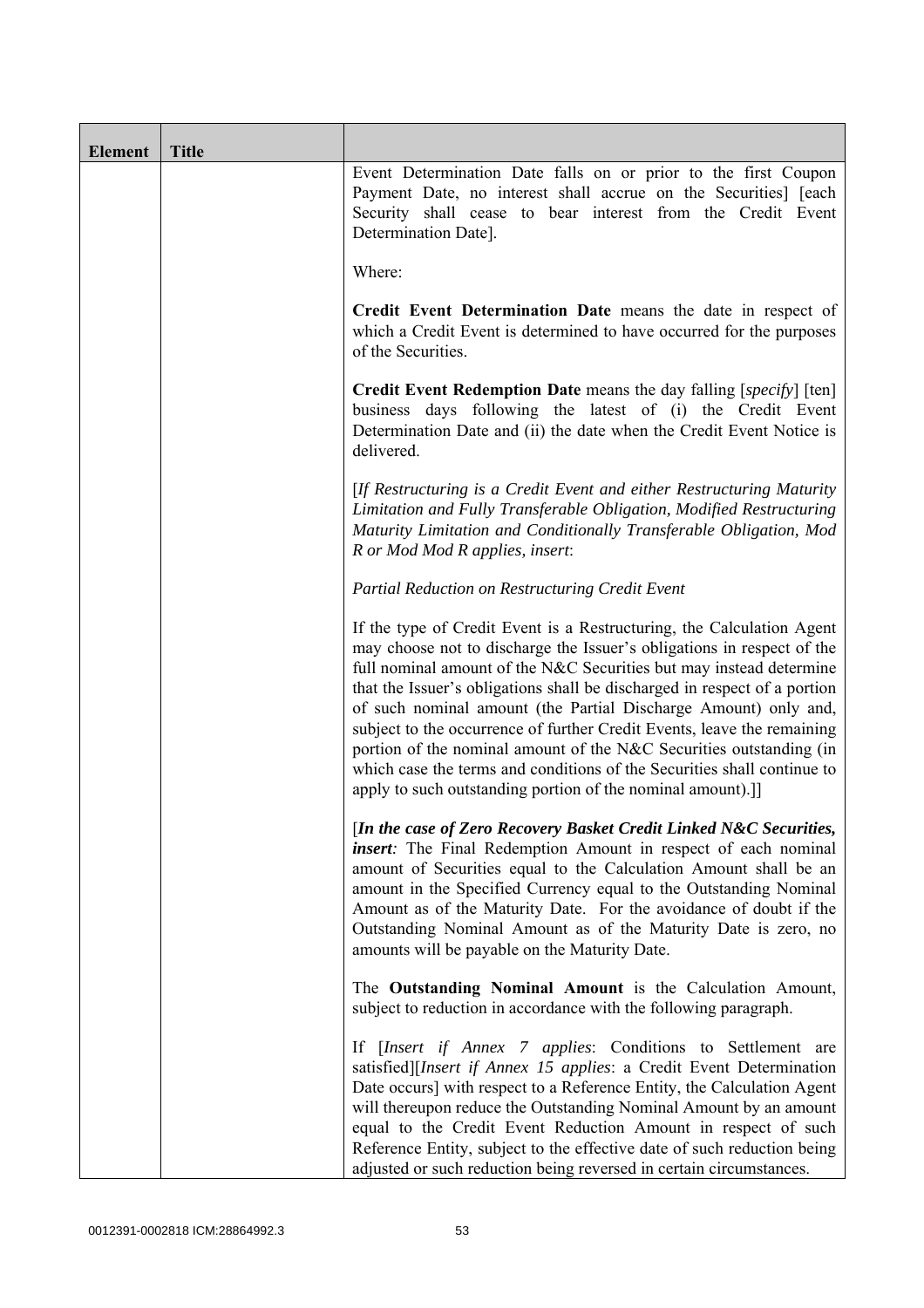| Element | Title | |
|---|---|---|
| | | Event Determination Date falls on or prior to the first Coupon Payment Date, no interest shall accrue on the Securities] [each Security shall cease to bear interest from the Credit Event Determination Date].<br><br>Where:<br><br>**Credit Event Determination Date** means the date in respect of which a Credit Event is determined to have occurred for the purposes of the Securities.<br><br>**Credit Event Redemption Date** means the day falling [*specify*] [ten] business days following the latest of (i) the Credit Event Determination Date and (ii) the date when the Credit Event Notice is delivered.<br><br>[*If Restructuring is a Credit Event and either Restructuring Maturity Limitation and Fully Transferable Obligation, Modified Restructuring Maturity Limitation and Conditionally Transferable Obligation, Mod R or Mod Mod R applies, insert*:<br><br>*Partial Reduction on Restructuring Credit Event*<br><br>If the type of Credit Event is a Restructuring, the Calculation Agent may choose not to discharge the Issuer's obligations in respect of the full nominal amount of the N&C Securities but may instead determine that the Issuer's obligations shall be discharged in respect of a portion of such nominal amount (the Partial Discharge Amount) only and, subject to the occurrence of further Credit Events, leave the remaining portion of the nominal amount of the N&C Securities outstanding (in which case the terms and conditions of the Securities shall continue to apply to such outstanding portion of the nominal amount).]]<br><br>[***In the case of Zero Recovery Basket Credit Linked N&C Securities, insert****:* The Final Redemption Amount in respect of each nominal amount of Securities equal to the Calculation Amount shall be an amount in the Specified Currency equal to the Outstanding Nominal Amount as of the Maturity Date. For the avoidance of doubt if the Outstanding Nominal Amount as of the Maturity Date is zero, no amounts will be payable on the Maturity Date.<br><br>The **Outstanding Nominal Amount** is the Calculation Amount, subject to reduction in accordance with the following paragraph.<br><br>If [*Insert if Annex 7 applies*: Conditions to Settlement are satisfied][*Insert if Annex 15 applies*: a Credit Event Determination Date occurs] with respect to a Reference Entity, the Calculation Agent will thereupon reduce the Outstanding Nominal Amount by an amount equal to the Credit Event Reduction Amount in respect of such Reference Entity, subject to the effective date of such reduction being adjusted or such reduction being reversed in certain circumstances. |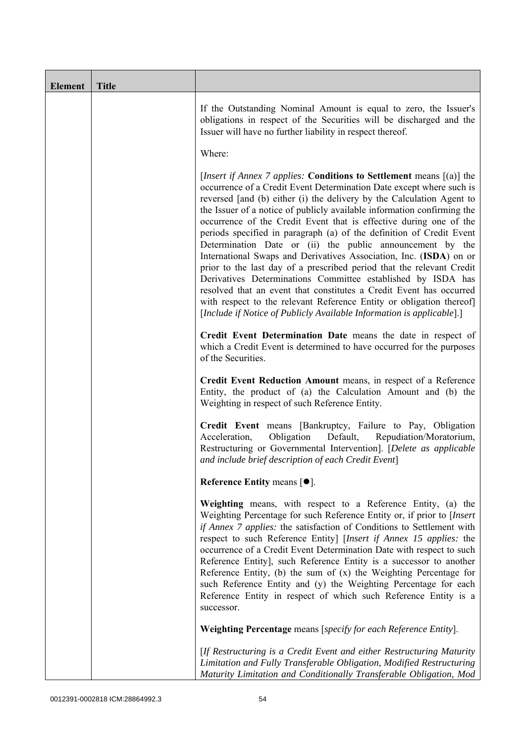| Element | Title | |
|---|---|---|
| | | If the Outstanding Nominal Amount is equal to zero, the Issuer's obligations in respect of the Securities will be discharged and the Issuer will have no further liability in respect thereof.<br><br>Where:<br><br>[*Insert if Annex 7 applies:* **Conditions to Settlement** means [(a)] the occurrence of a Credit Event Determination Date except where such is reversed [and (b) either (i) the delivery by the Calculation Agent to the Issuer of a notice of publicly available information confirming the occurrence of the Credit Event that is effective during one of the periods specified in paragraph (a) of the definition of Credit Event Determination Date or (ii) the public announcement by the International Swaps and Derivatives Association, Inc. (**ISDA**) on or prior to the last day of a prescribed period that the relevant Credit Derivatives Determinations Committee established by ISDA has resolved that an event that constitutes a Credit Event has occurred with respect to the relevant Reference Entity or obligation thereof] [*Include if Notice of Publicly Available Information is applicable*].]<br><br>**Credit Event Determination Date** means the date in respect of which a Credit Event is determined to have occurred for the purposes of the Securities.<br><br>**Credit Event Reduction Amount** means, in respect of a Reference Entity, the product of (a) the Calculation Amount and (b) the Weighting in respect of such Reference Entity.<br><br>**Credit Event** means [Bankruptcy, Failure to Pay, Obligation Acceleration, Obligation Default, Repudiation/Moratorium, Restructuring or Governmental Intervention]. [*Delete as applicable and include brief description of each Credit Event*]<br><br>**Reference Entity** means [●].<br><br>**Weighting** means, with respect to a Reference Entity, (a) the Weighting Percentage for such Reference Entity or, if prior to [*Insert if Annex 7 applies:* the satisfaction of Conditions to Settlement with respect to such Reference Entity] [*Insert if Annex 15 applies:* the occurrence of a Credit Event Determination Date with respect to such Reference Entity], such Reference Entity is a successor to another Reference Entity, (b) the sum of (x) the Weighting Percentage for such Reference Entity and (y) the Weighting Percentage for each Reference Entity in respect of which such Reference Entity is a successor.<br><br>**Weighting Percentage** means [*specify for each Reference Entity*].<br><br>[*If Restructuring is a Credit Event and either Restructuring Maturity Limitation and Fully Transferable Obligation, Modified Restructuring Maturity Limitation and Conditionally Transferable Obligation, Mod* |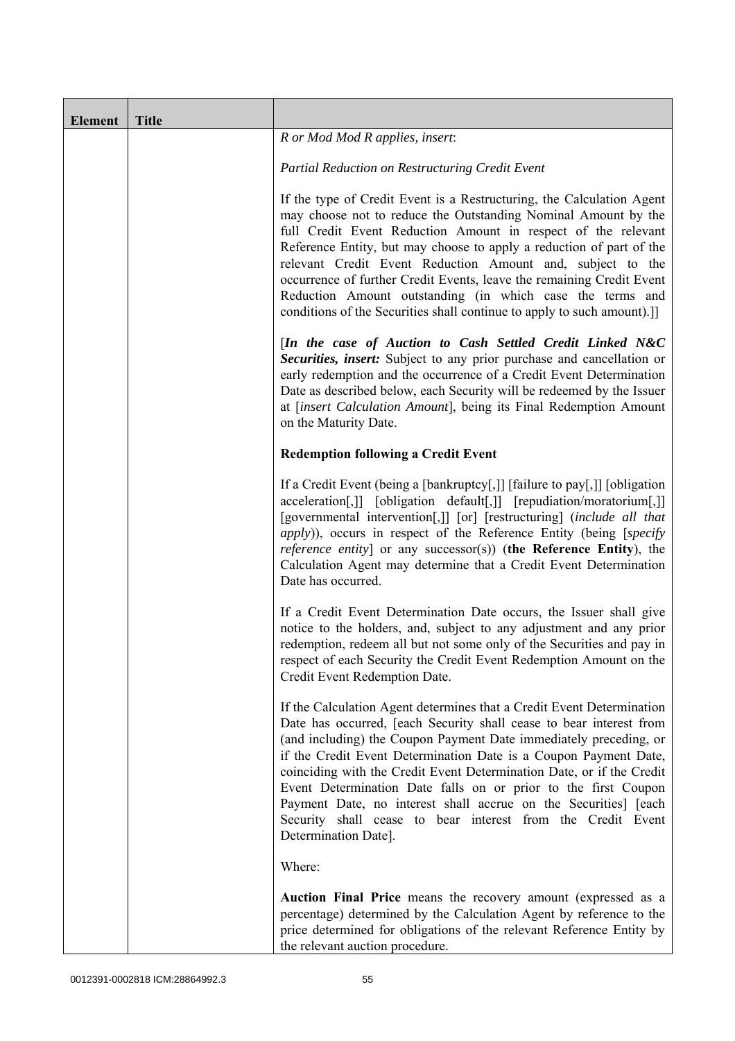| Element | Title | |
|---|---|---|
| | | *R or Mod Mod R applies, insert*:<br><br>*Partial Reduction on Restructuring Credit Event*<br><br>If the type of Credit Event is a Restructuring, the Calculation Agent may choose not to reduce the Outstanding Nominal Amount by the full Credit Event Reduction Amount in respect of the relevant Reference Entity, but may choose to apply a reduction of part of the relevant Credit Event Reduction Amount and, subject to the occurrence of further Credit Events, leave the remaining Credit Event Reduction Amount outstanding (in which case the terms and conditions of the Securities shall continue to apply to such amount).]]<br><br>[***In the case of Auction to Cash Settled Credit Linked N&C Securities, insert:*** Subject to any prior purchase and cancellation or early redemption and the occurrence of a Credit Event Determination Date as described below, each Security will be redeemed by the Issuer at [*insert Calculation Amount*], being its Final Redemption Amount on the Maturity Date.<br><br>**Redemption following a Credit Event**<br><br>If a Credit Event (being a [bankruptcy[,]] [failure to pay[,]] [obligation acceleration[,]] [obligation default[,]] [repudiation/moratorium[,]] [governmental intervention[,]] [or] [restructuring] (*include all that apply*)), occurs in respect of the Reference Entity (being [*specify reference entity*] or any successor(s)) (**the Reference Entity**), the Calculation Agent may determine that a Credit Event Determination Date has occurred.<br><br>If a Credit Event Determination Date occurs, the Issuer shall give notice to the holders, and, subject to any adjustment and any prior redemption, redeem all but not some only of the Securities and pay in respect of each Security the Credit Event Redemption Amount on the Credit Event Redemption Date.<br><br>If the Calculation Agent determines that a Credit Event Determination Date has occurred, [each Security shall cease to bear interest from (and including) the Coupon Payment Date immediately preceding, or if the Credit Event Determination Date is a Coupon Payment Date, coinciding with the Credit Event Determination Date, or if the Credit Event Determination Date falls on or prior to the first Coupon Payment Date, no interest shall accrue on the Securities] [each Security shall cease to bear interest from the Credit Event Determination Date].<br><br>Where:<br><br>**Auction Final Price** means the recovery amount (expressed as a percentage) determined by the Calculation Agent by reference to the price determined for obligations of the relevant Reference Entity by the relevant auction procedure. |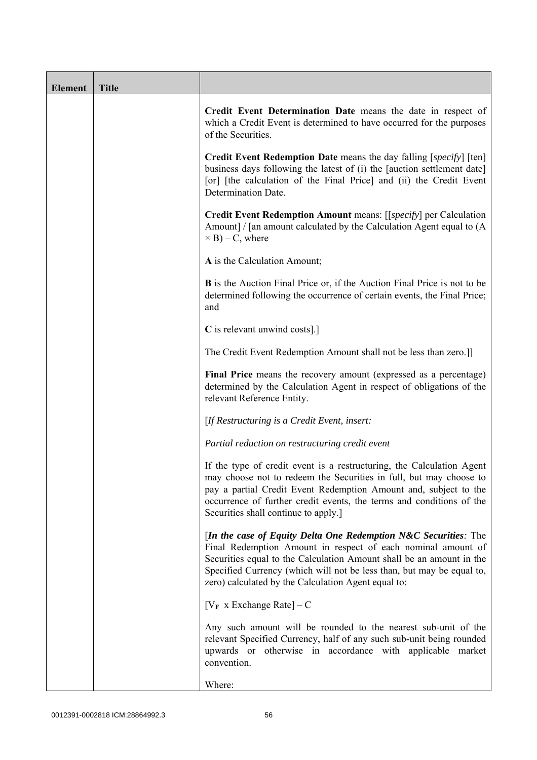| Element | Title | |
|---|---|---|
| | | **Credit Event Determination Date** means the date in respect of which a Credit Event is determined to have occurred for the purposes of the Securities.<br><br>**Credit Event Redemption Date** means the day falling [*specify*] [ten] business days following the latest of (i) the [auction settlement date] [or] [the calculation of the Final Price] and (ii) the Credit Event Determination Date.<br><br>**Credit Event Redemption Amount** means: [[*specify*] per Calculation Amount] / [an amount calculated by the Calculation Agent equal to $(A \times B) - C$, where<br><br>**A** is the Calculation Amount;<br><br>**B** is the Auction Final Price or, if the Auction Final Price is not to be determined following the occurrence of certain events, the Final Price; and<br><br>**C** is relevant unwind costs].]<br><br>The Credit Event Redemption Amount shall not be less than zero.]]<br><br>**Final Price** means the recovery amount (expressed as a percentage) determined by the Calculation Agent in respect of obligations of the relevant Reference Entity.<br><br>[*If Restructuring is a Credit Event, insert:*<br><br>*Partial reduction on restructuring credit event*<br><br>If the type of credit event is a restructuring, the Calculation Agent may choose not to redeem the Securities in full, but may choose to pay a partial Credit Event Redemption Amount and, subject to the occurrence of further credit events, the terms and conditions of the Securities shall continue to apply.]<br><br>[***In the case of Equity Delta One Redemption N&C Securities****:* The Final Redemption Amount in respect of each nominal amount of Securities equal to the Calculation Amount shall be an amount in the Specified Currency (which will not be less than, but may be equal to, zero) calculated by the Calculation Agent equal to:<br><br>$[V_F \text{ x Exchange Rate}] - C$<br><br>Any such amount will be rounded to the nearest sub-unit of the relevant Specified Currency, half of any such sub-unit being rounded upwards or otherwise in accordance with applicable market convention.<br><br>Where: |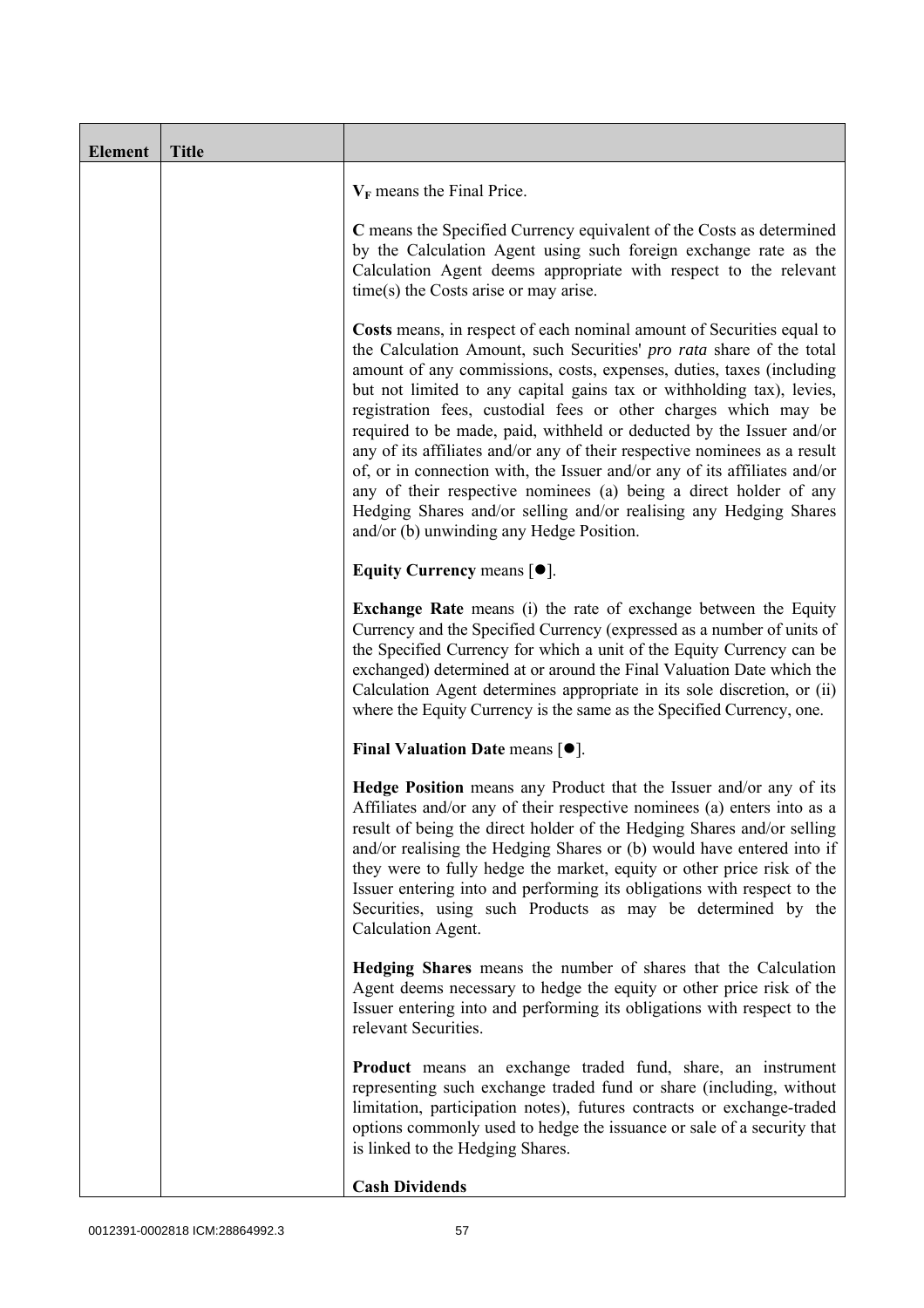| Element | Title | |
|---|---|---|
| | | $V_F$ means the Final Price.<br><br>**C** means the Specified Currency equivalent of the Costs as determined by the Calculation Agent using such foreign exchange rate as the Calculation Agent deems appropriate with respect to the relevant time(s) the Costs arise or may arise.<br><br>**Costs** means, in respect of each nominal amount of Securities equal to the Calculation Amount, such Securities' *pro rata* share of the total amount of any commissions, costs, expenses, duties, taxes (including but not limited to any capital gains tax or withholding tax), levies, registration fees, custodial fees or other charges which may be required to be made, paid, withheld or deducted by the Issuer and/or any of its affiliates and/or any of their respective nominees as a result of, or in connection with, the Issuer and/or any of its affiliates and/or any of their respective nominees (a) being a direct holder of any Hedging Shares and/or selling and/or realising any Hedging Shares and/or (b) unwinding any Hedge Position.<br><br>**Equity Currency** means [●].<br><br>**Exchange Rate** means (i) the rate of exchange between the Equity Currency and the Specified Currency (expressed as a number of units of the Specified Currency for which a unit of the Equity Currency can be exchanged) determined at or around the Final Valuation Date which the Calculation Agent determines appropriate in its sole discretion, or (ii) where the Equity Currency is the same as the Specified Currency, one.<br><br>**Final Valuation Date** means [●].<br><br>**Hedge Position** means any Product that the Issuer and/or any of its Affiliates and/or any of their respective nominees (a) enters into as a result of being the direct holder of the Hedging Shares and/or selling and/or realising the Hedging Shares or (b) would have entered into if they were to fully hedge the market, equity or other price risk of the Issuer entering into and performing its obligations with respect to the Securities, using such Products as may be determined by the Calculation Agent.<br><br>**Hedging Shares** means the number of shares that the Calculation Agent deems necessary to hedge the equity or other price risk of the Issuer entering into and performing its obligations with respect to the relevant Securities.<br><br>**Product** means an exchange traded fund, share, an instrument representing such exchange traded fund or share (including, without limitation, participation notes), futures contracts or exchange-traded options commonly used to hedge the issuance or sale of a security that is linked to the Hedging Shares.<br><br>**Cash Dividends** |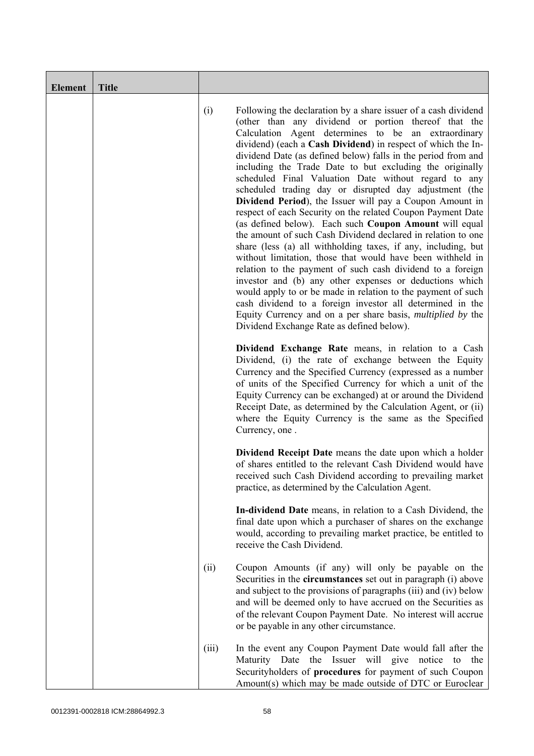| Element | Title | |
|---|---|---|
| | | (i) Following the declaration by a share issuer of a cash dividend (other than any dividend or portion thereof that the Calculation Agent determines to be an extraordinary dividend) (each a **Cash Dividend**) in respect of which the In-dividend Date (as defined below) falls in the period from and including the Trade Date to but excluding the originally scheduled Final Valuation Date without regard to any scheduled trading day or disrupted day adjustment (the **Dividend Period**), the Issuer will pay a Coupon Amount in respect of each Security on the related Coupon Payment Date (as defined below). Each such **Coupon Amount** will equal the amount of such Cash Dividend declared in relation to one share (less (a) all withholding taxes, if any, including, but without limitation, those that would have been withheld in relation to the payment of such cash dividend to a foreign investor and (b) any other expenses or deductions which would apply to or be made in relation to the payment of such cash dividend to a foreign investor all determined in the Equity Currency and on a per share basis, *multiplied by* the Dividend Exchange Rate as defined below).<br><br>**Dividend Exchange Rate** means, in relation to a Cash Dividend, (i) the rate of exchange between the Equity Currency and the Specified Currency (expressed as a number of units of the Specified Currency for which a unit of the Equity Currency can be exchanged) at or around the Dividend Receipt Date, as determined by the Calculation Agent, or (ii) where the Equity Currency is the same as the Specified Currency, one .<br><br>**Dividend Receipt Date** means the date upon which a holder of shares entitled to the relevant Cash Dividend would have received such Cash Dividend according to prevailing market practice, as determined by the Calculation Agent.<br><br>**In-dividend Date** means, in relation to a Cash Dividend, the final date upon which a purchaser of shares on the exchange would, according to prevailing market practice, be entitled to receive the Cash Dividend.<br><br>(ii) Coupon Amounts (if any) will only be payable on the Securities in the **circumstances** set out in paragraph (i) above and subject to the provisions of paragraphs (iii) and (iv) below and will be deemed only to have accrued on the Securities as of the relevant Coupon Payment Date. No interest will accrue or be payable in any other circumstance.<br><br>(iii) In the event any Coupon Payment Date would fall after the Maturity Date the Issuer will give notice to the Securityholders of **procedures** for payment of such Coupon Amount(s) which may be made outside of DTC or Euroclear |

0012391-0002818 ICM:28864992.3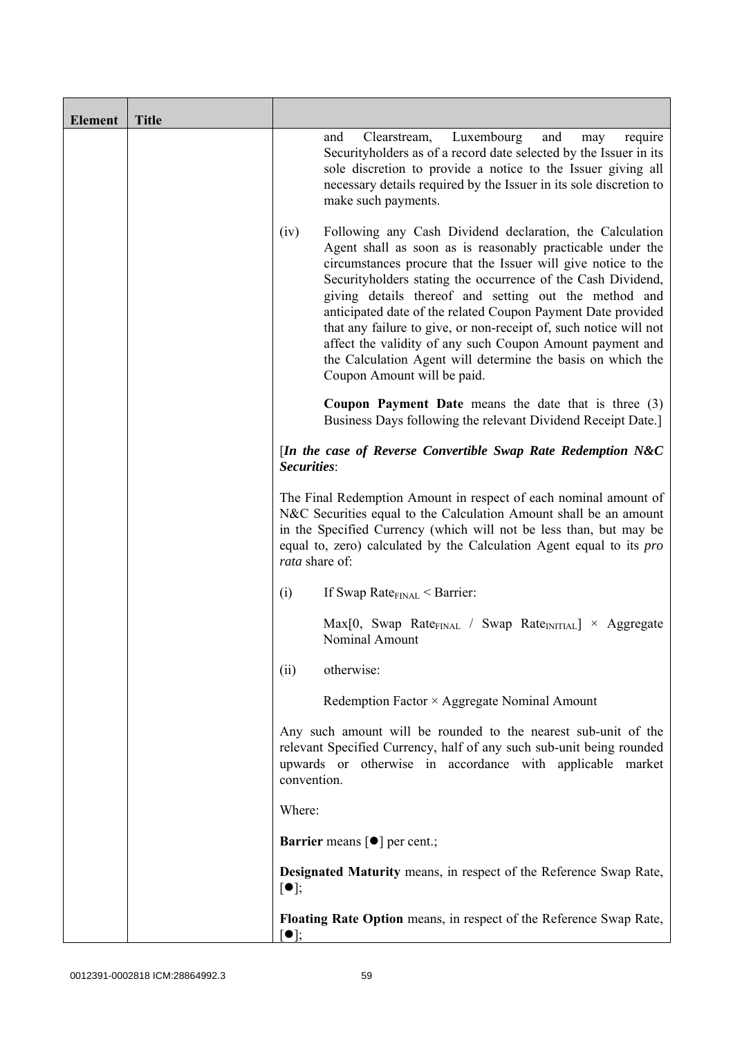| Element | Title | |
|---|---|---|
| | | and Clearstream, Luxembourg and may require Securityholders as of a record date selected by the Issuer in its sole discretion to provide a notice to the Issuer giving all necessary details required by the Issuer in its sole discretion to make such payments.<br><br>(iv) Following any Cash Dividend declaration, the Calculation Agent shall as soon as is reasonably practicable under the circumstances procure that the Issuer will give notice to the Securityholders stating the occurrence of the Cash Dividend, giving details thereof and setting out the method and anticipated date of the related Coupon Payment Date provided that any failure to give, or non-receipt of, such notice will not affect the validity of any such Coupon Amount payment and the Calculation Agent will determine the basis on which the Coupon Amount will be paid.<br><br>**Coupon Payment Date** means the date that is three (3) Business Days following the relevant Dividend Receipt Date.]<br><br>[***In the case of Reverse Convertible Swap Rate Redemption N&C Securities***:<br><br>The Final Redemption Amount in respect of each nominal amount of N&C Securities equal to the Calculation Amount shall be an amount in the Specified Currency (which will not be less than, but may be equal to, zero) calculated by the Calculation Agent equal to its *pro rata* share of:<br><br>(i) If Swap $\text{Rate}_{\text{FINAL}}$ < Barrier:<br><br>$\text{Max}[0, \text{Swap Rate}_{\text{FINAL}} / \text{Swap Rate}_{\text{INITIAL}}] \times$ Aggregate Nominal Amount<br><br>(ii) otherwise:<br><br>Redemption Factor × Aggregate Nominal Amount<br><br>Any such amount will be rounded to the nearest sub-unit of the relevant Specified Currency, half of any such sub-unit being rounded upwards or otherwise in accordance with applicable market convention.<br><br>Where:<br><br>**Barrier** means [●] per cent.;<br><br>**Designated Maturity** means, in respect of the Reference Swap Rate, [●];<br><br>**Floating Rate Option** means, in respect of the Reference Swap Rate, [●]; |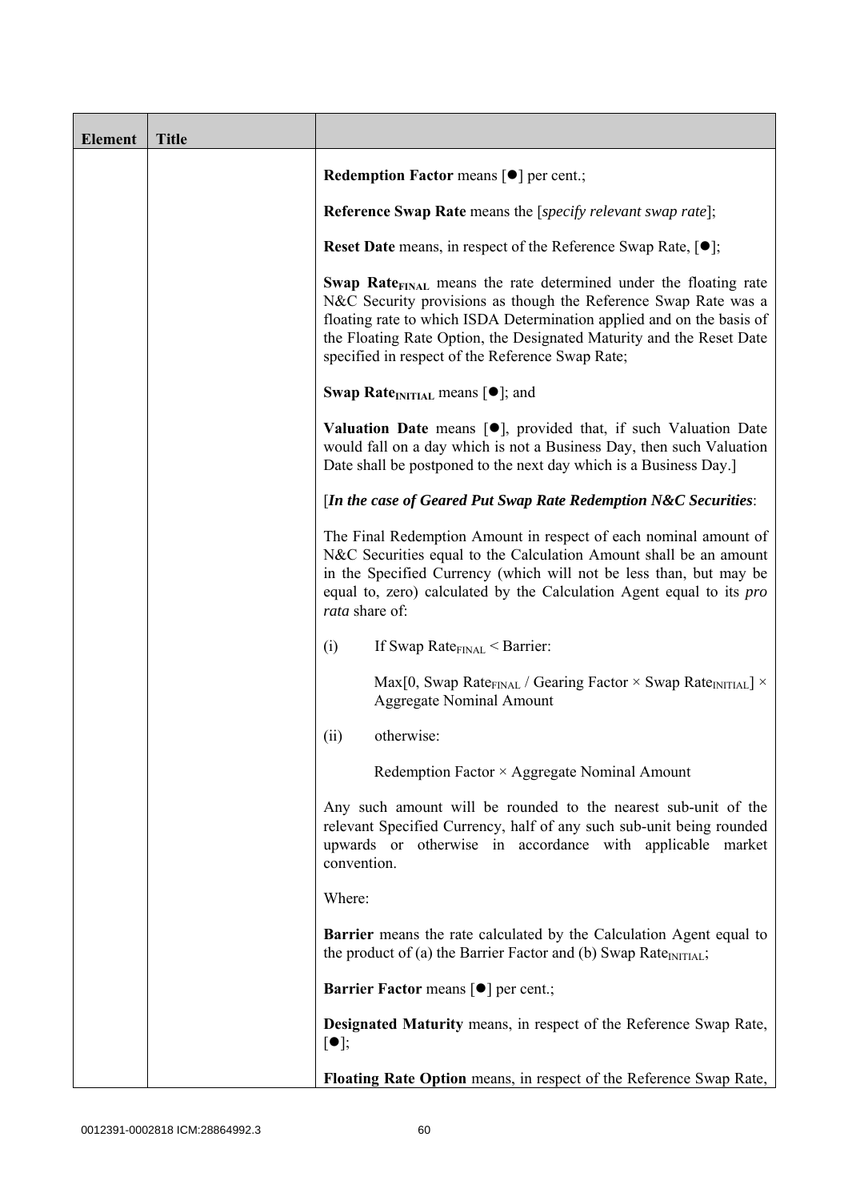| Element | Title | |
|---|---|---|
| | | **Redemption Factor** means [●] per cent.;<br><br>**Reference Swap Rate** means the [*specify relevant swap rate*];<br><br>**Reset Date** means, in respect of the Reference Swap Rate, [●];<br><br>**Swap Rate$_{FINAL}$** means the rate determined under the floating rate N&C Security provisions as though the Reference Swap Rate was a floating rate to which ISDA Determination applied and on the basis of the Floating Rate Option, the Designated Maturity and the Reset Date specified in respect of the Reference Swap Rate;<br><br>**Swap Rate$_{INITIAL}$** means [●]; and<br><br>**Valuation Date** means [●], provided that, if such Valuation Date would fall on a day which is not a Business Day, then such Valuation Date shall be postponed to the next day which is a Business Day.]<br><br>[***In the case of Geared Put Swap Rate Redemption N&C Securities***:<br><br>The Final Redemption Amount in respect of each nominal amount of N&C Securities equal to the Calculation Amount shall be an amount in the Specified Currency (which will not be less than, but may be equal to, zero) calculated by the Calculation Agent equal to its *pro rata* share of:<br><br>(i) If Swap Rate$_{FINAL}$ < Barrier:<br><br>Max[0, Swap Rate$_{FINAL}$ / Gearing Factor × Swap Rate$_{INITIAL}$] × Aggregate Nominal Amount<br><br>(ii) otherwise:<br><br>Redemption Factor × Aggregate Nominal Amount<br><br>Any such amount will be rounded to the nearest sub-unit of the relevant Specified Currency, half of any such sub-unit being rounded upwards or otherwise in accordance with applicable market convention.<br><br>Where:<br><br>**Barrier** means the rate calculated by the Calculation Agent equal to the product of (a) the Barrier Factor and (b) Swap Rate$_{INITIAL}$;<br><br>**Barrier Factor** means [●] per cent.;<br><br>**Designated Maturity** means, in respect of the Reference Swap Rate, [●];<br><br>**Floating Rate Option** means, in respect of the Reference Swap Rate, |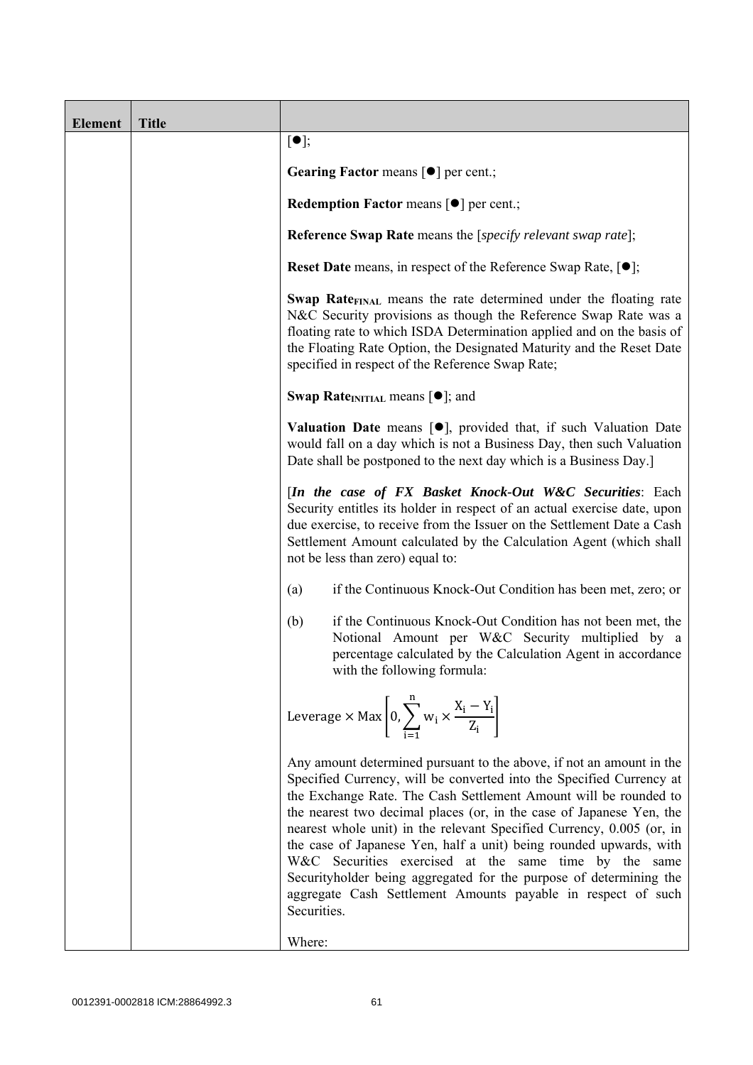| Element | Title | |
|---|---|---|
| | | [●]; |

[●];

**Gearing Factor** means [●] per cent.;

**Redemption Factor** means [●] per cent.;

**Reference Swap Rate** means the [*specify relevant swap rate*];

**Reset Date** means, in respect of the Reference Swap Rate, [●];

**Swap Rate$_{FINAL}$** means the rate determined under the floating rate N&C Security provisions as though the Reference Swap Rate was a floating rate to which ISDA Determination applied and on the basis of the Floating Rate Option, the Designated Maturity and the Reset Date specified in respect of the Reference Swap Rate;

**Swap Rate$_{INITIAL}$** means [●]; and

**Valuation Date** means [●], provided that, if such Valuation Date would fall on a day which is not a Business Day, then such Valuation Date shall be postponed to the next day which is a Business Day.]

[***In the case of FX Basket Knock-Out W&C Securities***: Each Security entitles its holder in respect of an actual exercise date, upon due exercise, to receive from the Issuer on the Settlement Date a Cash Settlement Amount calculated by the Calculation Agent (which shall not be less than zero) equal to:

(a) if the Continuous Knock-Out Condition has been met, zero; or

(b) if the Continuous Knock-Out Condition has not been met, the Notional Amount per W&C Security multiplied by a percentage calculated by the Calculation Agent in accordance with the following formula:

$$\text{Leverage} \times \text{Max}\left[0, \sum_{i=1}^{n} w_i \times \frac{X_i - Y_i}{Z_i}\right]$$

Any amount determined pursuant to the above, if not an amount in the Specified Currency, will be converted into the Specified Currency at the Exchange Rate. The Cash Settlement Amount will be rounded to the nearest two decimal places (or, in the case of Japanese Yen, the nearest whole unit) in the relevant Specified Currency, 0.005 (or, in the case of Japanese Yen, half a unit) being rounded upwards, with W&C Securities exercised at the same time by the same Securityholder being aggregated for the purpose of determining the aggregate Cash Settlement Amounts payable in respect of such Securities.

Where: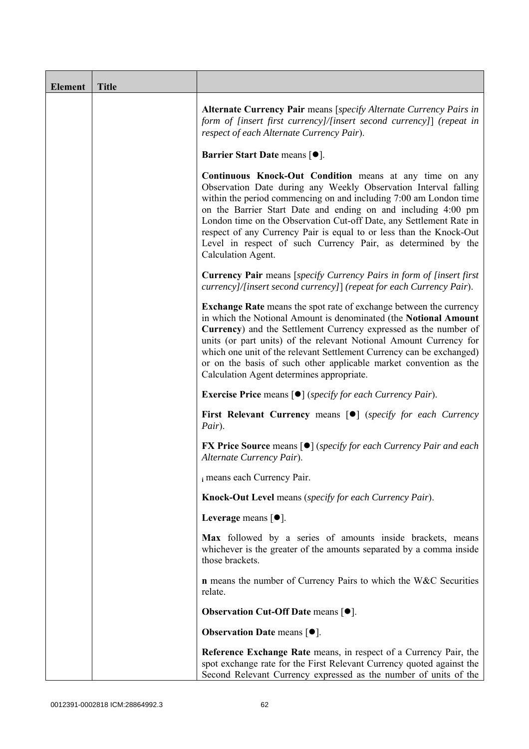| Element | Title | |
|---|---|---|
| | | **Alternate Currency Pair** means [*specify Alternate Currency Pairs in form of [insert first currency]/[insert second currency]*] (*repeat in respect of each Alternate Currency Pair*).<br><br>**Barrier Start Date** means [●].<br><br>**Continuous Knock-Out Condition** means at any time on any Observation Date during any Weekly Observation Interval falling within the period commencing on and including 7:00 am London time on the Barrier Start Date and ending on and including 4:00 pm London time on the Observation Cut-off Date, any Settlement Rate in respect of any Currency Pair is equal to or less than the Knock-Out Level in respect of such Currency Pair, as determined by the Calculation Agent.<br><br>**Currency Pair** means [*specify Currency Pairs in form of [insert first currency]/[insert second currency]*] (*repeat for each Currency Pair*).<br><br>**Exchange Rate** means the spot rate of exchange between the currency in which the Notional Amount is denominated (the **Notional Amount Currency**) and the Settlement Currency expressed as the number of units (or part units) of the relevant Notional Amount Currency for which one unit of the relevant Settlement Currency can be exchanged) or on the basis of such other applicable market convention as the Calculation Agent determines appropriate.<br><br>**Exercise Price** means [●] (*specify for each Currency Pair*).<br><br>**First Relevant Currency** means [●] (*specify for each Currency Pair*).<br><br>**FX Price Source** means [●] (*specify for each Currency Pair and each Alternate Currency Pair*).<br><br>$_i$ means each Currency Pair.<br><br>**Knock-Out Level** means (*specify for each Currency Pair*).<br><br>**Leverage** means [●].<br><br>**Max** followed by a series of amounts inside brackets, means whichever is the greater of the amounts separated by a comma inside those brackets.<br><br>**n** means the number of Currency Pairs to which the W&C Securities relate.<br><br>**Observation Cut-Off Date** means [●].<br><br>**Observation Date** means [●].<br><br>**Reference Exchange Rate** means, in respect of a Currency Pair, the spot exchange rate for the First Relevant Currency quoted against the Second Relevant Currency expressed as the number of units of the |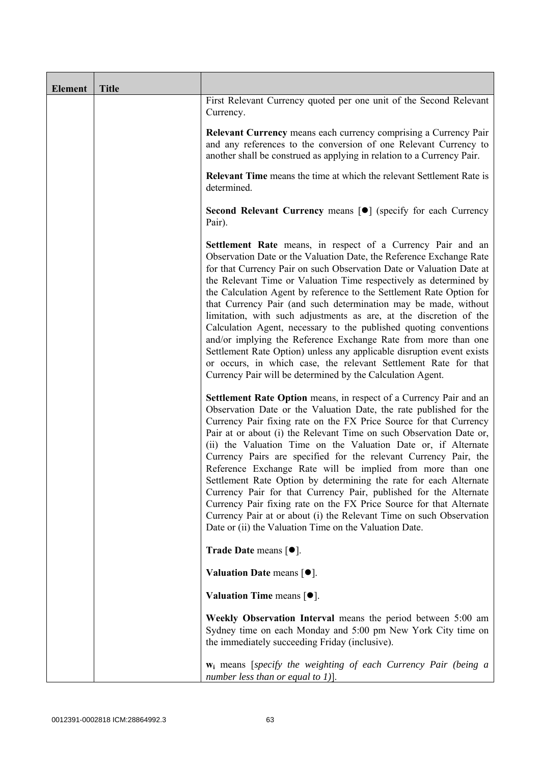| Element | Title | |
|---|---|---|
| | | First Relevant Currency quoted per one unit of the Second Relevant Currency.<br><br>**Relevant Currency** means each currency comprising a Currency Pair and any references to the conversion of one Relevant Currency to another shall be construed as applying in relation to a Currency Pair.<br><br>**Relevant Time** means the time at which the relevant Settlement Rate is determined.<br><br>**Second Relevant Currency** means [●] (specify for each Currency Pair).<br><br>**Settlement Rate** means, in respect of a Currency Pair and an Observation Date or the Valuation Date, the Reference Exchange Rate for that Currency Pair on such Observation Date or Valuation Date at the Relevant Time or Valuation Time respectively as determined by the Calculation Agent by reference to the Settlement Rate Option for that Currency Pair (and such determination may be made, without limitation, with such adjustments as are, at the discretion of the Calculation Agent, necessary to the published quoting conventions and/or implying the Reference Exchange Rate from more than one Settlement Rate Option) unless any applicable disruption event exists or occurs, in which case, the relevant Settlement Rate for that Currency Pair will be determined by the Calculation Agent.<br><br>**Settlement Rate Option** means, in respect of a Currency Pair and an Observation Date or the Valuation Date, the rate published for the Currency Pair fixing rate on the FX Price Source for that Currency Pair at or about (i) the Relevant Time on such Observation Date or, (ii) the Valuation Time on the Valuation Date or, if Alternate Currency Pairs are specified for the relevant Currency Pair, the Reference Exchange Rate will be implied from more than one Settlement Rate Option by determining the rate for each Alternate Currency Pair for that Currency Pair, published for the Alternate Currency Pair fixing rate on the FX Price Source for that Alternate Currency Pair at or about (i) the Relevant Time on such Observation Date or (ii) the Valuation Time on the Valuation Date.<br><br>**Trade Date** means [●].<br><br>**Valuation Date** means [●].<br><br>**Valuation Time** means [●].<br><br>**Weekly Observation Interval** means the period between 5:00 am Sydney time on each Monday and 5:00 pm New York City time on the immediately succeeding Friday (inclusive).<br><br>$\mathbf{w_i}$ means [*specify the weighting of each Currency Pair (being a number less than or equal to 1)*]. |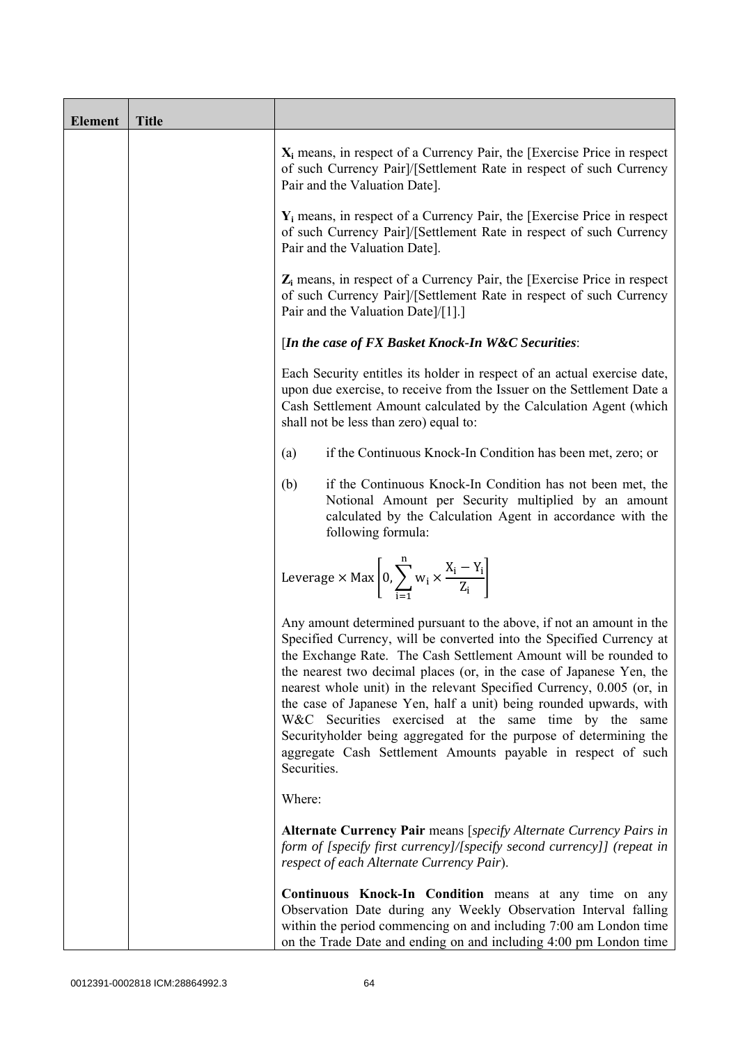| Element | Title | |
|---|---|---|
| | | $X_i$ means, in respect of a Currency Pair, the [Exercise Price in respect of such Currency Pair]/[Settlement Rate in respect of such Currency Pair and the Valuation Date].<br><br>$Y_i$ means, in respect of a Currency Pair, the [Exercise Price in respect of such Currency Pair]/[Settlement Rate in respect of such Currency Pair and the Valuation Date].<br><br>$Z_i$ means, in respect of a Currency Pair, the [Exercise Price in respect of such Currency Pair]/[Settlement Rate in respect of such Currency Pair and the Valuation Date]/[1].]<br><br>[*In the case of FX Basket Knock-In W&C Securities*:<br><br>Each Security entitles its holder in respect of an actual exercise date, upon due exercise, to receive from the Issuer on the Settlement Date a Cash Settlement Amount calculated by the Calculation Agent (which shall not be less than zero) equal to:<br><br>(a) if the Continuous Knock-In Condition has been met, zero; or<br><br>(b) if the Continuous Knock-In Condition has not been met, the Notional Amount per Security multiplied by an amount calculated by the Calculation Agent in accordance with the following formula:<br><br>$$\text{Leverage} \times \text{Max}\left[0, \sum_{i=1}^{n} w_i \times \frac{X_i - Y_i}{Z_i}\right]$$<br><br>Any amount determined pursuant to the above, if not an amount in the Specified Currency, will be converted into the Specified Currency at the Exchange Rate. The Cash Settlement Amount will be rounded to the nearest two decimal places (or, in the case of Japanese Yen, the nearest whole unit) in the relevant Specified Currency, 0.005 (or, in the case of Japanese Yen, half a unit) being rounded upwards, with W&C Securities exercised at the same time by the same Securityholder being aggregated for the purpose of determining the aggregate Cash Settlement Amounts payable in respect of such Securities.<br><br>Where:<br><br>**Alternate Currency Pair** means [*specify Alternate Currency Pairs in form of [specify first currency]/[specify second currency]] (repeat in respect of each Alternate Currency Pair*).<br><br>**Continuous Knock-In Condition** means at any time on any Observation Date during any Weekly Observation Interval falling within the period commencing on and including 7:00 am London time on the Trade Date and ending on and including 4:00 pm London time |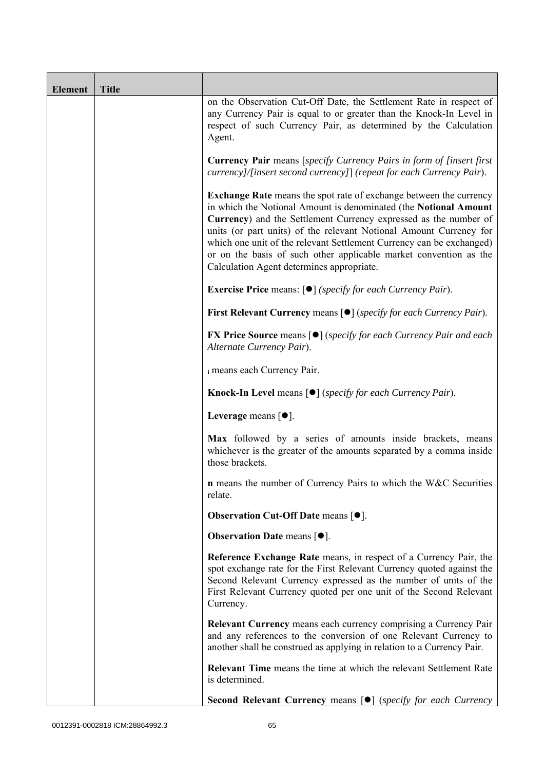| Element | Title | |
|---|---|---|
| | | on the Observation Cut-Off Date, the Settlement Rate in respect of any Currency Pair is equal to or greater than the Knock-In Level in respect of such Currency Pair, as determined by the Calculation Agent.<br><br>**Currency Pair** means [*specify Currency Pairs in form of [insert first currency]/[insert second currency]*] *(repeat for each Currency Pair*).<br><br>**Exchange Rate** means the spot rate of exchange between the currency in which the Notional Amount is denominated (the **Notional Amount Currency**) and the Settlement Currency expressed as the number of units (or part units) of the relevant Notional Amount Currency for which one unit of the relevant Settlement Currency can be exchanged) or on the basis of such other applicable market convention as the Calculation Agent determines appropriate.<br><br>**Exercise Price** means: [●] *(specify for each Currency Pair*).<br><br>**First Relevant Currency** means [●] (*specify for each Currency Pair*).<br><br>**FX Price Source** means [●] (*specify for each Currency Pair and each Alternate Currency Pair*).<br><br>$_i$ means each Currency Pair.<br><br>**Knock-In Level** means [●] (*specify for each Currency Pair*).<br><br>**Leverage** means [●].<br><br>**Max** followed by a series of amounts inside brackets, means whichever is the greater of the amounts separated by a comma inside those brackets.<br><br>**n** means the number of Currency Pairs to which the W&C Securities relate.<br><br>**Observation Cut-Off Date** means [●].<br><br>**Observation Date** means [●].<br><br>**Reference Exchange Rate** means, in respect of a Currency Pair, the spot exchange rate for the First Relevant Currency quoted against the Second Relevant Currency expressed as the number of units of the First Relevant Currency quoted per one unit of the Second Relevant Currency.<br><br>**Relevant Currency** means each currency comprising a Currency Pair and any references to the conversion of one Relevant Currency to another shall be construed as applying in relation to a Currency Pair.<br><br>**Relevant Time** means the time at which the relevant Settlement Rate is determined.<br><br>**Second Relevant Currency** means [●] (*specify for each Currency* |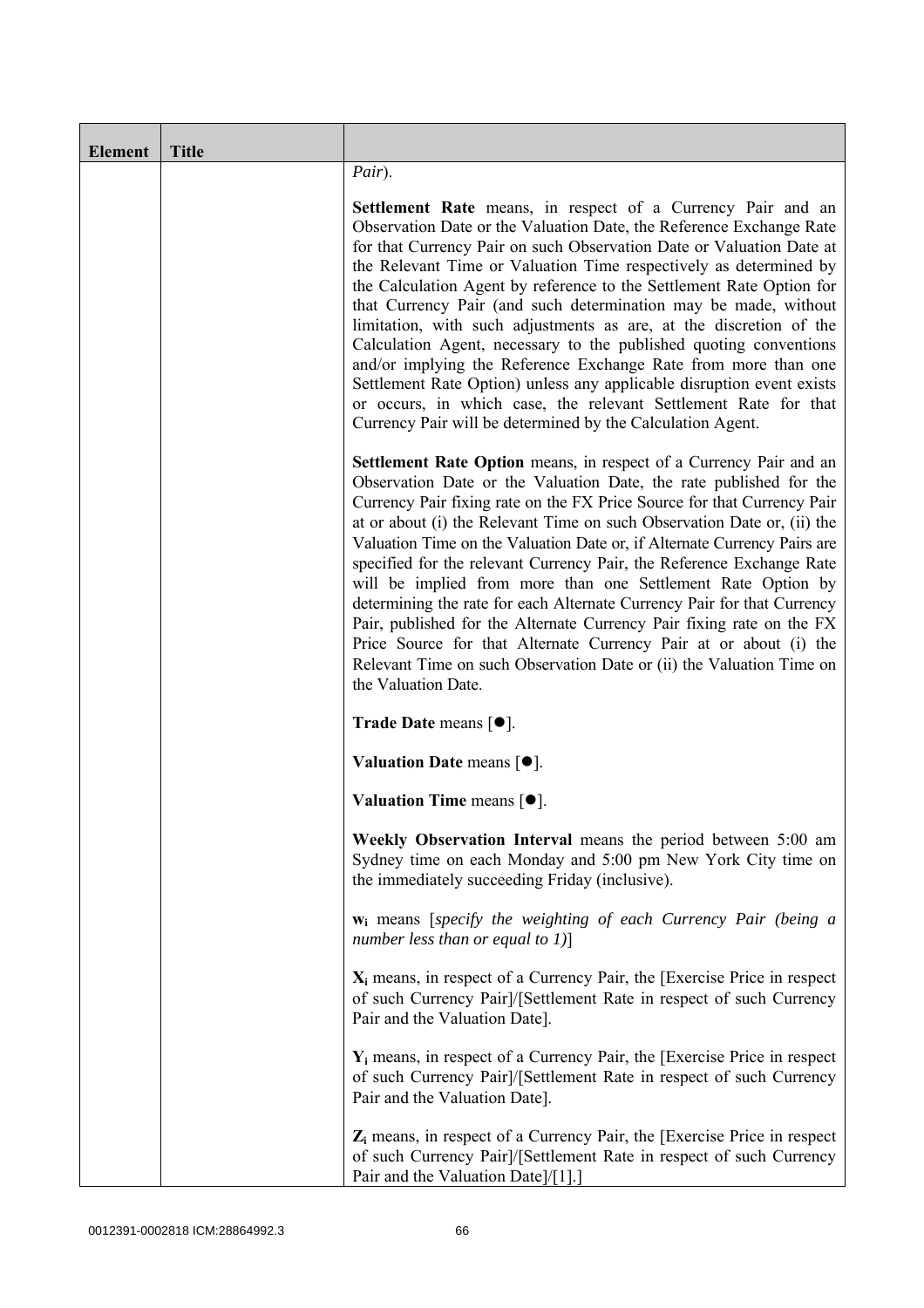| Element | Title | |
|---|---|---|
| | | *Pair*).<br><br>**Settlement Rate** means, in respect of a Currency Pair and an Observation Date or the Valuation Date, the Reference Exchange Rate for that Currency Pair on such Observation Date or Valuation Date at the Relevant Time or Valuation Time respectively as determined by the Calculation Agent by reference to the Settlement Rate Option for that Currency Pair (and such determination may be made, without limitation, with such adjustments as are, at the discretion of the Calculation Agent, necessary to the published quoting conventions and/or implying the Reference Exchange Rate from more than one Settlement Rate Option) unless any applicable disruption event exists or occurs, in which case, the relevant Settlement Rate for that Currency Pair will be determined by the Calculation Agent.<br><br>**Settlement Rate Option** means, in respect of a Currency Pair and an Observation Date or the Valuation Date, the rate published for the Currency Pair fixing rate on the FX Price Source for that Currency Pair at or about (i) the Relevant Time on such Observation Date or, (ii) the Valuation Time on the Valuation Date or, if Alternate Currency Pairs are specified for the relevant Currency Pair, the Reference Exchange Rate will be implied from more than one Settlement Rate Option by determining the rate for each Alternate Currency Pair for that Currency Pair, published for the Alternate Currency Pair fixing rate on the FX Price Source for that Alternate Currency Pair at or about (i) the Relevant Time on such Observation Date or (ii) the Valuation Time on the Valuation Date.<br><br>**Trade Date** means [●].<br><br>**Valuation Date** means [●].<br><br>**Valuation Time** means [●].<br><br>**Weekly Observation Interval** means the period between 5:00 am Sydney time on each Monday and 5:00 pm New York City time on the immediately succeeding Friday (inclusive).<br><br>$\mathbf{w_i}$ means [*specify the weighting of each Currency Pair (being a number less than or equal to 1)*]<br><br>$\mathbf{X_i}$ means, in respect of a Currency Pair, the [Exercise Price in respect of such Currency Pair]/[Settlement Rate in respect of such Currency Pair and the Valuation Date].<br><br>$\mathbf{Y_i}$ means, in respect of a Currency Pair, the [Exercise Price in respect of such Currency Pair]/[Settlement Rate in respect of such Currency Pair and the Valuation Date].<br><br>$\mathbf{Z_i}$ means, in respect of a Currency Pair, the [Exercise Price in respect of such Currency Pair]/[Settlement Rate in respect of such Currency Pair and the Valuation Date]/[1].] |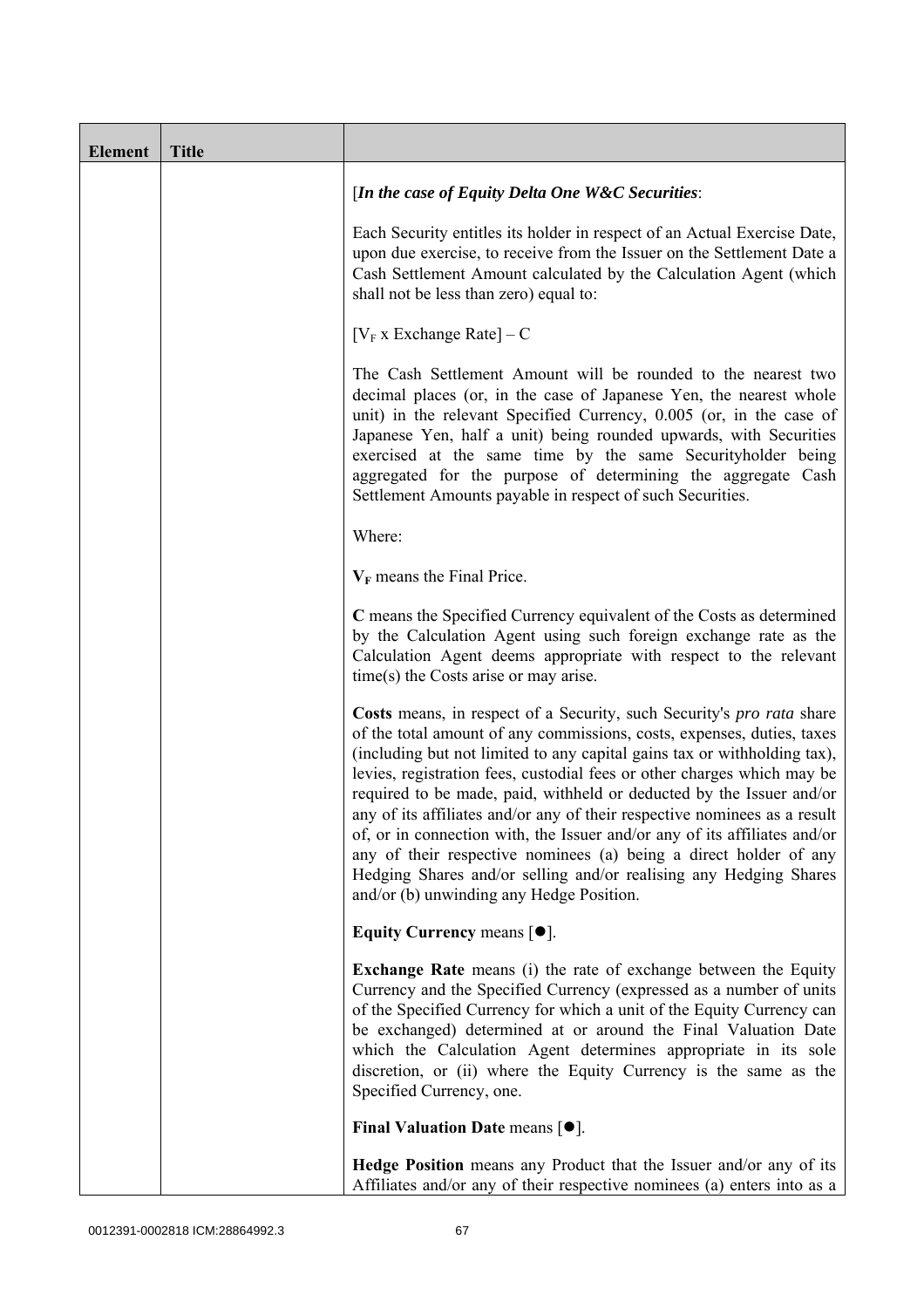| Element | Title | |
|---|---|---|
| | | [*In the case of Equity Delta One W&C Securities*:<br><br>Each Security entitles its holder in respect of an Actual Exercise Date, upon due exercise, to receive from the Issuer on the Settlement Date a Cash Settlement Amount calculated by the Calculation Agent (which shall not be less than zero) equal to:<br><br>$[V_F \text{ x Exchange Rate}] – C$<br><br>The Cash Settlement Amount will be rounded to the nearest two decimal places (or, in the case of Japanese Yen, the nearest whole unit) in the relevant Specified Currency, 0.005 (or, in the case of Japanese Yen, half a unit) being rounded upwards, with Securities exercised at the same time by the same Securityholder being aggregated for the purpose of determining the aggregate Cash Settlement Amounts payable in respect of such Securities.<br><br>Where:<br><br>$\mathbf{V_F}$ means the Final Price.<br><br>**C** means the Specified Currency equivalent of the Costs as determined by the Calculation Agent using such foreign exchange rate as the Calculation Agent deems appropriate with respect to the relevant time(s) the Costs arise or may arise.<br><br>**Costs** means, in respect of a Security, such Security's *pro rata* share of the total amount of any commissions, costs, expenses, duties, taxes (including but not limited to any capital gains tax or withholding tax), levies, registration fees, custodial fees or other charges which may be required to be made, paid, withheld or deducted by the Issuer and/or any of its affiliates and/or any of their respective nominees as a result of, or in connection with, the Issuer and/or any of its affiliates and/or any of their respective nominees (a) being a direct holder of any Hedging Shares and/or selling and/or realising any Hedging Shares and/or (b) unwinding any Hedge Position.<br><br>**Equity Currency** means [●].<br><br>**Exchange Rate** means (i) the rate of exchange between the Equity Currency and the Specified Currency (expressed as a number of units of the Specified Currency for which a unit of the Equity Currency can be exchanged) determined at or around the Final Valuation Date which the Calculation Agent determines appropriate in its sole discretion, or (ii) where the Equity Currency is the same as the Specified Currency, one.<br><br>**Final Valuation Date** means [●].<br><br>**Hedge Position** means any Product that the Issuer and/or any of its Affiliates and/or any of their respective nominees (a) enters into as a |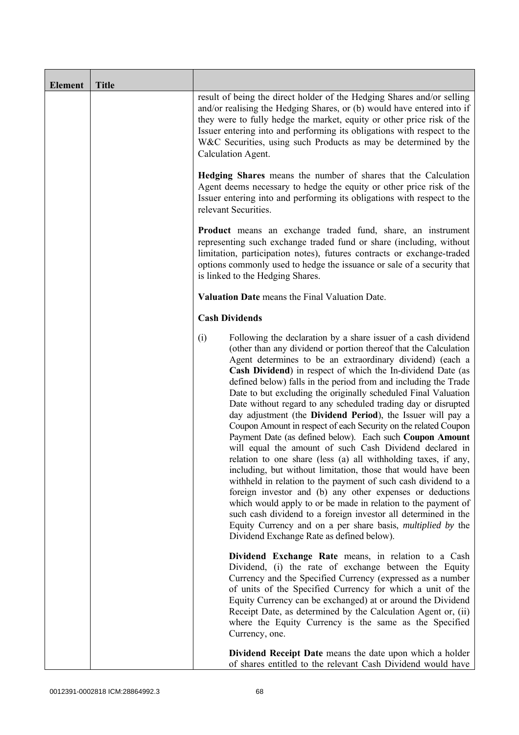| Element | Title | |
|---|---|---|
| | | result of being the direct holder of the Hedging Shares and/or selling and/or realising the Hedging Shares, or (b) would have entered into if they were to fully hedge the market, equity or other price risk of the Issuer entering into and performing its obligations with respect to the W&C Securities, using such Products as may be determined by the Calculation Agent.<br><br>**Hedging Shares** means the number of shares that the Calculation Agent deems necessary to hedge the equity or other price risk of the Issuer entering into and performing its obligations with respect to the relevant Securities.<br><br>**Product** means an exchange traded fund, share, an instrument representing such exchange traded fund or share (including, without limitation, participation notes), futures contracts or exchange-traded options commonly used to hedge the issuance or sale of a security that is linked to the Hedging Shares.<br><br>**Valuation Date** means the Final Valuation Date.<br><br>**Cash Dividends**<br><br>(i) Following the declaration by a share issuer of a cash dividend (other than any dividend or portion thereof that the Calculation Agent determines to be an extraordinary dividend) (each a **Cash Dividend**) in respect of which the In-dividend Date (as defined below) falls in the period from and including the Trade Date to but excluding the originally scheduled Final Valuation Date without regard to any scheduled trading day or disrupted day adjustment (the **Dividend Period**), the Issuer will pay a Coupon Amount in respect of each Security on the related Coupon Payment Date (as defined below). Each such **Coupon Amount** will equal the amount of such Cash Dividend declared in relation to one share (less (a) all withholding taxes, if any, including, but without limitation, those that would have been withheld in relation to the payment of such cash dividend to a foreign investor and (b) any other expenses or deductions which would apply to or be made in relation to the payment of such cash dividend to a foreign investor all determined in the Equity Currency and on a per share basis, *multiplied by* the Dividend Exchange Rate as defined below).<br><br>**Dividend Exchange Rate** means, in relation to a Cash Dividend, (i) the rate of exchange between the Equity Currency and the Specified Currency (expressed as a number of units of the Specified Currency for which a unit of the Equity Currency can be exchanged) at or around the Dividend Receipt Date, as determined by the Calculation Agent or, (ii) where the Equity Currency is the same as the Specified Currency, one.<br><br>**Dividend Receipt Date** means the date upon which a holder of shares entitled to the relevant Cash Dividend would have |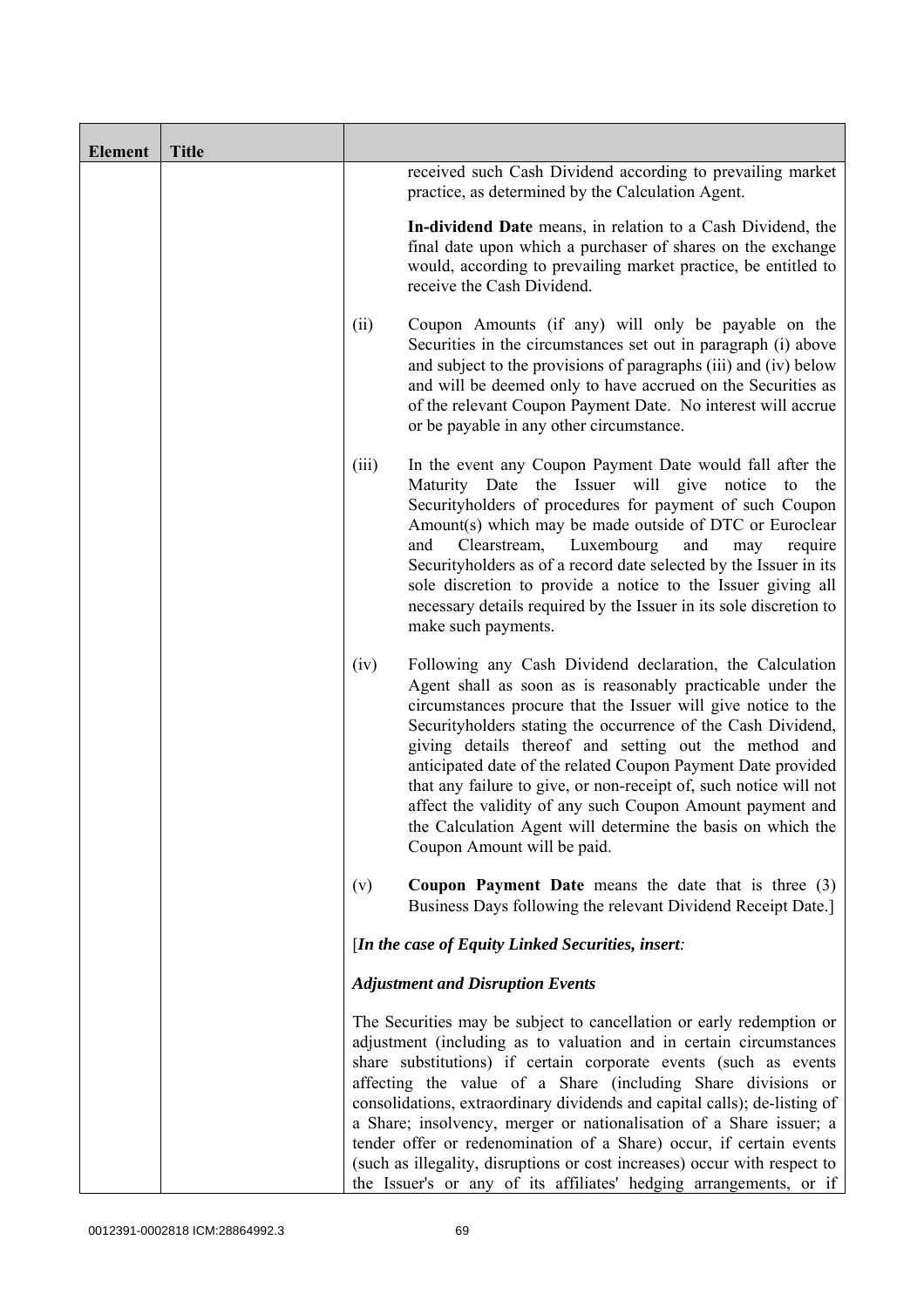| Element | Title | |
|---|---|---|
| | | received such Cash Dividend according to prevailing market practice, as determined by the Calculation Agent.<br><br>**In-dividend Date** means, in relation to a Cash Dividend, the final date upon which a purchaser of shares on the exchange would, according to prevailing market practice, be entitled to receive the Cash Dividend.<br><br>(ii) Coupon Amounts (if any) will only be payable on the Securities in the circumstances set out in paragraph (i) above and subject to the provisions of paragraphs (iii) and (iv) below and will be deemed only to have accrued on the Securities as of the relevant Coupon Payment Date. No interest will accrue or be payable in any other circumstance.<br><br>(iii) In the event any Coupon Payment Date would fall after the Maturity Date the Issuer will give notice to the Securityholders of procedures for payment of such Coupon Amount(s) which may be made outside of DTC or Euroclear and Clearstream, Luxembourg and may require Securityholders as of a record date selected by the Issuer in its sole discretion to provide a notice to the Issuer giving all necessary details required by the Issuer in its sole discretion to make such payments.<br><br>(iv) Following any Cash Dividend declaration, the Calculation Agent shall as soon as is reasonably practicable under the circumstances procure that the Issuer will give notice to the Securityholders stating the occurrence of the Cash Dividend, giving details thereof and setting out the method and anticipated date of the related Coupon Payment Date provided that any failure to give, or non-receipt of, such notice will not affect the validity of any such Coupon Amount payment and the Calculation Agent will determine the basis on which the Coupon Amount will be paid.<br><br>(v) **Coupon Payment Date** means the date that is three (3) Business Days following the relevant Dividend Receipt Date.]<br><br>[*In the case of Equity Linked Securities, insert:*<br><br>***Adjustment and Disruption Events***<br><br>The Securities may be subject to cancellation or early redemption or adjustment (including as to valuation and in certain circumstances share substitutions) if certain corporate events (such as events affecting the value of a Share (including Share divisions or consolidations, extraordinary dividends and capital calls); de-listing of a Share; insolvency, merger or nationalisation of a Share issuer; a tender offer or redenomination of a Share) occur, if certain events (such as illegality, disruptions or cost increases) occur with respect to the Issuer's or any of its affiliates' hedging arrangements, or if |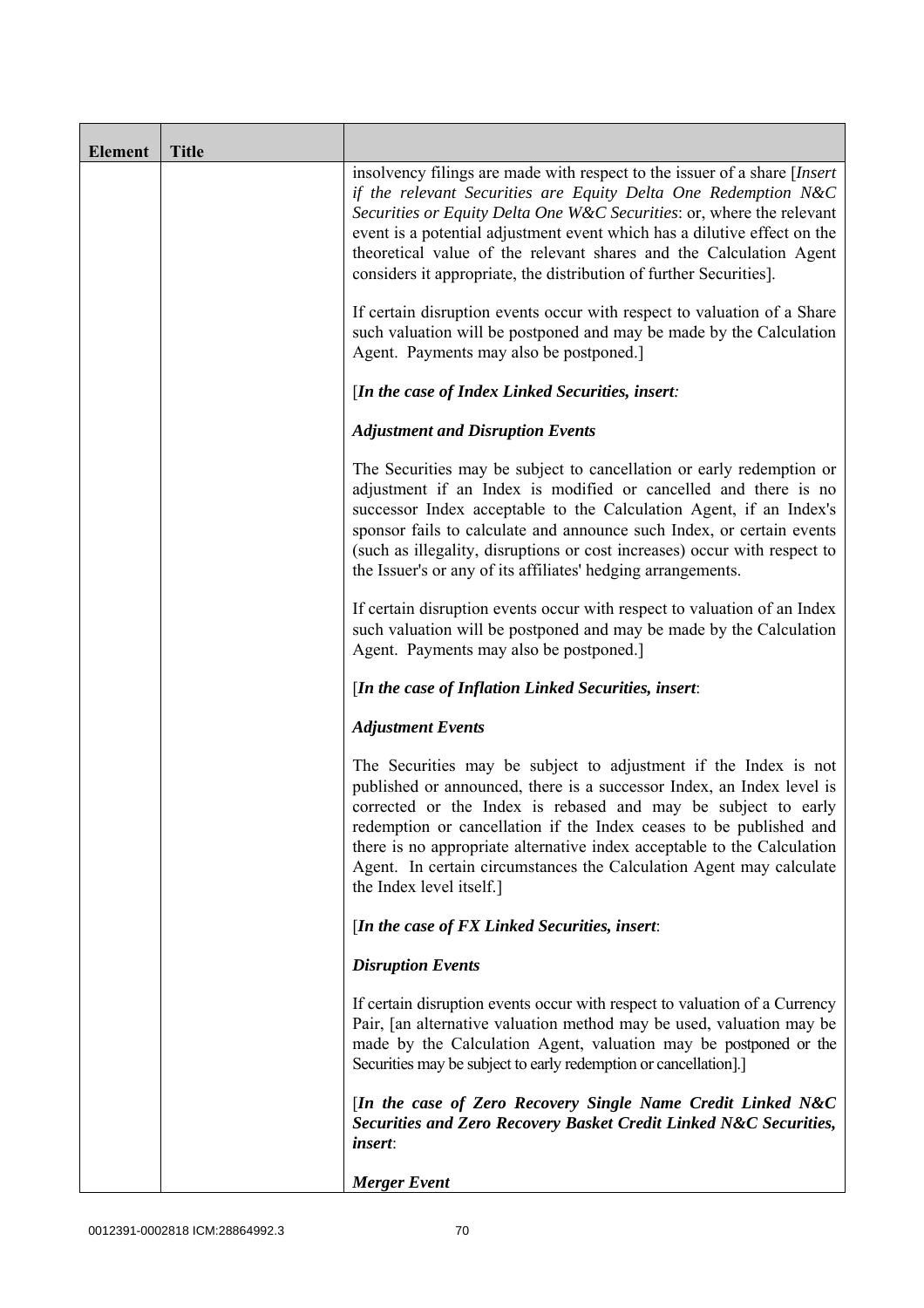| Element | Title | |
|---|---|---|
| | | insolvency filings are made with respect to the issuer of a share [*Insert if the relevant Securities are Equity Delta One Redemption N&C Securities or Equity Delta One W&C Securities*: or, where the relevant event is a potential adjustment event which has a dilutive effect on the theoretical value of the relevant shares and the Calculation Agent considers it appropriate, the distribution of further Securities].<br><br>If certain disruption events occur with respect to valuation of a Share such valuation will be postponed and may be made by the Calculation Agent. Payments may also be postponed.]<br><br>[***In the case of Index Linked Securities, insert:***<br><br>***Adjustment and Disruption Events***<br><br>The Securities may be subject to cancellation or early redemption or adjustment if an Index is modified or cancelled and there is no successor Index acceptable to the Calculation Agent, if an Index's sponsor fails to calculate and announce such Index, or certain events (such as illegality, disruptions or cost increases) occur with respect to the Issuer's or any of its affiliates' hedging arrangements.<br><br>If certain disruption events occur with respect to valuation of an Index such valuation will be postponed and may be made by the Calculation Agent. Payments may also be postponed.]<br><br>[***In the case of Inflation Linked Securities, insert***:<br><br>***Adjustment Events***<br><br>The Securities may be subject to adjustment if the Index is not published or announced, there is a successor Index, an Index level is corrected or the Index is rebased and may be subject to early redemption or cancellation if the Index ceases to be published and there is no appropriate alternative index acceptable to the Calculation Agent. In certain circumstances the Calculation Agent may calculate the Index level itself.]<br><br>[***In the case of FX Linked Securities, insert***:<br><br>***Disruption Events***<br><br>If certain disruption events occur with respect to valuation of a Currency Pair, [an alternative valuation method may be used, valuation may be made by the Calculation Agent, valuation may be postponed or the Securities may be subject to early redemption or cancellation].]<br><br>[***In the case of Zero Recovery Single Name Credit Linked N&C Securities and Zero Recovery Basket Credit Linked N&C Securities, insert***:<br><br>***Merger Event*** |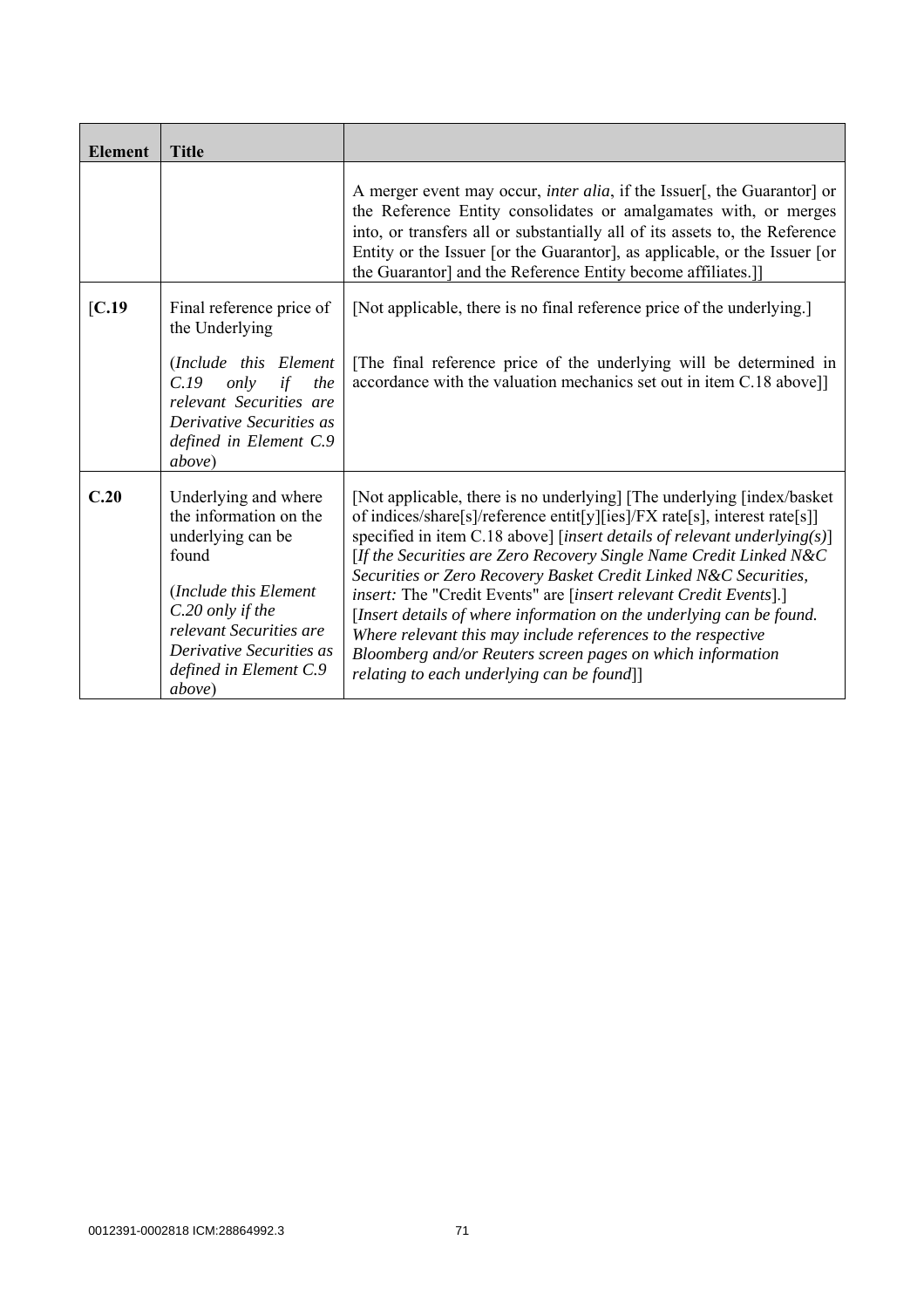| Element | Title | |
|---|---|---|
| | | A merger event may occur, *inter alia*, if the Issuer[, the Guarantor] or the Reference Entity consolidates or amalgamates with, or merges into, or transfers all or substantially all of its assets to, the Reference Entity or the Issuer [or the Guarantor], as applicable, or the Issuer [or the Guarantor] and the Reference Entity become affiliates.]] |
| [**C.19** | Final reference price of the Underlying<br><br>(*Include this Element C.19 only if the relevant Securities are Derivative Securities as defined in Element C.9 above*) | [Not applicable, there is no final reference price of the underlying.]<br><br>[The final reference price of the underlying will be determined in accordance with the valuation mechanics set out in item C.18 above]] |
| **C.20** | Underlying and where the information on the underlying can be found<br><br>(*Include this Element C.20 only if the relevant Securities are Derivative Securities as defined in Element C.9 above*) | [Not applicable, there is no underlying] [The underlying [index/basket of indices/share[s]/reference entit[y][ies]/FX rate[s], interest rate[s]] specified in item C.18 above] [*insert details of relevant underlying(s)*] [*If the Securities are Zero Recovery Single Name Credit Linked N&C Securities or Zero Recovery Basket Credit Linked N&C Securities, insert:* The "Credit Events" are [*insert relevant Credit Events*].] [*Insert details of where information on the underlying can be found. Where relevant this may include references to the respective Bloomberg and/or Reuters screen pages on which information relating to each underlying can be found*]] |

0012391-0002818 ICM:28864992.3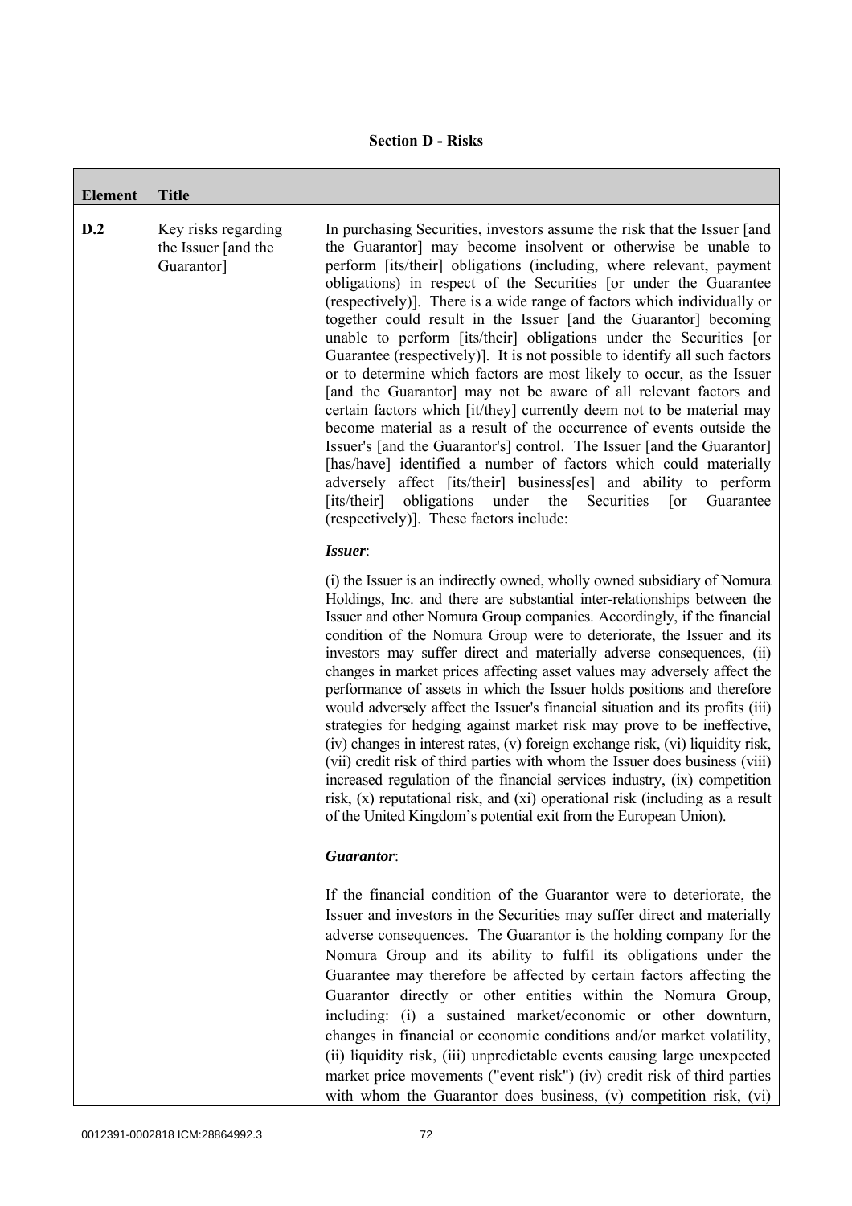**Section D - Risks**

| Element | Title | |
|---|---|---|
| D.2 | Key risks regarding the Issuer [and the Guarantor] | In purchasing Securities, investors assume the risk that the Issuer [and the Guarantor] may become insolvent or otherwise be unable to perform [its/their] obligations (including, where relevant, payment obligations) in respect of the Securities [or under the Guarantee (respectively)]. There is a wide range of factors which individually or together could result in the Issuer [and the Guarantor] becoming unable to perform [its/their] obligations under the Securities [or Guarantee (respectively)]. It is not possible to identify all such factors or to determine which factors are most likely to occur, as the Issuer [and the Guarantor] may not be aware of all relevant factors and certain factors which [it/they] currently deem not to be material may become material as a result of the occurrence of events outside the Issuer's [and the Guarantor's] control. The Issuer [and the Guarantor] [has/have] identified a number of factors which could materially adversely affect [its/their] business[es] and ability to perform [its/their] obligations under the Securities [or Guarantee (respectively)]. These factors include:<br><br>***Issuer***:<br><br>(i) the Issuer is an indirectly owned, wholly owned subsidiary of Nomura Holdings, Inc. and there are substantial inter-relationships between the Issuer and other Nomura Group companies. Accordingly, if the financial condition of the Nomura Group were to deteriorate, the Issuer and its investors may suffer direct and materially adverse consequences, (ii) changes in market prices affecting asset values may adversely affect the performance of assets in which the Issuer holds positions and therefore would adversely affect the Issuer's financial situation and its profits (iii) strategies for hedging against market risk may prove to be ineffective, (iv) changes in interest rates, (v) foreign exchange risk, (vi) liquidity risk, (vii) credit risk of third parties with whom the Issuer does business (viii) increased regulation of the financial services industry, (ix) competition risk, (x) reputational risk, and (xi) operational risk (including as a result of the United Kingdom's potential exit from the European Union).<br><br>***Guarantor***:<br><br>If the financial condition of the Guarantor were to deteriorate, the Issuer and investors in the Securities may suffer direct and materially adverse consequences. The Guarantor is the holding company for the Nomura Group and its ability to fulfil its obligations under the Guarantee may therefore be affected by certain factors affecting the Guarantor directly or other entities within the Nomura Group, including: (i) a sustained market/economic or other downturn, changes in financial or economic conditions and/or market volatility, (ii) liquidity risk, (iii) unpredictable events causing large unexpected market price movements ("event risk") (iv) credit risk of third parties with whom the Guarantor does business, (v) competition risk, (vi) |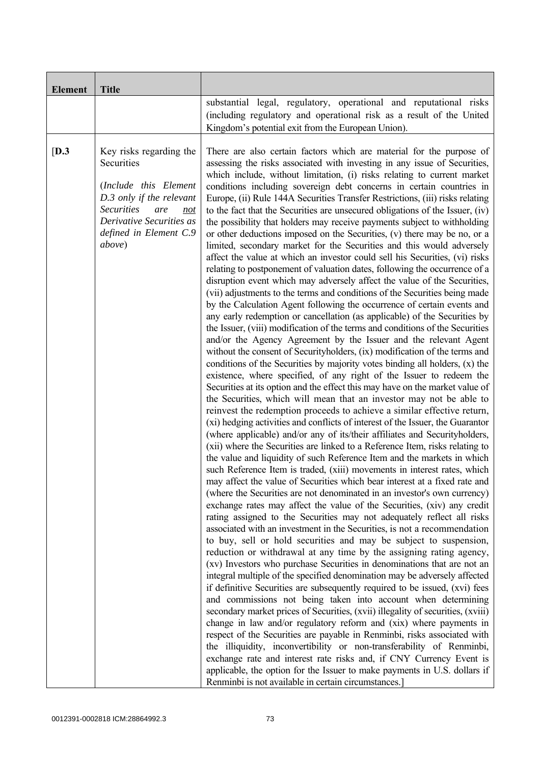| Element | Title | |
|---|---|---|
| | | substantial legal, regulatory, operational and reputational risks (including regulatory and operational risk as a result of the United Kingdom's potential exit from the European Union). |
| [D.3 | Key risks regarding the Securities<br><br>(*Include this Element D.3 only if the relevant Securities are <u>not</u> Derivative Securities as defined in Element C.9 above*) | There are also certain factors which are material for the purpose of assessing the risks associated with investing in any issue of Securities, which include, without limitation, (i) risks relating to current market conditions including sovereign debt concerns in certain countries in Europe, (ii) Rule 144A Securities Transfer Restrictions, (iii) risks relating to the fact that the Securities are unsecured obligations of the Issuer, (iv) the possibility that holders may receive payments subject to withholding or other deductions imposed on the Securities, (v) there may be no, or a limited, secondary market for the Securities and this would adversely affect the value at which an investor could sell his Securities, (vi) risks relating to postponement of valuation dates, following the occurrence of a disruption event which may adversely affect the value of the Securities, (vii) adjustments to the terms and conditions of the Securities being made by the Calculation Agent following the occurrence of certain events and any early redemption or cancellation (as applicable) of the Securities by the Issuer, (viii) modification of the terms and conditions of the Securities and/or the Agency Agreement by the Issuer and the relevant Agent without the consent of Securityholders, (ix) modification of the terms and conditions of the Securities by majority votes binding all holders, (x) the existence, where specified, of any right of the Issuer to redeem the Securities at its option and the effect this may have on the market value of the Securities, which will mean that an investor may not be able to reinvest the redemption proceeds to achieve a similar effective return, (xi) hedging activities and conflicts of interest of the Issuer, the Guarantor (where applicable) and/or any of its/their affiliates and Securityholders, (xii) where the Securities are linked to a Reference Item, risks relating to the value and liquidity of such Reference Item and the markets in which such Reference Item is traded, (xiii) movements in interest rates, which may affect the value of Securities which bear interest at a fixed rate and (where the Securities are not denominated in an investor's own currency) exchange rates may affect the value of the Securities, (xiv) any credit rating assigned to the Securities may not adequately reflect all risks associated with an investment in the Securities, is not a recommendation to buy, sell or hold securities and may be subject to suspension, reduction or withdrawal at any time by the assigning rating agency, (xv) Investors who purchase Securities in denominations that are not an integral multiple of the specified denomination may be adversely affected if definitive Securities are subsequently required to be issued, (xvi) fees and commissions not being taken into account when determining secondary market prices of Securities, (xvii) illegality of securities, (xviii) change in law and/or regulatory reform and (xix) where payments in respect of the Securities are payable in Renminbi, risks associated with the illiquidity, inconvertibility or non-transferability of Renminbi, exchange rate and interest rate risks and, if CNY Currency Event is applicable, the option for the Issuer to make payments in U.S. dollars if Renminbi is not available in certain circumstances.] |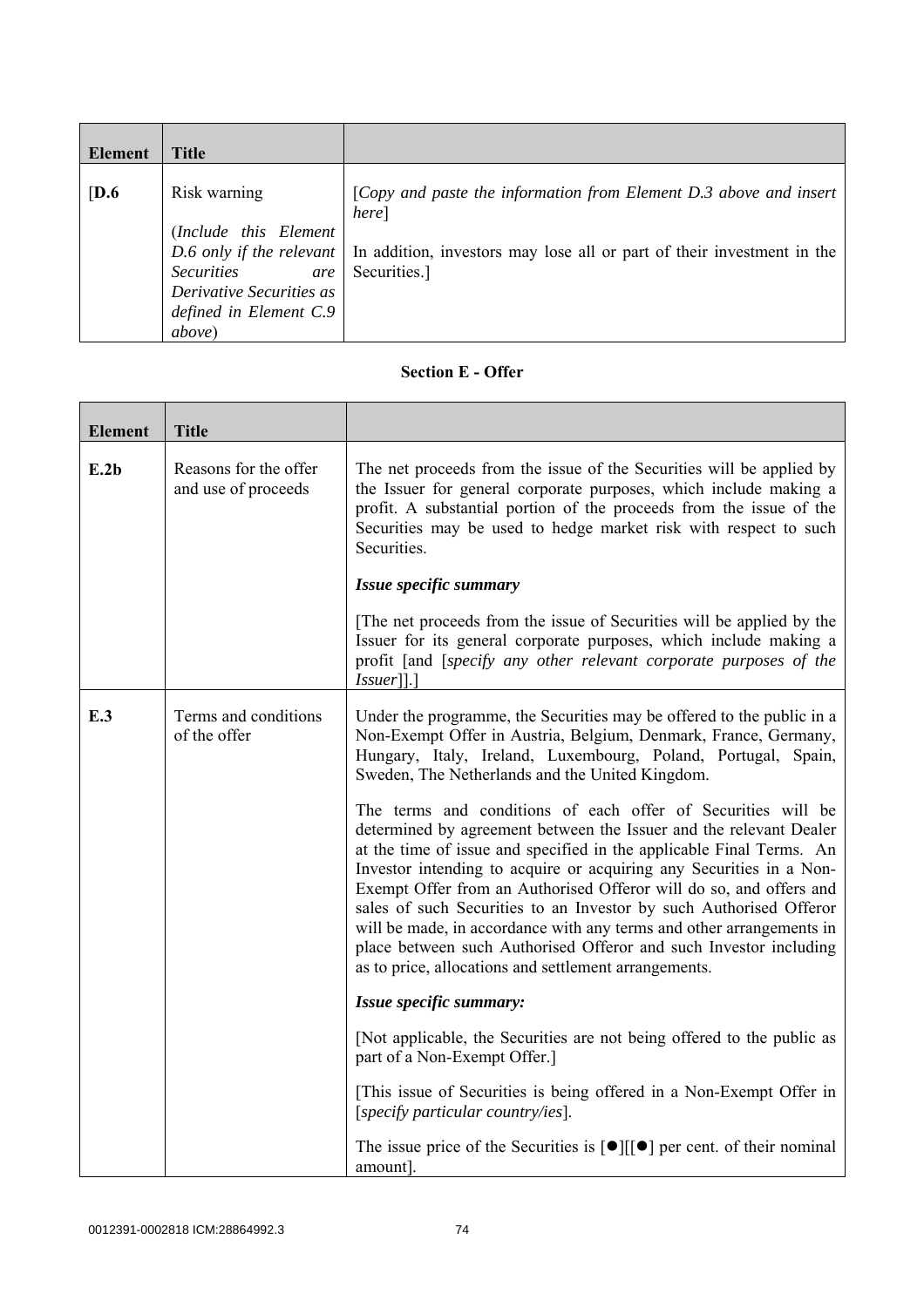| Element | Title | |
|---|---|---|
| [D.6 | Risk warning<br><br>(*Include this Element D.6 only if the relevant Securities are Derivative Securities as defined in Element C.9 above*) | [*Copy and paste the information from Element D.3 above and insert here*]<br><br>In addition, investors may lose all or part of their investment in the Securities.] |

**Section E - Offer**

| Element | Title | |
|---|---|---|
| E.2b | Reasons for the offer and use of proceeds | The net proceeds from the issue of the Securities will be applied by the Issuer for general corporate purposes, which include making a profit. A substantial portion of the proceeds from the issue of the Securities may be used to hedge market risk with respect to such Securities.<br><br>***Issue specific summary***<br><br>[The net proceeds from the issue of Securities will be applied by the Issuer for its general corporate purposes, which include making a profit [and [*specify any other relevant corporate purposes of the Issuer*]].] |
| E.3 | Terms and conditions of the offer | Under the programme, the Securities may be offered to the public in a Non-Exempt Offer in Austria, Belgium, Denmark, France, Germany, Hungary, Italy, Ireland, Luxembourg, Poland, Portugal, Spain, Sweden, The Netherlands and the United Kingdom.<br><br>The terms and conditions of each offer of Securities will be determined by agreement between the Issuer and the relevant Dealer at the time of issue and specified in the applicable Final Terms. An Investor intending to acquire or acquiring any Securities in a Non-Exempt Offer from an Authorised Offeror will do so, and offers and sales of such Securities to an Investor by such Authorised Offeror will be made, in accordance with any terms and other arrangements in place between such Authorised Offeror and such Investor including as to price, allocations and settlement arrangements.<br><br>***Issue specific summary:***<br><br>[Not applicable, the Securities are not being offered to the public as part of a Non-Exempt Offer.]<br><br>[This issue of Securities is being offered in a Non-Exempt Offer in [*specify particular country/ies*].<br><br>The issue price of the Securities is [●][[●] per cent. of their nominal amount]. |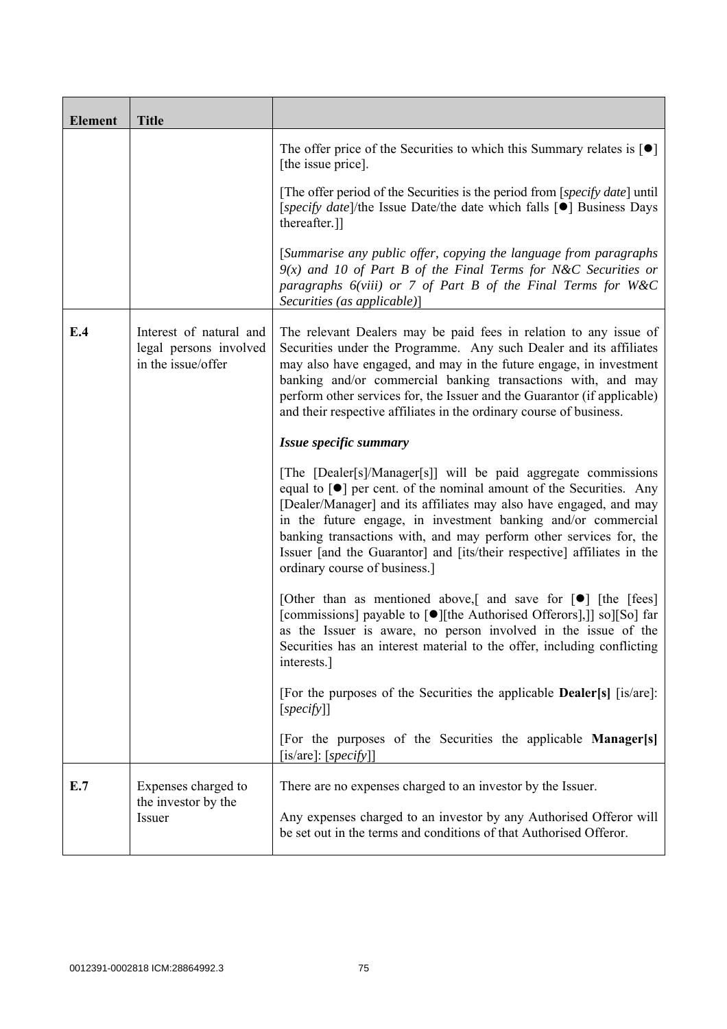| Element | Title | |
|---|---|---|
| | | The offer price of the Securities to which this Summary relates is [●] [the issue price].<br><br>[The offer period of the Securities is the period from [*specify date*] until [*specify date*]/the Issue Date/the date which falls [●] Business Days thereafter.]]<br><br>[*Summarise any public offer, copying the language from paragraphs 9(x) and 10 of Part B of the Final Terms for N&C Securities or paragraphs 6(viii) or 7 of Part B of the Final Terms for W&C Securities (as applicable)*] |
| **E.4** | Interest of natural and legal persons involved in the issue/offer | The relevant Dealers may be paid fees in relation to any issue of Securities under the Programme. Any such Dealer and its affiliates may also have engaged, and may in the future engage, in investment banking and/or commercial banking transactions with, and may perform other services for, the Issuer and the Guarantor (if applicable) and their respective affiliates in the ordinary course of business.<br><br>***Issue specific summary***<br><br>[The [Dealer[s]/Manager[s]] will be paid aggregate commissions equal to [●] per cent. of the nominal amount of the Securities. Any [Dealer/Manager] and its affiliates may also have engaged, and may in the future engage, in investment banking and/or commercial banking transactions with, and may perform other services for, the Issuer [and the Guarantor] and [its/their respective] affiliates in the ordinary course of business.]<br><br>[Other than as mentioned above,[ and save for [●] [the [fees] [commissions] payable to [●][the Authorised Offerors],]] so][So] far as the Issuer is aware, no person involved in the issue of the Securities has an interest material to the offer, including conflicting interests.]<br><br>[For the purposes of the Securities the applicable **Dealer[s]** [is/are]: [*specify*]]<br><br>[For the purposes of the Securities the applicable **Manager[s]** [is/are]: [*specify*]] |
| **E.7** | Expenses charged to the investor by the Issuer | There are no expenses charged to an investor by the Issuer.<br><br>Any expenses charged to an investor by any Authorised Offeror will be set out in the terms and conditions of that Authorised Offeror. |